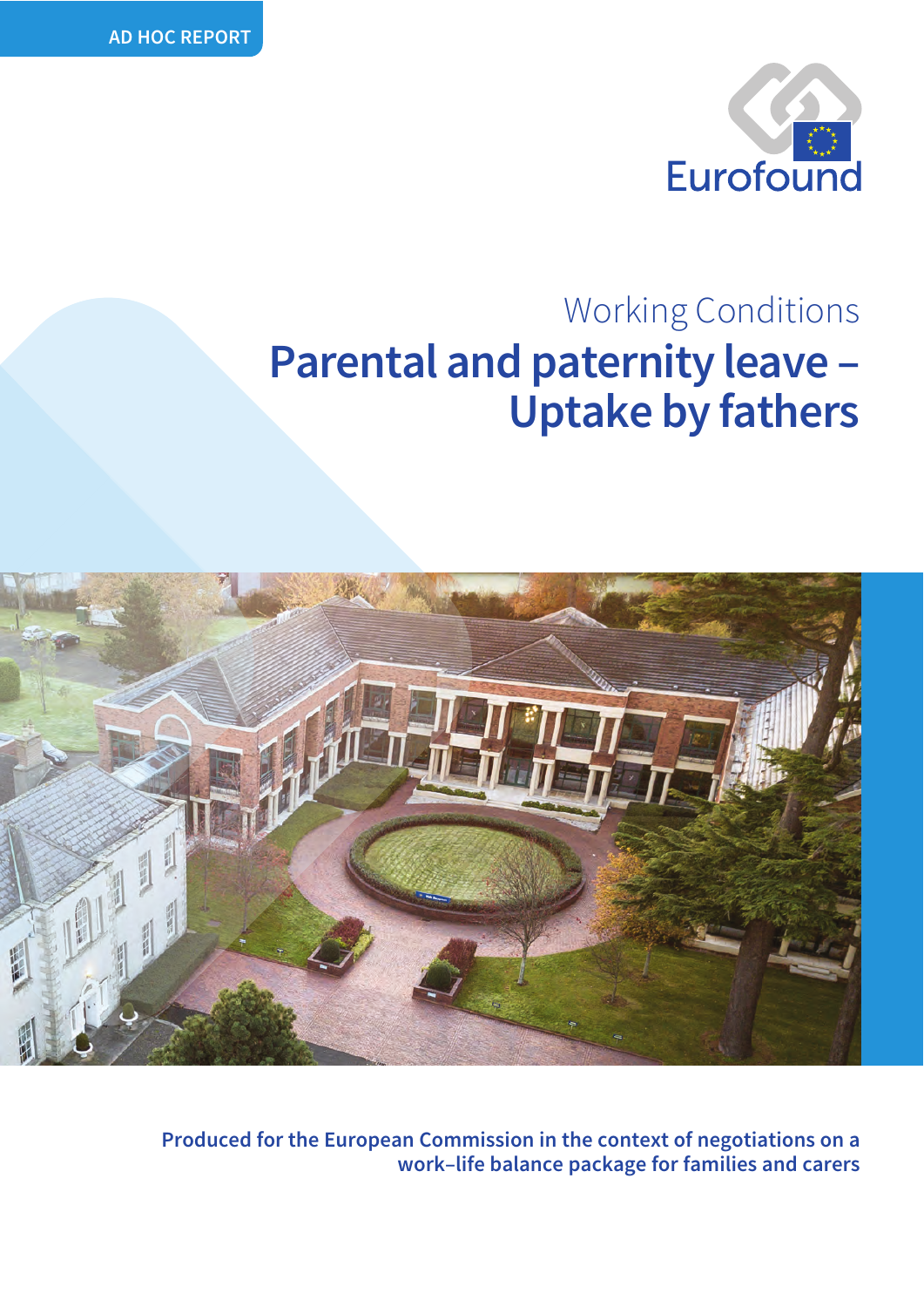AD HOC REPORT

Eurofound

Working Conditions

# Parental and paternity leave – Uptake by fathers

**Produced for the European Commission in the context of negotiations on a work–life balance package for families and carers**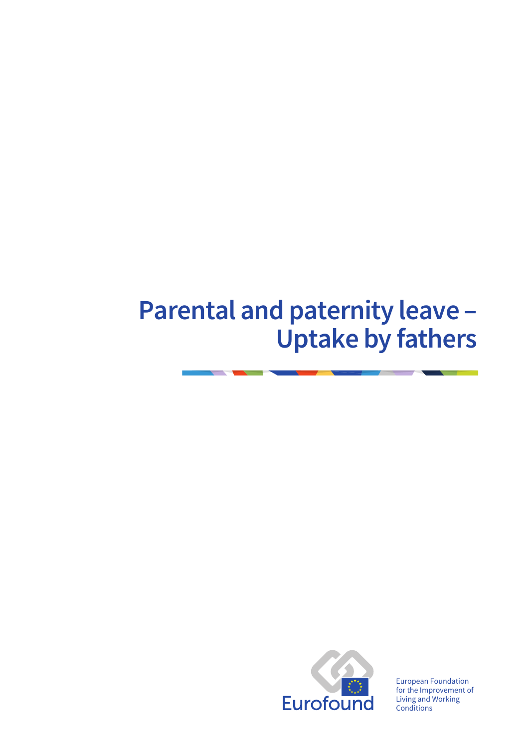# Parental and paternity leave – Uptake by fathers

Eurofound

European Foundation for the Improvement of Living and Working Conditions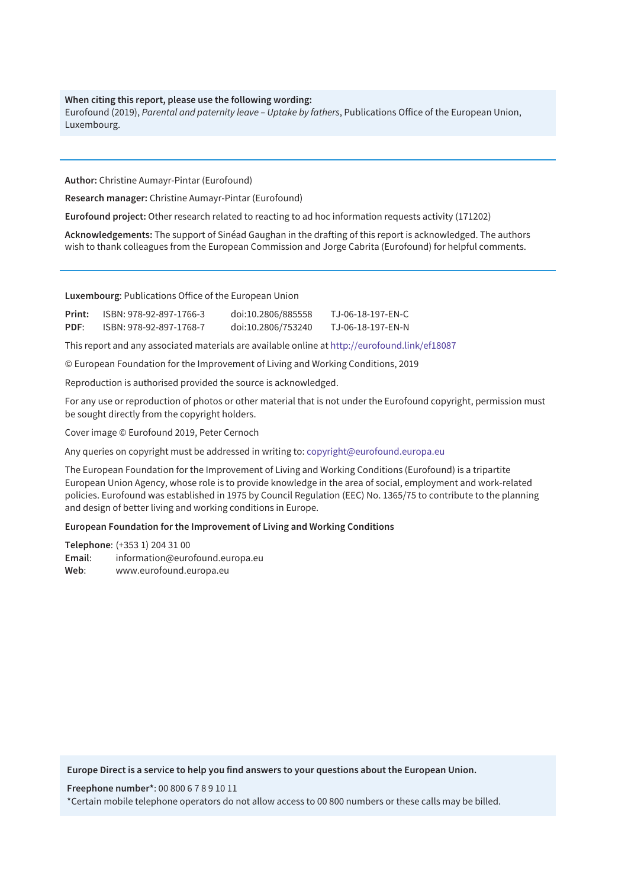**When citing this report, please use the following wording:**
Eurofound (2019), *Parental and paternity leave – Uptake by fathers*, Publications Office of the European Union, Luxembourg.

---

**Author:** Christine Aumayr-Pintar (Eurofound)

**Research manager:** Christine Aumayr-Pintar (Eurofound)

**Eurofound project:** Other research related to reacting to ad hoc information requests activity (171202)

**Acknowledgements:** The support of Sinéad Gaughan in the drafting of this report is acknowledged. The authors wish to thank colleagues from the European Commission and Jorge Cabrita (Eurofound) for helpful comments.

---

**Luxembourg**: Publications Office of the European Union

| | | | |
|---|---|---|---|
| **Print:** | ISBN: 978-92-897-1766-3 | doi:10.2806/885558 | TJ-06-18-197-EN-C |
| **PDF:** | ISBN: 978-92-897-1768-7 | doi:10.2806/753240 | TJ-06-18-197-EN-N |

This report and any associated materials are available online at http://eurofound.link/ef18087

© European Foundation for the Improvement of Living and Working Conditions, 2019

Reproduction is authorised provided the source is acknowledged.

For any use or reproduction of photos or other material that is not under the Eurofound copyright, permission must be sought directly from the copyright holders.

Cover image © Eurofound 2019, Peter Cernoch

Any queries on copyright must be addressed in writing to: copyright@eurofound.europa.eu

The European Foundation for the Improvement of Living and Working Conditions (Eurofound) is a tripartite European Union Agency, whose role is to provide knowledge in the area of social, employment and work-related policies. Eurofound was established in 1975 by Council Regulation (EEC) No. 1365/75 to contribute to the planning and design of better living and working conditions in Europe.

**European Foundation for the Improvement of Living and Working Conditions**

**Telephone**: (+353 1) 204 31 00
**Email**: information@eurofound.europa.eu
**Web**: www.eurofound.europa.eu

**Europe Direct is a service to help you find answers to your questions about the European Union.**

**Freephone number***: 00 800 6 7 8 9 10 11
*Certain mobile telephone operators do not allow access to 00 800 numbers or these calls may be billed.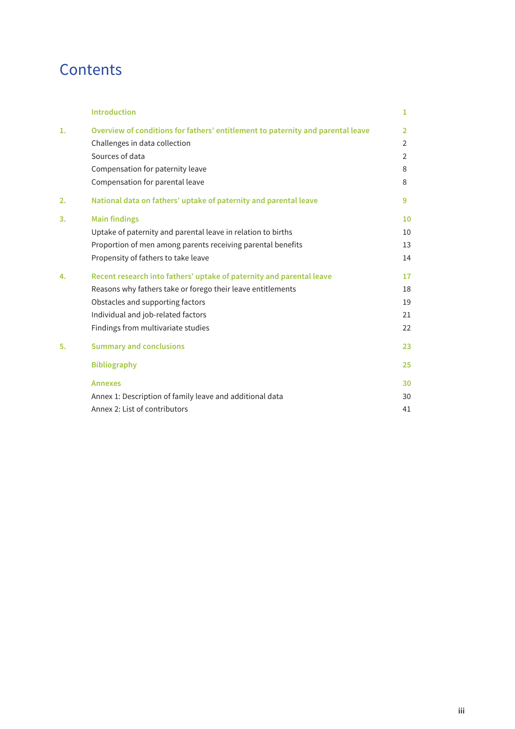# Contents

| | | |
|---|---|---|
| | **Introduction** | **1** |
| **1.** | **Overview of conditions for fathers' entitlement to paternity and parental leave** | **2** |
| | Challenges in data collection | 2 |
| | Sources of data | 2 |
| | Compensation for paternity leave | 8 |
| | Compensation for parental leave | 8 |
| **2.** | **National data on fathers' uptake of paternity and parental leave** | **9** |
| **3.** | **Main findings** | **10** |
| | Uptake of paternity and parental leave in relation to births | 10 |
| | Proportion of men among parents receiving parental benefits | 13 |
| | Propensity of fathers to take leave | 14 |
| **4.** | **Recent research into fathers' uptake of paternity and parental leave** | **17** |
| | Reasons why fathers take or forego their leave entitlements | 18 |
| | Obstacles and supporting factors | 19 |
| | Individual and job-related factors | 21 |
| | Findings from multivariate studies | 22 |
| **5.** | **Summary and conclusions** | **23** |
| | **Bibliography** | **25** |
| | **Annexes** | **30** |
| | Annex 1: Description of family leave and additional data | 30 |
| | Annex 2: List of contributors | 41 |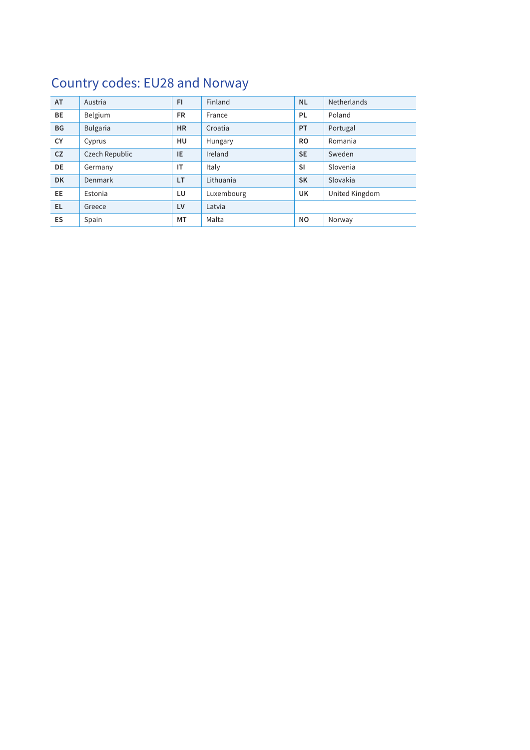# Country codes: EU28 and Norway

| | | | | | |
|---|---|---|---|---|---|
| **AT** | Austria | **FI** | Finland | **NL** | Netherlands |
| **BE** | Belgium | **FR** | France | **PL** | Poland |
| **BG** | Bulgaria | **HR** | Croatia | **PT** | Portugal |
| **CY** | Cyprus | **HU** | Hungary | **RO** | Romania |
| **CZ** | Czech Republic | **IE** | Ireland | **SE** | Sweden |
| **DE** | Germany | **IT** | Italy | **SI** | Slovenia |
| **DK** | Denmark | **LT** | Lithuania | **SK** | Slovakia |
| **EE** | Estonia | **LU** | Luxembourg | **UK** | United Kingdom |
| **EL** | Greece | **LV** | Latvia | | |
| **ES** | Spain | **MT** | Malta | **NO** | Norway |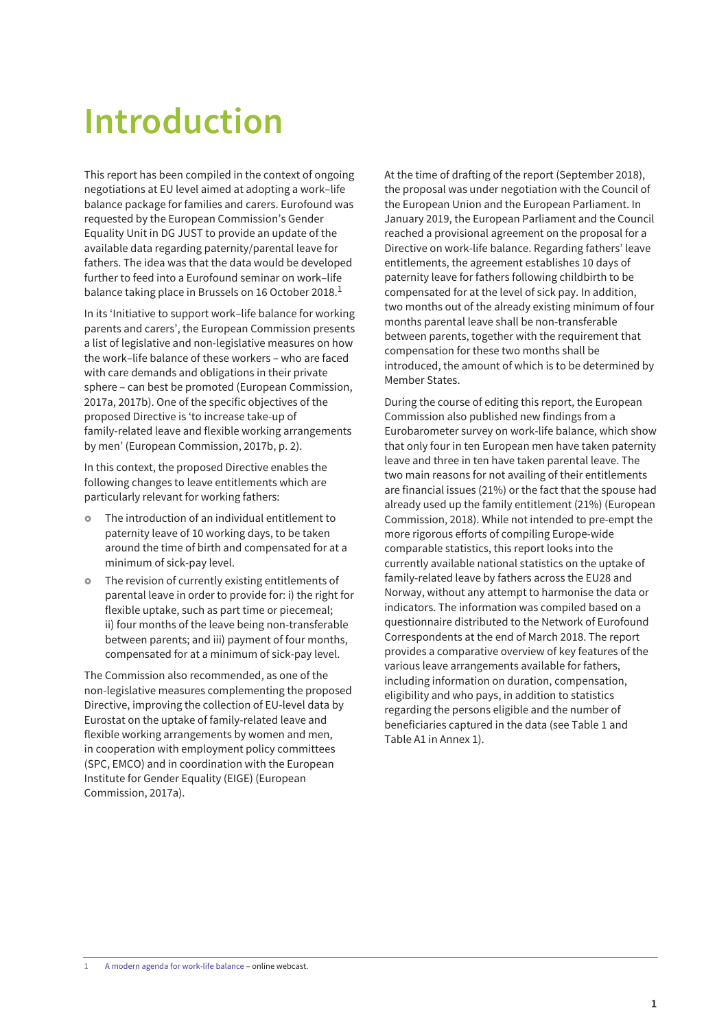# Introduction

This report has been compiled in the context of ongoing negotiations at EU level aimed at adopting a work–life balance package for families and carers. Eurofound was requested by the European Commission's Gender Equality Unit in DG JUST to provide an update of the available data regarding paternity/parental leave for fathers. The idea was that the data would be developed further to feed into a Eurofound seminar on work–life balance taking place in Brussels on 16 October 2018.[1]

In its 'Initiative to support work–life balance for working parents and carers', the European Commission presents a list of legislative and non-legislative measures on how the work–life balance of these workers – who are faced with care demands and obligations in their private sphere – can best be promoted (European Commission, 2017a, 2017b). One of the specific objectives of the proposed Directive is 'to increase take-up of family-related leave and flexible working arrangements by men' (European Commission, 2017b, p. 2).

In this context, the proposed Directive enables the following changes to leave entitlements which are particularly relevant for working fathers:

- The introduction of an individual entitlement to paternity leave of 10 working days, to be taken around the time of birth and compensated for at a minimum of sick-pay level.
- The revision of currently existing entitlements of parental leave in order to provide for: i) the right for flexible uptake, such as part time or piecemeal; ii) four months of the leave being non-transferable between parents; and iii) payment of four months, compensated for at a minimum of sick-pay level.

The Commission also recommended, as one of the non-legislative measures complementing the proposed Directive, improving the collection of EU-level data by Eurostat on the uptake of family-related leave and flexible working arrangements by women and men, in cooperation with employment policy committees (SPC, EMCO) and in coordination with the European Institute for Gender Equality (EIGE) (European Commission, 2017a).

At the time of drafting of the report (September 2018), the proposal was under negotiation with the Council of the European Union and the European Parliament. In January 2019, the European Parliament and the Council reached a provisional agreement on the proposal for a Directive on work-life balance. Regarding fathers' leave entitlements, the agreement establishes 10 days of paternity leave for fathers following childbirth to be compensated for at the level of sick pay. In addition, two months out of the already existing minimum of four months parental leave shall be non-transferable between parents, together with the requirement that compensation for these two months shall be introduced, the amount of which is to be determined by Member States.

During the course of editing this report, the European Commission also published new findings from a Eurobarometer survey on work-life balance, which show that only four in ten European men have taken paternity leave and three in ten have taken parental leave. The two main reasons for not availing of their entitlements are financial issues (21%) or the fact that the spouse had already used up the family entitlement (21%) (European Commission, 2018). While not intended to pre-empt the more rigorous efforts of compiling Europe-wide comparable statistics, this report looks into the currently available national statistics on the uptake of family-related leave by fathers across the EU28 and Norway, without any attempt to harmonise the data or indicators. The information was compiled based on a questionnaire distributed to the Network of Eurofound Correspondents at the end of March 2018. The report provides a comparative overview of key features of the various leave arrangements available for fathers, including information on duration, compensation, eligibility and who pays, in addition to statistics regarding the persons eligible and the number of beneficiaries captured in the data (see Table 1 and Table A1 in Annex 1).

---

1 A modern agenda for work-life balance – online webcast.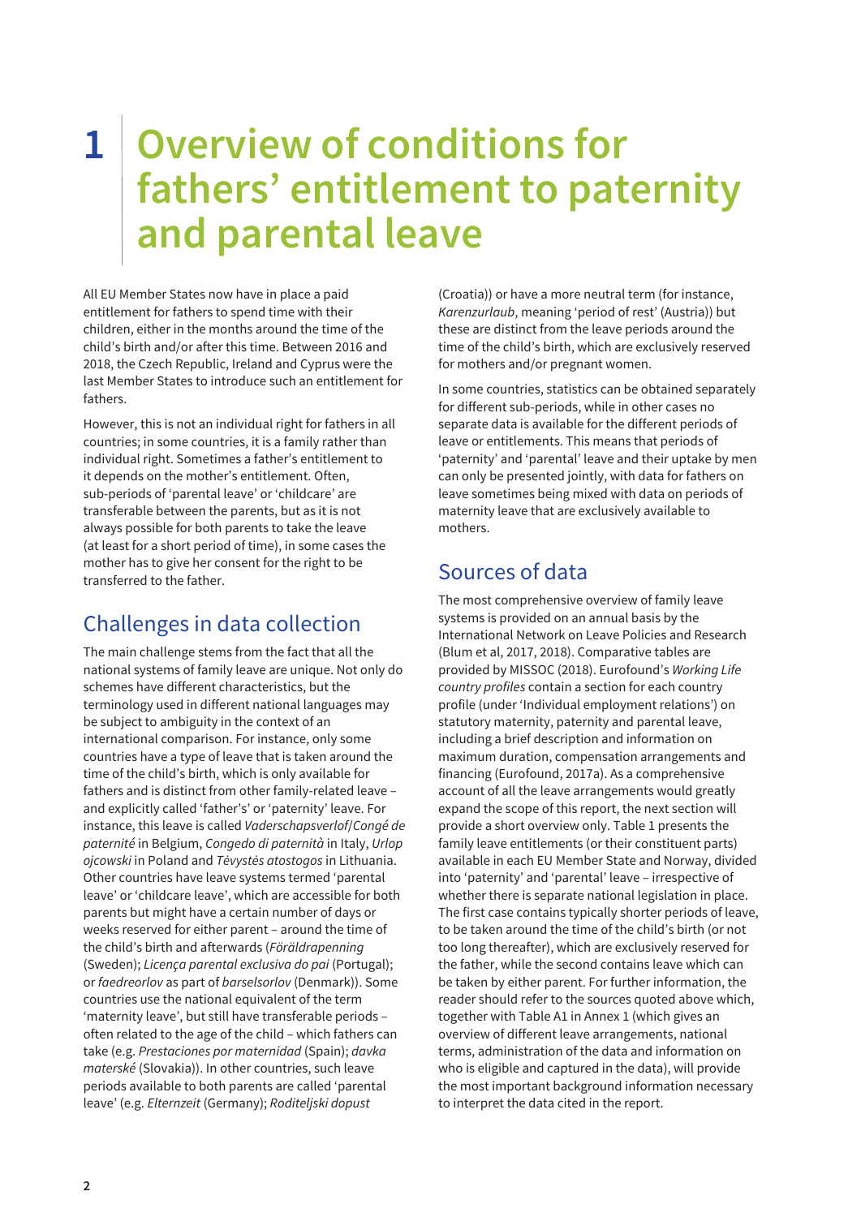# 1 Overview of conditions for fathers' entitlement to paternity and parental leave

All EU Member States now have in place a paid entitlement for fathers to spend time with their children, either in the months around the time of the child's birth and/or after this time. Between 2016 and 2018, the Czech Republic, Ireland and Cyprus were the last Member States to introduce such an entitlement for fathers.

However, this is not an individual right for fathers in all countries; in some countries, it is a family rather than individual right. Sometimes a father's entitlement to it depends on the mother's entitlement. Often, sub-periods of 'parental leave' or 'childcare' are transferable between the parents, but as it is not always possible for both parents to take the leave (at least for a short period of time), in some cases the mother has to give her consent for the right to be transferred to the father.

## Challenges in data collection

The main challenge stems from the fact that all the national systems of family leave are unique. Not only do schemes have different characteristics, but the terminology used in different national languages may be subject to ambiguity in the context of an international comparison. For instance, only some countries have a type of leave that is taken around the time of the child's birth, which is only available for fathers and is distinct from other family-related leave – and explicitly called 'father's' or 'paternity' leave. For instance, this leave is called *Vaderschapsverlof/Congé de paternité* in Belgium, *Congedo di paternità* in Italy, *Urlop ojcowski* in Poland and *Tėvystės atostogos* in Lithuania. Other countries have leave systems termed 'parental leave' or 'childcare leave', which are accessible for both parents but might have a certain number of days or weeks reserved for either parent – around the time of the child's birth and afterwards (*Föräldrapenning* (Sweden); *Licença parental exclusiva do pai* (Portugal); or *faedreorlov* as part of *barselsorlov* (Denmark)). Some countries use the national equivalent of the term 'maternity leave', but still have transferable periods – often related to the age of the child – which fathers can take (e.g. *Prestaciones por maternidad* (Spain); *davka materské* (Slovakia)). In other countries, such leave periods available to both parents are called 'parental leave' (e.g. *Elternzeit* (Germany); *Roditeljski dopust* (Croatia)) or have a more neutral term (for instance, *Karenzurlaub*, meaning 'period of rest' (Austria)) but these are distinct from the leave periods around the time of the child's birth, which are exclusively reserved for mothers and/or pregnant women.

In some countries, statistics can be obtained separately for different sub-periods, while in other cases no separate data is available for the different periods of leave or entitlements. This means that periods of 'paternity' and 'parental' leave and their uptake by men can only be presented jointly, with data for fathers on leave sometimes being mixed with data on periods of maternity leave that are exclusively available to mothers.

## Sources of data

The most comprehensive overview of family leave systems is provided on an annual basis by the International Network on Leave Policies and Research (Blum et al, 2017, 2018). Comparative tables are provided by MISSOC (2018). Eurofound's *Working Life country profiles* contain a section for each country profile (under 'Individual employment relations') on statutory maternity, paternity and parental leave, including a brief description and information on maximum duration, compensation arrangements and financing (Eurofound, 2017a). As a comprehensive account of all the leave arrangements would greatly expand the scope of this report, the next section will provide a short overview only. Table 1 presents the family leave entitlements (or their constituent parts) available in each EU Member State and Norway, divided into 'paternity' and 'parental' leave – irrespective of whether there is separate national legislation in place. The first case contains typically shorter periods of leave, to be taken around the time of the child's birth (or not too long thereafter), which are exclusively reserved for the father, while the second contains leave which can be taken by either parent. For further information, the reader should refer to the sources quoted above which, together with Table A1 in Annex 1 (which gives an overview of different leave arrangements, national terms, administration of the data and information on who is eligible and captured in the data), will provide the most important background information necessary to interpret the data cited in the report.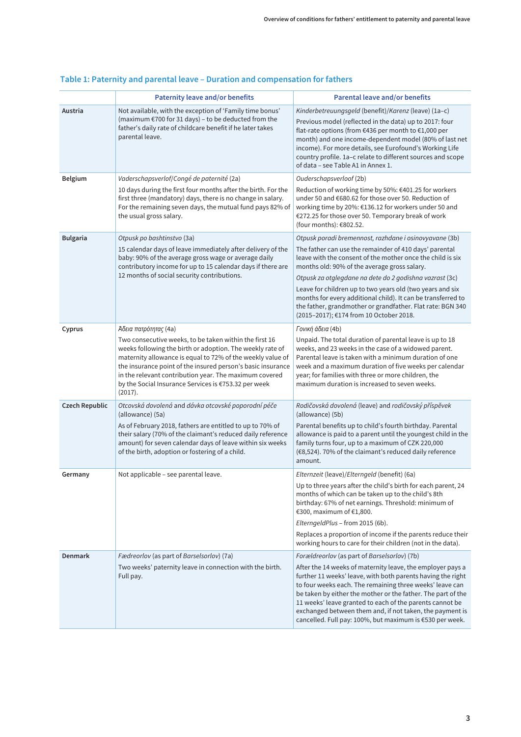### Table 1: Paternity and parental leave – Duration and compensation for fathers

| | Paternity leave and/or benefits | Parental leave and/or benefits |
|---|---|---|
| **Austria** | Not available, with the exception of 'Family time bonus' (maximum €700 for 31 days) – to be deducted from the father's daily rate of childcare benefit if he later takes parental leave. | *Kinderbetreuungsgeld* (benefit)/*Karenz* (leave) (1a–c)<br>Previous model (reflected in the data) up to 2017: four flat-rate options (from €436 per month to €1,000 per month) and one income-dependent model (80% of last net income). For more details, see Eurofound's Working Life country profile. 1a–c relate to different sources and scope of data – see Table A1 in Annex 1. |
| **Belgium** | *Vaderschapsverlof/Congé de paternité* (2a)<br>10 days during the first four months after the birth. For the first three (mandatory) days, there is no change in salary. For the remaining seven days, the mutual fund pays 82% of the usual gross salary. | *Ouderschapsverloof* (2b)<br>Reduction of working time by 50%: €401.25 for workers under 50 and €680.62 for those over 50. Reduction of working time by 20%: €136.12 for workers under 50 and €272.25 for those over 50. Temporary break of work (four months): €802.52. |
| **Bulgaria** | *Otpusk po bashtinstvo* (3a)<br>15 calendar days of leave immediately after delivery of the baby: 90% of the average gross wage or average daily contributory income for up to 15 calendar days if there are 12 months of social security contributions. | *Otpusk poradi bremennost, razhdane i osinovyavane* (3b)<br>The father can use the remainder of 410 days' parental leave with the consent of the mother once the child is six months old: 90% of the average gross salary.<br>*Otpusk za otglegdane na dete do 2 godishna vazrast* (3c)<br>Leave for children up to two years old (two years and six months for every additional child). It can be transferred to the father, grandmother or grandfather. Flat rate: BGN 340 (2015–2017); €174 from 10 October 2018. |
| **Cyprus** | *Άδεια πατρότητας* (4a)<br>Two consecutive weeks, to be taken within the first 16 weeks following the birth or adoption. The weekly rate of maternity allowance is equal to 72% of the weekly value of the insurance point of the insured person's basic insurance in the relevant contribution year. The maximum covered by the Social Insurance Services is €753.32 per week (2017). | *Γονική άδεια* (4b)<br>Unpaid. The total duration of parental leave is up to 18 weeks, and 23 weeks in the case of a widowed parent. Parental leave is taken with a minimum duration of one week and a maximum duration of five weeks per calendar year; for families with three or more children, the maximum duration is increased to seven weeks. |
| **Czech Republic** | *Otcovská dovolená* and *dávka otcovské poporodní péče* (allowance) (5a)<br>As of February 2018, fathers are entitled to up to 70% of their salary (70% of the claimant's reduced daily reference amount) for seven calendar days of leave within six weeks of the birth, adoption or fostering of a child. | *Rodičovská dovolená* (leave) and *rodičovský příspěvek* (allowance) (5b)<br>Parental benefits up to child's fourth birthday. Parental allowance is paid to a parent until the youngest child in the family turns four, up to a maximum of CZK 220,000 (€8,524). 70% of the claimant's reduced daily reference amount. |
| **Germany** | Not applicable – see parental leave. | *Elternzeit* (leave)/*Elterngeld* (benefit) (6a)<br>Up to three years after the child's birth for each parent, 24 months of which can be taken up to the child's 8th birthday: 67% of net earnings. Threshold: minimum of €300, maximum of €1,800.<br>*ElterngeldPlus* – from 2015 (6b).<br>Replaces a proportion of income if the parents reduce their working hours to care for their children (not in the data). |
| **Denmark** | *Fædreorlov* (as part of *Barselsorlov*) (7a)<br>Two weeks' paternity leave in connection with the birth. Full pay. | *Forældreorlov* (as part of *Barselsorlov*) (7b)<br>After the 14 weeks of maternity leave, the employer pays a further 11 weeks' leave, with both parents having the right to four weeks each. The remaining three weeks' leave can be taken by either the mother or the father. The part of the 11 weeks' leave granted to each of the parents cannot be exchanged between them and, if not taken, the payment is cancelled. Full pay: 100%, but maximum is €530 per week. |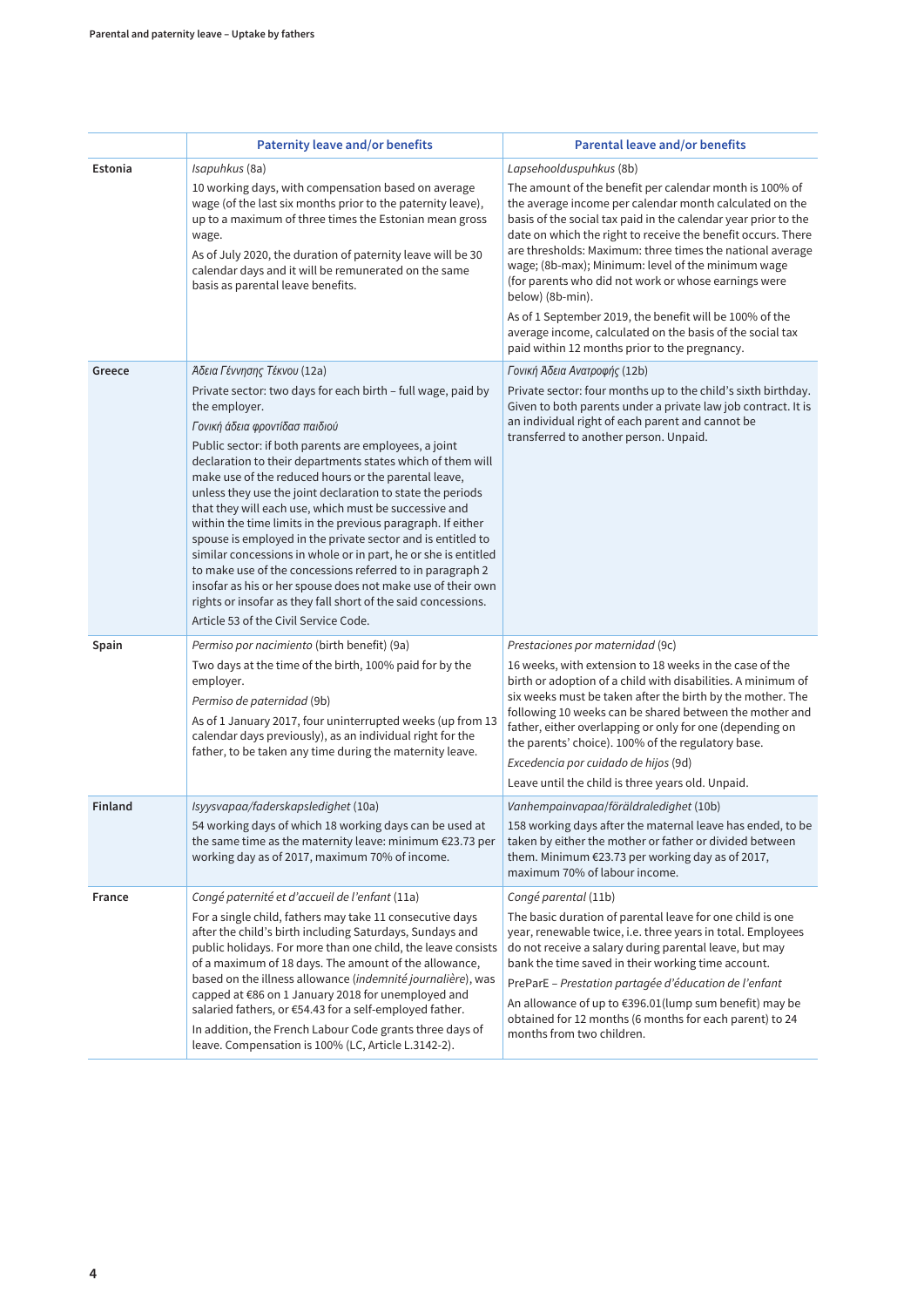| | Paternity leave and/or benefits | Parental leave and/or benefits |
|---|---|---|
| **Estonia** | *Isapuhkus* (8a)<br>10 working days, with compensation based on average wage (of the last six months prior to the paternity leave), up to a maximum of three times the Estonian mean gross wage.<br>As of July 2020, the duration of paternity leave will be 30 calendar days and it will be remunerated on the same basis as parental leave benefits. | *Lapsehoolduspuhkus* (8b)<br>The amount of the benefit per calendar month is 100% of the average income per calendar month calculated on the basis of the social tax paid in the calendar year prior to the date on which the right to receive the benefit occurs. There are thresholds: Maximum: three times the national average wage; (8b-max); Minimum: level of the minimum wage (for parents who did not work or whose earnings were below) (8b-min).<br>As of 1 September 2019, the benefit will be 100% of the average income, calculated on the basis of the social tax paid within 12 months prior to the pregnancy. |
| **Greece** | *Άδεια Γέννησης Τέκνου* (12a)<br>Private sector: two days for each birth – full wage, paid by the employer.<br>*Γονική άδεια φροντίδασ παιδιού*<br>Public sector: if both parents are employees, a joint declaration to their departments states which of them will make use of the reduced hours or the parental leave, unless they use the joint declaration to state the periods that they will each use, which must be successive and within the time limits in the previous paragraph. If either spouse is employed in the private sector and is entitled to similar concessions in whole or in part, he or she is entitled to make use of the concessions referred to in paragraph 2 insofar as his or her spouse does not make use of their own rights or insofar as they fall short of the said concessions.<br>Article 53 of the Civil Service Code. | *Γονική Άδεια Ανατροφής* (12b)<br>Private sector: four months up to the child's sixth birthday. Given to both parents under a private law job contract. It is an individual right of each parent and cannot be transferred to another person. Unpaid. |
| **Spain** | *Permiso por nacimiento* (birth benefit) (9a)<br>Two days at the time of the birth, 100% paid for by the employer.<br>*Permiso de paternidad* (9b)<br>As of 1 January 2017, four uninterrupted weeks (up from 13 calendar days previously), as an individual right for the father, to be taken any time during the maternity leave. | *Prestaciones por maternidad* (9c)<br>16 weeks, with extension to 18 weeks in the case of the birth or adoption of a child with disabilities. A minimum of six weeks must be taken after the birth by the mother. The following 10 weeks can be shared between the mother and father, either overlapping or only for one (depending on the parents' choice). 100% of the regulatory base.<br>*Excedencia por cuidado de hijos* (9d)<br>Leave until the child is three years old. Unpaid. |
| **Finland** | *Isyysvapaa/faderskapsledighet* (10a)<br>54 working days of which 18 working days can be used at the same time as the maternity leave: minimum €23.73 per working day as of 2017, maximum 70% of income. | *Vanhempainvapaa/föräldraledighet* (10b)<br>158 working days after the maternal leave has ended, to be taken by either the mother or father or divided between them. Minimum €23.73 per working day as of 2017, maximum 70% of labour income. |
| **France** | *Congé paternité et d'accueil de l'enfant* (11a)<br>For a single child, fathers may take 11 consecutive days after the child's birth including Saturdays, Sundays and public holidays. For more than one child, the leave consists of a maximum of 18 days. The amount of the allowance, based on the illness allowance (*indemnité journalière*), was capped at €86 on 1 January 2018 for unemployed and salaried fathers, or €54.43 for a self-employed father.<br>In addition, the French Labour Code grants three days of leave. Compensation is 100% (LC, Article L.3142-2). | *Congé parental* (11b)<br>The basic duration of parental leave for one child is one year, renewable twice, i.e. three years in total. Employees do not receive a salary during parental leave, but may bank the time saved in their working time account.<br>PrePare – *Prestation partagée d'éducation de l'enfant*<br>An allowance of up to €396.01(lump sum benefit) may be obtained for 12 months (6 months for each parent) to 24 months from two children. |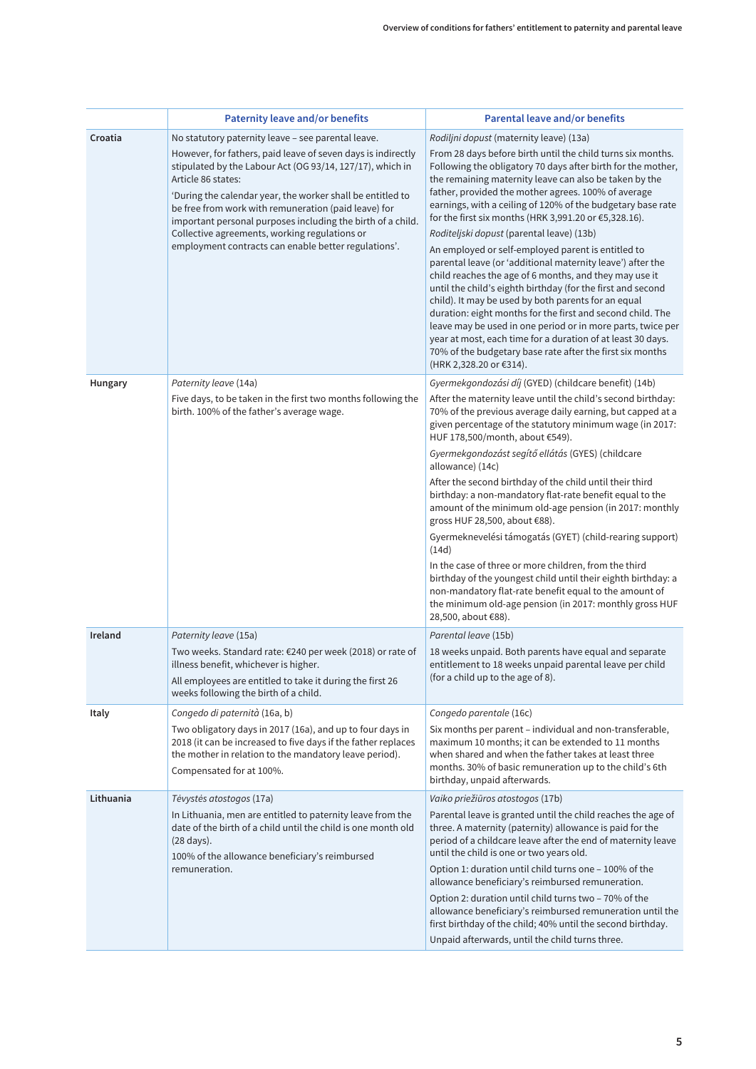| | Paternity leave and/or benefits | Parental leave and/or benefits |
|---|---|---|
| **Croatia** | No statutory paternity leave – see parental leave.<br>However, for fathers, paid leave of seven days is indirectly stipulated by the Labour Act (OG 93/14, 127/17), which in Article 86 states:<br>'During the calendar year, the worker shall be entitled to be free from work with remuneration (paid leave) for important personal purposes including the birth of a child. Collective agreements, working regulations or employment contracts can enable better regulations'. | *Rodiljni dopust* (maternity leave) (13a)<br>From 28 days before birth until the child turns six months. Following the obligatory 70 days after birth for the mother, the remaining maternity leave can also be taken by the father, provided the mother agrees. 100% of average earnings, with a ceiling of 120% of the budgetary base rate for the first six months (HRK 3,991.20 or €5,328.16).<br>*Roditeljski dopust* (parental leave) (13b)<br>An employed or self-employed parent is entitled to parental leave (or 'additional maternity leave') after the child reaches the age of 6 months, and they may use it until the child's eighth birthday (for the first and second child). It may be used by both parents for an equal duration: eight months for the first and second child. The leave may be used in one period or in more parts, twice per year at most, each time for a duration of at least 30 days. 70% of the budgetary base rate after the first six months (HRK 2,328.20 or €314). |
| **Hungary** | *Paternity leave* (14a)<br>Five days, to be taken in the first two months following the birth. 100% of the father's average wage. | *Gyermekgondozási díj* (GYED) (childcare benefit) (14b)<br>After the maternity leave until the child's second birthday: 70% of the previous average daily earning, but capped at a given percentage of the statutory minimum wage (in 2017: HUF 178,500/month, about €549).<br>*Gyermekgondozást segítő ellátás* (GYES) (childcare allowance) (14c)<br>After the second birthday of the child until their third birthday: a non-mandatory flat-rate benefit equal to the amount of the minimum old-age pension (in 2017: monthly gross HUF 28,500, about €88).<br>Gyermeknevelési támogatás (GYET) (child-rearing support) (14d)<br>In the case of three or more children, from the third birthday of the youngest child until their eighth birthday: a non-mandatory flat-rate benefit equal to the amount of the minimum old-age pension (in 2017: monthly gross HUF 28,500, about €88). |
| **Ireland** | *Paternity leave* (15a)<br>Two weeks. Standard rate: €240 per week (2018) or rate of illness benefit, whichever is higher.<br>All employees are entitled to take it during the first 26 weeks following the birth of a child. | *Parental leave* (15b)<br>18 weeks unpaid. Both parents have equal and separate entitlement to 18 weeks unpaid parental leave per child (for a child up to the age of 8). |
| **Italy** | *Congedo di paternità* (16a, b)<br>Two obligatory days in 2017 (16a), and up to four days in 2018 (it can be increased to five days if the father replaces the mother in relation to the mandatory leave period).<br>Compensated for at 100%. | *Congedo parentale* (16c)<br>Six months per parent – individual and non-transferable, maximum 10 months; it can be extended to 11 months when shared and when the father takes at least three months. 30% of basic remuneration up to the child's 6th birthday, unpaid afterwards. |
| **Lithuania** | *Tėvystės atostogos* (17a)<br>In Lithuania, men are entitled to paternity leave from the date of the birth of a child until the child is one month old (28 days).<br>100% of the allowance beneficiary's reimbursed remuneration. | *Vaiko priežiūros atostogos* (17b)<br>Parental leave is granted until the child reaches the age of three. A maternity (paternity) allowance is paid for the period of a childcare leave after the end of maternity leave until the child is one or two years old.<br>Option 1: duration until child turns one – 100% of the allowance beneficiary's reimbursed remuneration.<br>Option 2: duration until child turns two – 70% of the allowance beneficiary's reimbursed remuneration until the first birthday of the child; 40% until the second birthday.<br>Unpaid afterwards, until the child turns three. |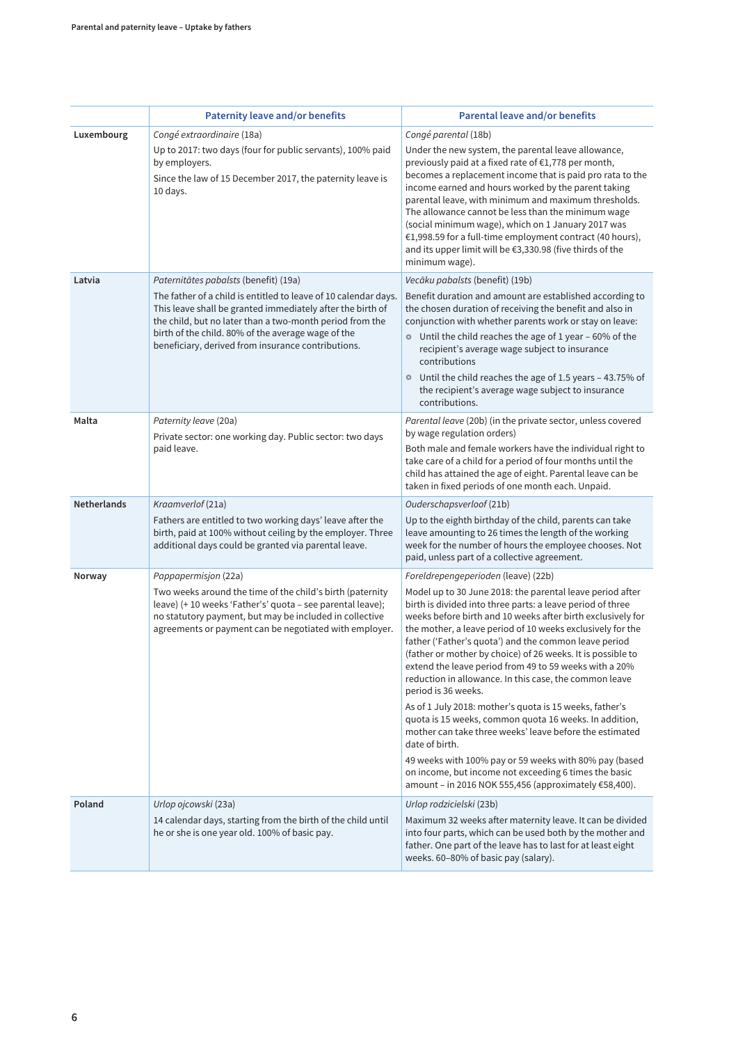| | Paternity leave and/or benefits | Parental leave and/or benefits |
|---|---|---|
| **Luxembourg** | *Congé extraordinaire* (18a)<br>Up to 2017: two days (four for public servants), 100% paid by employers.<br>Since the law of 15 December 2017, the paternity leave is 10 days. | *Congé parental* (18b)<br>Under the new system, the parental leave allowance, previously paid at a fixed rate of €1,778 per month, becomes a replacement income that is paid pro rata to the income earned and hours worked by the parent taking parental leave, with minimum and maximum thresholds. The allowance cannot be less than the minimum wage (social minimum wage), which on 1 January 2017 was €1,998.59 for a full-time employment contract (40 hours), and its upper limit will be €3,330.98 (five thirds of the minimum wage). |
| **Latvia** | *Paternitātes pabalsts* (benefit) (19a)<br>The father of a child is entitled to leave of 10 calendar days. This leave shall be granted immediately after the birth of the child, but no later than a two-month period from the birth of the child. 80% of the average wage of the beneficiary, derived from insurance contributions. | *Vecāku pabalsts* (benefit) (19b)<br>Benefit duration and amount are established according to the chosen duration of receiving the benefit and also in conjunction with whether parents work or stay on leave:<br>• Until the child reaches the age of 1 year – 60% of the recipient's average wage subject to insurance contributions<br>• Until the child reaches the age of 1.5 years – 43.75% of the recipient's average wage subject to insurance contributions. |
| **Malta** | *Paternity leave* (20a)<br>Private sector: one working day. Public sector: two days paid leave. | *Parental leave* (20b) (in the private sector, unless covered by wage regulation orders)<br>Both male and female workers have the individual right to take care of a child for a period of four months until the child has attained the age of eight. Parental leave can be taken in fixed periods of one month each. Unpaid. |
| **Netherlands** | *Kraamverlof* (21a)<br>Fathers are entitled to two working days' leave after the birth, paid at 100% without ceiling by the employer. Three additional days could be granted via parental leave. | *Ouderschapsverloof* (21b)<br>Up to the eighth birthday of the child, parents can take leave amounting to 26 times the length of the working week for the number of hours the employee chooses. Not paid, unless part of a collective agreement. |
| **Norway** | *Pappapermisjon* (22a)<br>Two weeks around the time of the child's birth (paternity leave) (+ 10 weeks 'Father's' quota – see parental leave); no statutory payment, but may be included in collective agreements or payment can be negotiated with employer. | *Foreldrepengeperioden* (leave) (22b)<br>Model up to 30 June 2018: the parental leave period after birth is divided into three parts: a leave period of three weeks before birth and 10 weeks after birth exclusively for the mother, a leave period of 10 weeks exclusively for the father ('Father's quota') and the common leave period (father or mother by choice) of 26 weeks. It is possible to extend the leave period from 49 to 59 weeks with a 20% reduction in allowance. In this case, the common leave period is 36 weeks.<br>As of 1 July 2018: mother's quota is 15 weeks, father's quota is 15 weeks, common quota 16 weeks. In addition, mother can take three weeks' leave before the estimated date of birth.<br>49 weeks with 100% pay or 59 weeks with 80% pay (based on income, but income not exceeding 6 times the basic amount – in 2016 NOK 555,456 (approximately €58,400). |
| **Poland** | *Urlop ojcowski* (23a)<br>14 calendar days, starting from the birth of the child until he or she is one year old. 100% of basic pay. | *Urlop rodzicielski* (23b)<br>Maximum 32 weeks after maternity leave. It can be divided into four parts, which can be used both by the mother and father. One part of the leave has to last for at least eight weeks. 60–80% of basic pay (salary). |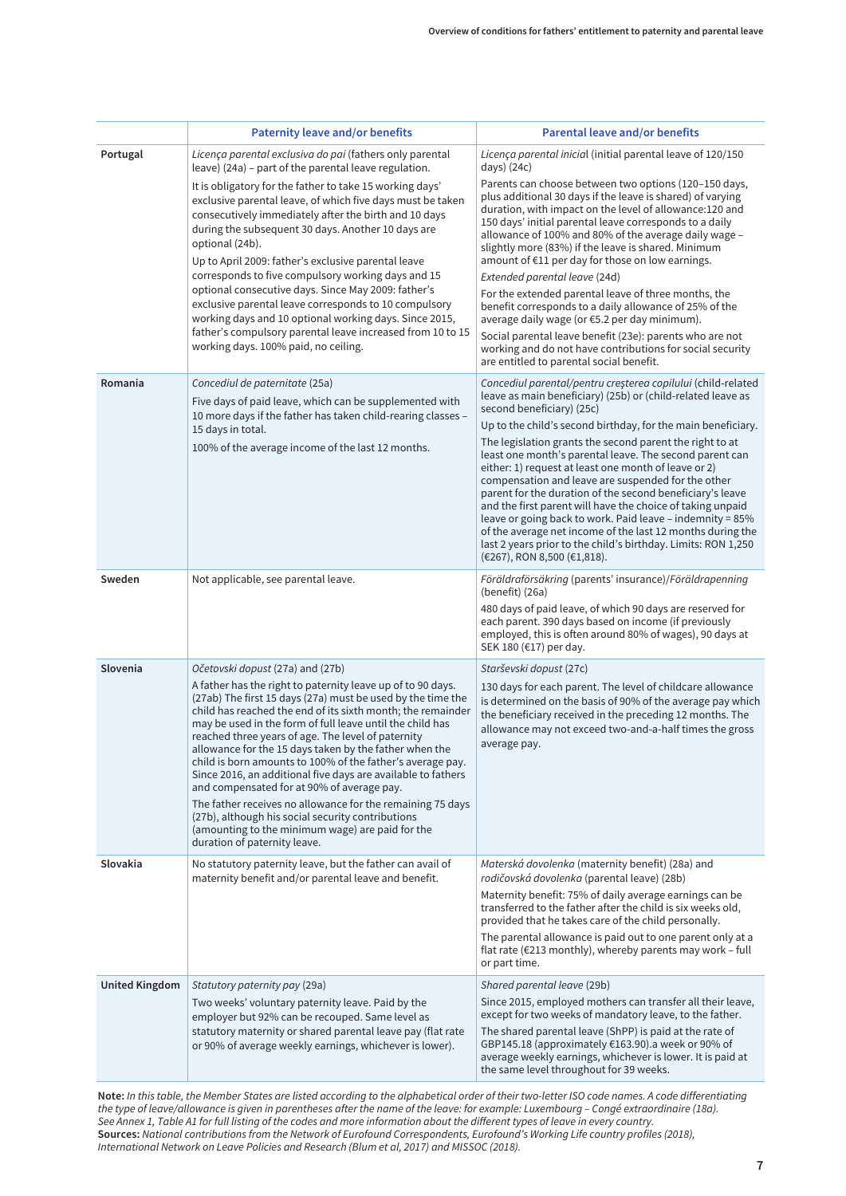| | Paternity leave and/or benefits | Parental leave and/or benefits |
|---|---|---|
| **Portugal** | *Licença parental exclusiva do pai* (fathers only parental leave) (24a) – part of the parental leave regulation.<br><br>It is obligatory for the father to take 15 working days' exclusive parental leave, of which five days must be taken consecutively immediately after the birth and 10 days during the subsequent 30 days. Another 10 days are optional (24b).<br><br>Up to April 2009: father's exclusive parental leave corresponds to five compulsory working days and 15 optional consecutive days. Since May 2009: father's exclusive parental leave corresponds to 10 compulsory working days and 10 optional working days. Since 2015, father's compulsory parental leave increased from 10 to 15 working days. 100% paid, no ceiling. | *Licença parental inicial* (initial parental leave of 120/150 days) (24c)<br><br>Parents can choose between two options (120–150 days, plus additional 30 days if the leave is shared) of varying duration, with impact on the level of allowance:120 and 150 days' initial parental leave corresponds to a daily allowance of 100% and 80% of the average daily wage – slightly more (83%) if the leave is shared. Minimum amount of €11 per day for those on low earnings.<br><br>*Extended parental leave* (24d)<br><br>For the extended parental leave of three months, the benefit corresponds to a daily allowance of 25% of the average daily wage (or €5.2 per day minimum).<br><br>Social parental leave benefit (23e): parents who are not working and do not have contributions for social security are entitled to parental social benefit. |
| **Romania** | *Concediul de paternitate* (25a)<br><br>Five days of paid leave, which can be supplemented with 10 more days if the father has taken child-rearing classes – 15 days in total.<br><br>100% of the average income of the last 12 months. | *Concediul parental/pentru creşterea copilului* (child-related leave as main beneficiary) (25b) or (child-related leave as second beneficiary) (25c)<br><br>Up to the child's second birthday, for the main beneficiary.<br><br>The legislation grants the second parent the right to at least one month's parental leave. The second parent can either: 1) request at least one month of leave or 2) compensation and leave are suspended for the other parent for the duration of the second beneficiary's leave and the first parent will have the choice of taking unpaid leave or going back to work. Paid leave – indemnity = 85% of the average net income of the last 12 months during the last 2 years prior to the child's birthday. Limits: RON 1,250 (€267), RON 8,500 (€1,818). |
| **Sweden** | Not applicable, see parental leave. | *Föräldraförsäkring* (parents' insurance)/*Föräldrapenning* (benefit) (26a)<br><br>480 days of paid leave, of which 90 days are reserved for each parent. 390 days based on income (if previously employed, this is often around 80% of wages), 90 days at SEK 180 (€17) per day. |
| **Slovenia** | *Očetovski dopust* (27a) and (27b)<br><br>A father has the right to paternity leave up of to 90 days. (27ab) The first 15 days (27a) must be used by the time the child has reached the end of its sixth month; the remainder may be used in the form of full leave until the child has reached three years of age. The level of paternity allowance for the 15 days taken by the father when the child is born amounts to 100% of the father's average pay. Since 2016, an additional five days are available to fathers and compensated for at 90% of average pay.<br><br>The father receives no allowance for the remaining 75 days (27b), although his social security contributions (amounting to the minimum wage) are paid for the duration of paternity leave. | *Starševski dopust* (27c)<br><br>130 days for each parent. The level of childcare allowance is determined on the basis of 90% of the average pay which the beneficiary received in the preceding 12 months. The allowance may not exceed two-and-a-half times the gross average pay. |
| **Slovakia** | No statutory paternity leave, but the father can avail of maternity benefit and/or parental leave and benefit. | *Materská dovolenka* (maternity benefit) (28a) and *rodičovská dovolenka* (parental leave) (28b)<br><br>Maternity benefit: 75% of daily average earnings can be transferred to the father after the child is six weeks old, provided that he takes care of the child personally.<br><br>The parental allowance is paid out to one parent only at a flat rate (€213 monthly), whereby parents may work – full or part time. |
| **United Kingdom** | *Statutory paternity pay* (29a)<br><br>Two weeks' voluntary paternity leave. Paid by the employer but 92% can be recouped. Same level as statutory maternity or shared parental leave pay (flat rate or 90% of average weekly earnings, whichever is lower). | *Shared parental leave* (29b)<br><br>Since 2015, employed mothers can transfer all their leave, except for two weeks of mandatory leave, to the father.<br><br>The shared parental leave (ShPP) is paid at the rate of GBP145.18 (approximately €163.90).a week or 90% of average weekly earnings, whichever is lower. It is paid at the same level throughout for 39 weeks. |

**Note:** *In this table, the Member States are listed according to the alphabetical order of their two-letter ISO code names. A code differentiating the type of leave/allowance is given in parentheses after the name of the leave: for example: Luxembourg – Congé extraordinaire (18a). See Annex 1, Table A1 for full listing of the codes and more information about the different types of leave in every country.*
**Sources:** *National contributions from the Network of Eurofound Correspondents, Eurofound's Working Life country profiles (2018), International Network on Leave Policies and Research (Blum et al, 2017) and MISSOC (2018).*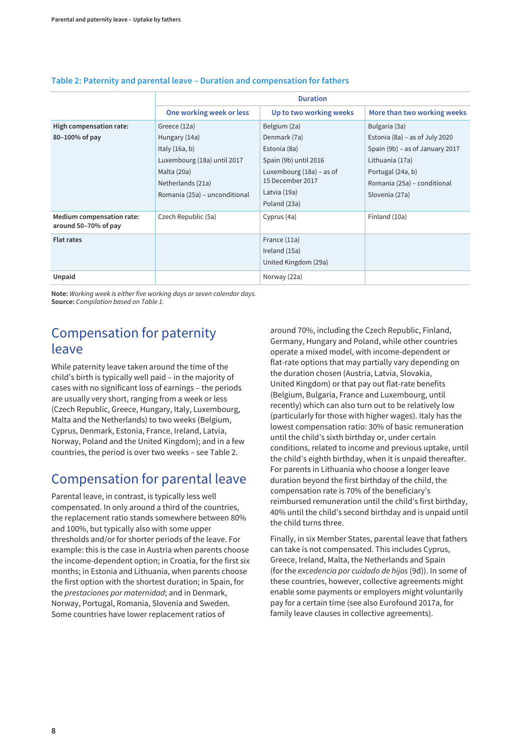**Table 2: Paternity and parental leave – Duration and compensation for fathers**

| | Duration | | |
|---|---|---|---|
| | **One working week or less** | **Up to two working weeks** | **More than two working weeks** |
| **High compensation rate: 80–100% of pay** | Greece (12a)<br>Hungary (14a)<br>Italy (16a, b)<br>Luxembourg (18a) until 2017<br>Malta (20a)<br>Netherlands (21a)<br>Romania (25a) – unconditional | Belgium (2a)<br>Denmark (7a)<br>Estonia (8a)<br>Spain (9b) until 2016<br>Luxembourg (18a) – as of 15 December 2017<br>Latvia (19a)<br>Poland (23a) | Bulgaria (3a)<br>Estonia (8a) – as of July 2020<br>Spain (9b) – as of January 2017<br>Lithuania (17a)<br>Portugal (24a, b)<br>Romania (25a) – conditional<br>Slovenia (27a) |
| **Medium compensation rate: around 50–70% of pay** | Czech Republic (5a) | Cyprus (4a) | Finland (10a) |
| **Flat rates** | | France (11a)<br>Ireland (15a)<br>United Kingdom (29a) | |
| **Unpaid** | | Norway (22a) | |

**Note:** *Working week is either five working days or seven calendar days.*
**Source:** *Compilation based on Table 1.*

## Compensation for paternity leave

While paternity leave taken around the time of the child's birth is typically well paid – in the majority of cases with no significant loss of earnings – the periods are usually very short, ranging from a week or less (Czech Republic, Greece, Hungary, Italy, Luxembourg, Malta and the Netherlands) to two weeks (Belgium, Cyprus, Denmark, Estonia, France, Ireland, Latvia, Norway, Poland and the United Kingdom); and in a few countries, the period is over two weeks – see Table 2.

## Compensation for parental leave

Parental leave, in contrast, is typically less well compensated. In only around a third of the countries, the replacement ratio stands somewhere between 80% and 100%, but typically also with some upper thresholds and/or for shorter periods of the leave. For example: this is the case in Austria when parents choose the income-dependent option; in Croatia, for the first six months; in Estonia and Lithuania, when parents choose the first option with the shortest duration; in Spain, for the *prestaciones por maternidad*; and in Denmark, Norway, Portugal, Romania, Slovenia and Sweden. Some countries have lower replacement ratios of around 70%, including the Czech Republic, Finland, Germany, Hungary and Poland, while other countries operate a mixed model, with income-dependent or flat-rate options that may partially vary depending on the duration chosen (Austria, Latvia, Slovakia, United Kingdom) or that pay out flat-rate benefits (Belgium, Bulgaria, France and Luxembourg, until recently) which can also turn out to be relatively low (particularly for those with higher wages). Italy has the lowest compensation ratio: 30% of basic remuneration until the child's sixth birthday or, under certain conditions, related to income and previous uptake, until the child's eighth birthday, when it is unpaid thereafter. For parents in Lithuania who choose a longer leave duration beyond the first birthday of the child, the compensation rate is 70% of the beneficiary's reimbursed remuneration until the child's first birthday, 40% until the child's second birthday and is unpaid until the child turns three.

Finally, in six Member States, parental leave that fathers can take is not compensated. This includes Cyprus, Greece, Ireland, Malta, the Netherlands and Spain (for the *excedencia por cuidado de hijos* (9d)). In some of these countries, however, collective agreements might enable some payments or employers might voluntarily pay for a certain time (see also Eurofound 2017a, for family leave clauses in collective agreements).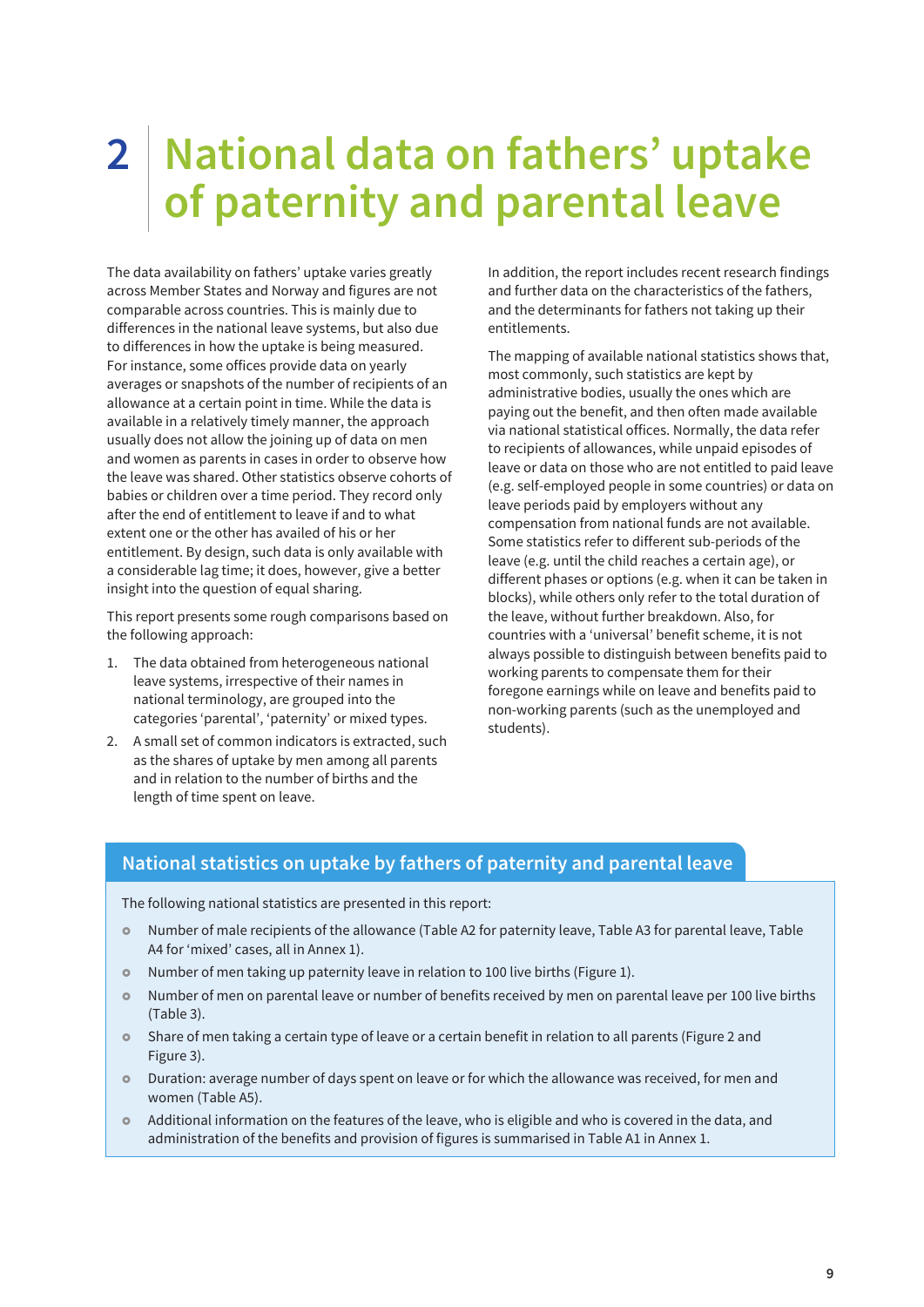# 2 National data on fathers' uptake of paternity and parental leave

The data availability on fathers' uptake varies greatly across Member States and Norway and figures are not comparable across countries. This is mainly due to differences in the national leave systems, but also due to differences in how the uptake is being measured. For instance, some offices provide data on yearly averages or snapshots of the number of recipients of an allowance at a certain point in time. While the data is available in a relatively timely manner, the approach usually does not allow the joining up of data on men and women as parents in cases in order to observe how the leave was shared. Other statistics observe cohorts of babies or children over a time period. They record only after the end of entitlement to leave if and to what extent one or the other has availed of his or her entitlement. By design, such data is only available with a considerable lag time; it does, however, give a better insight into the question of equal sharing.

This report presents some rough comparisons based on the following approach:

1. The data obtained from heterogeneous national leave systems, irrespective of their names in national terminology, are grouped into the categories 'parental', 'paternity' or mixed types.
2. A small set of common indicators is extracted, such as the shares of uptake by men among all parents and in relation to the number of births and the length of time spent on leave.

In addition, the report includes recent research findings and further data on the characteristics of the fathers, and the determinants for fathers not taking up their entitlements.

The mapping of available national statistics shows that, most commonly, such statistics are kept by administrative bodies, usually the ones which are paying out the benefit, and then often made available via national statistical offices. Normally, the data refer to recipients of allowances, while unpaid episodes of leave or data on those who are not entitled to paid leave (e.g. self-employed people in some countries) or data on leave periods paid by employers without any compensation from national funds are not available. Some statistics refer to different sub-periods of the leave (e.g. until the child reaches a certain age), or different phases or options (e.g. when it can be taken in blocks), while others only refer to the total duration of the leave, without further breakdown. Also, for countries with a 'universal' benefit scheme, it is not always possible to distinguish between benefits paid to working parents to compensate them for their foregone earnings while on leave and benefits paid to non-working parents (such as the unemployed and students).

### National statistics on uptake by fathers of paternity and parental leave

The following national statistics are presented in this report:

- Number of male recipients of the allowance (Table A2 for paternity leave, Table A3 for parental leave, Table A4 for 'mixed' cases, all in Annex 1).
- Number of men taking up paternity leave in relation to 100 live births (Figure 1).
- Number of men on parental leave or number of benefits received by men on parental leave per 100 live births (Table 3).
- Share of men taking a certain type of leave or a certain benefit in relation to all parents (Figure 2 and Figure 3).
- Duration: average number of days spent on leave or for which the allowance was received, for men and women (Table A5).
- Additional information on the features of the leave, who is eligible and who is covered in the data, and administration of the benefits and provision of figures is summarised in Table A1 in Annex 1.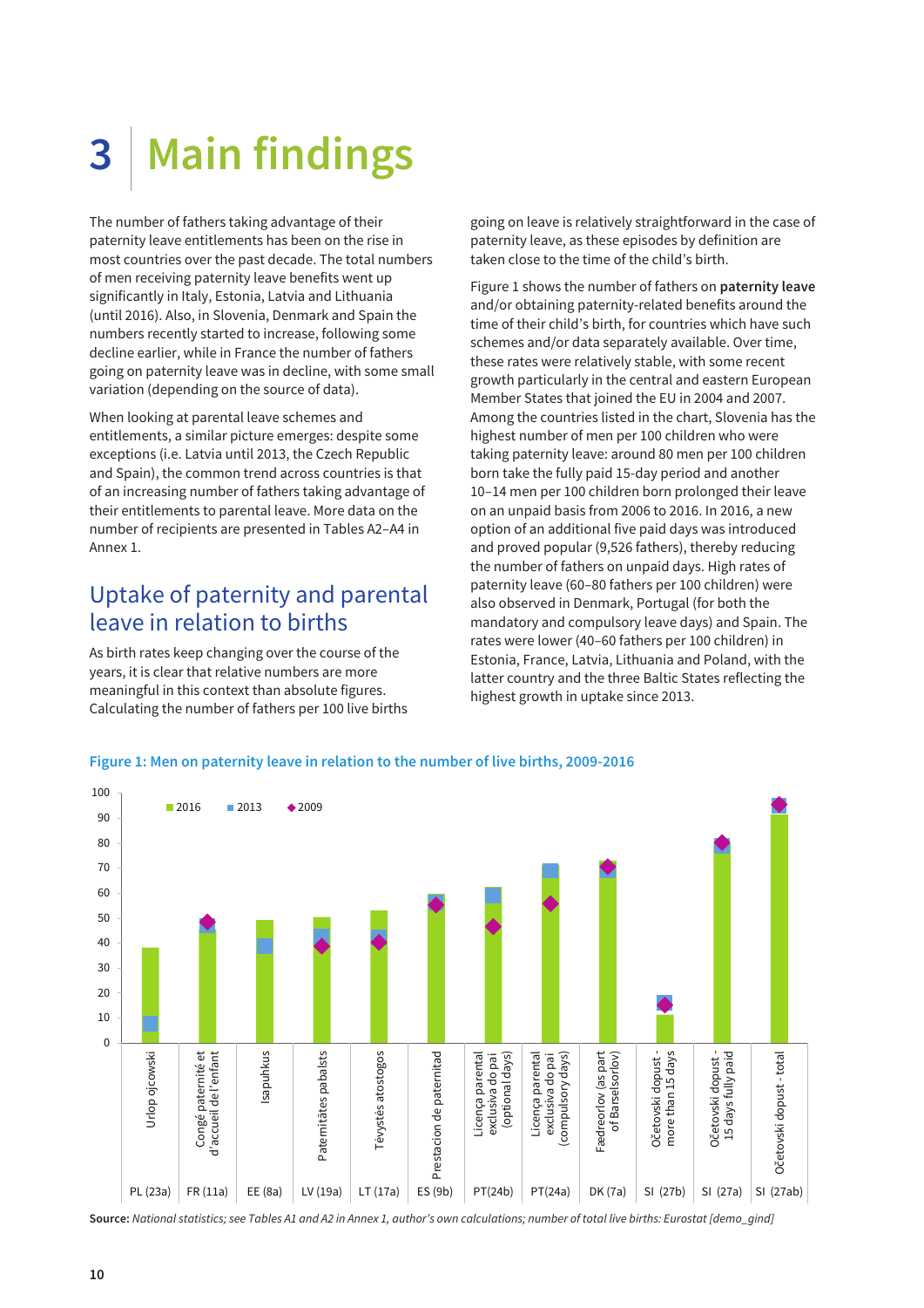# 3 Main findings

The number of fathers taking advantage of their paternity leave entitlements has been on the rise in most countries over the past decade. The total numbers of men receiving paternity leave benefits went up significantly in Italy, Estonia, Latvia and Lithuania (until 2016). Also, in Slovenia, Denmark and Spain the numbers recently started to increase, following some decline earlier, while in France the number of fathers going on paternity leave was in decline, with some small variation (depending on the source of data).

When looking at parental leave schemes and entitlements, a similar picture emerges: despite some exceptions (i.e. Latvia until 2013, the Czech Republic and Spain), the common trend across countries is that of an increasing number of fathers taking advantage of their entitlements to parental leave. More data on the number of recipients are presented in Tables A2–A4 in Annex 1.

## Uptake of paternity and parental leave in relation to births

As birth rates keep changing over the course of the years, it is clear that relative numbers are more meaningful in this context than absolute figures. Calculating the number of fathers per 100 live births going on leave is relatively straightforward in the case of paternity leave, as these episodes by definition are taken close to the time of the child's birth.

Figure 1 shows the number of fathers on **paternity leave** and/or obtaining paternity-related benefits around the time of their child's birth, for countries which have such schemes and/or data separately available. Over time, these rates were relatively stable, with some recent growth particularly in the central and eastern European Member States that joined the EU in 2004 and 2007. Among the countries listed in the chart, Slovenia has the highest number of men per 100 children who were taking paternity leave: around 80 men per 100 children born take the fully paid 15-day period and another 10–14 men per 100 children born prolonged their leave on an unpaid basis from 2006 to 2016. In 2016, a new option of an additional five paid days was introduced and proved popular (9,526 fathers), thereby reducing the number of fathers on unpaid days. High rates of paternity leave (60–80 fathers per 100 children) were also observed in Denmark, Portugal (for both the mandatory and compulsory leave days) and Spain. The rates were lower (40–60 fathers per 100 children) in Estonia, France, Latvia, Lithuania and Poland, with the latter country and the three Baltic States reflecting the highest growth in uptake since 2013.

**Figure 1: Men on paternity leave in relation to the number of live births, 2009-2016**

**Source:** *National statistics; see Tables A1 and A2 in Annex 1, author's own calculations; number of total live births: Eurostat [demo_gind]*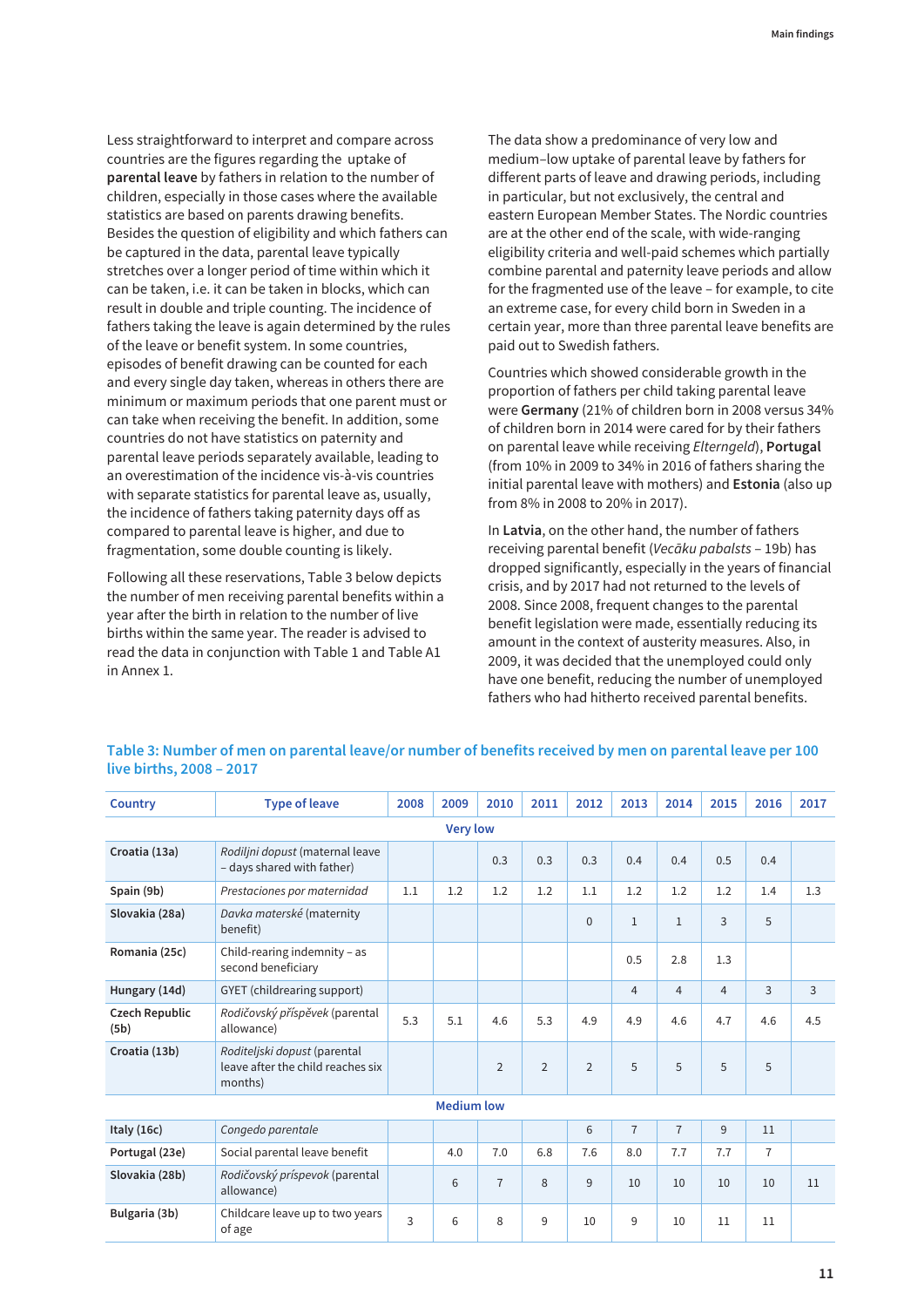Less straightforward to interpret and compare across countries are the figures regarding the uptake of **parental leave** by fathers in relation to the number of children, especially in those cases where the available statistics are based on parents drawing benefits. Besides the question of eligibility and which fathers can be captured in the data, parental leave typically stretches over a longer period of time within which it can be taken, i.e. it can be taken in blocks, which can result in double and triple counting. The incidence of fathers taking the leave is again determined by the rules of the leave or benefit system. In some countries, episodes of benefit drawing can be counted for each and every single day taken, whereas in others there are minimum or maximum periods that one parent must or can take when receiving the benefit. In addition, some countries do not have statistics on paternity and parental leave periods separately available, leading to an overestimation of the incidence vis-à-vis countries with separate statistics for parental leave as, usually, the incidence of fathers taking paternity days off as compared to parental leave is higher, and due to fragmentation, some double counting is likely.

Following all these reservations, Table 3 below depicts the number of men receiving parental benefits within a year after the birth in relation to the number of live births within the same year. The reader is advised to read the data in conjunction with Table 1 and Table A1 in Annex 1.

The data show a predominance of very low and medium–low uptake of parental leave by fathers for different parts of leave and drawing periods, including in particular, but not exclusively, the central and eastern European Member States. The Nordic countries are at the other end of the scale, with wide-ranging eligibility criteria and well-paid schemes which partially combine parental and paternity leave periods and allow for the fragmented use of the leave – for example, to cite an extreme case, for every child born in Sweden in a certain year, more than three parental leave benefits are paid out to Swedish fathers.

Countries which showed considerable growth in the proportion of fathers per child taking parental leave were **Germany** (21% of children born in 2008 versus 34% of children born in 2014 were cared for by their fathers on parental leave while receiving *Elterngeld*), **Portugal** (from 10% in 2009 to 34% in 2016 of fathers sharing the initial parental leave with mothers) and **Estonia** (also up from 8% in 2008 to 20% in 2017).

In **Latvia**, on the other hand, the number of fathers receiving parental benefit (*Vecāku pabalsts* – 19b) has dropped significantly, especially in the years of financial crisis, and by 2017 had not returned to the levels of 2008. Since 2008, frequent changes to the parental benefit legislation were made, essentially reducing its amount in the context of austerity measures. Also, in 2009, it was decided that the unemployed could only have one benefit, reducing the number of unemployed fathers who had hitherto received parental benefits.

**Table 3: Number of men on parental leave/or number of benefits received by men on parental leave per 100 live births, 2008 – 2017**

| Country | Type of leave | 2008 | 2009 | 2010 | 2011 | 2012 | 2013 | 2014 | 2015 | 2016 | 2017 |
|---|---|---|---|---|---|---|---|---|---|---|---|
| | | | | | **Very low** | | | | | | |
| **Croatia (13a)** | *Rodiljni dopust* (maternal leave – days shared with father) | | | 0.3 | 0.3 | 0.3 | 0.4 | 0.4 | 0.5 | 0.4 | |
| **Spain (9b)** | *Prestaciones por maternidad* | 1.1 | 1.2 | 1.2 | 1.2 | 1.1 | 1.2 | 1.2 | 1.2 | 1.4 | 1.3 |
| **Slovakia (28a)** | *Davka materské* (maternity benefit) | | | | | 0 | 1 | 1 | 3 | 5 | |
| **Romania (25c)** | Child-rearing indemnity – as second beneficiary | | | | | | 0.5 | 2.8 | 1.3 | | |
| **Hungary (14d)** | GYET (childrearing support) | | | | | | 4 | 4 | 4 | 3 | 3 |
| **Czech Republic (5b)** | *Rodičovský příspěvek* (parental allowance) | 5.3 | 5.1 | 4.6 | 5.3 | 4.9 | 4.9 | 4.6 | 4.7 | 4.6 | 4.5 |
| **Croatia (13b)** | *Roditeljski dopust* (parental leave after the child reaches six months) | | | 2 | 2 | 2 | 5 | 5 | 5 | 5 | |
| | | | | | **Medium low** | | | | | | |
| **Italy (16c)** | *Congedo parentale* | | | | | 6 | 7 | 7 | 9 | 11 | |
| **Portugal (23e)** | Social parental leave benefit | | 4.0 | 7.0 | 6.8 | 7.6 | 8.0 | 7.7 | 7.7 | 7 | |
| **Slovakia (28b)** | *Rodičovský príspevok* (parental allowance) | | 6 | 7 | 8 | 9 | 10 | 10 | 10 | 10 | 11 |
| **Bulgaria (3b)** | Childcare leave up to two years of age | 3 | 6 | 8 | 9 | 10 | 9 | 10 | 11 | 11 | |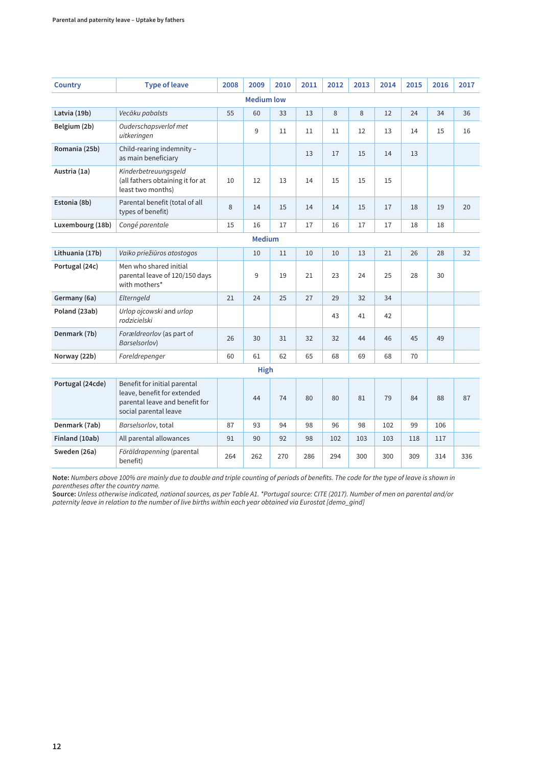| Country | Type of leave | 2008 | 2009 | 2010 | 2011 | 2012 | 2013 | 2014 | 2015 | 2016 | 2017 |
|---|---|---|---|---|---|---|---|---|---|---|---|
| **Medium low** | | | | | | | | | | | |
| **Latvia (19b)** | *Vecāku pabalsts* | 55 | 60 | 33 | 13 | 8 | 8 | 12 | 24 | 34 | 36 |
| **Belgium (2b)** | *Ouderschapsverlof met uitkeringen* | | 9 | 11 | 11 | 11 | 12 | 13 | 14 | 15 | 16 |
| **Romania (25b)** | Child-rearing indemnity – as main beneficiary | | | | 13 | 17 | 15 | 14 | 13 | | |
| **Austria (1a)** | *Kinderbetreuungsgeld* (all fathers obtaining it for at least two months) | 10 | 12 | 13 | 14 | 15 | 15 | 15 | | | |
| **Estonia (8b)** | Parental benefit (total of all types of benefit) | 8 | 14 | 15 | 14 | 14 | 15 | 17 | 18 | 19 | 20 |
| **Luxembourg (18b)** | *Congé parentale* | 15 | 16 | 17 | 17 | 16 | 17 | 17 | 18 | 18 | |
| **Medium** | | | | | | | | | | | |
| **Lithuania (17b)** | *Vaiko priežiūros atostogos* | | 10 | 11 | 10 | 10 | 13 | 21 | 26 | 28 | 32 |
| **Portugal (24c)** | Men who shared initial parental leave of 120/150 days with mothers* | | 9 | 19 | 21 | 23 | 24 | 25 | 28 | 30 | |
| **Germany (6a)** | *Elterngeld* | 21 | 24 | 25 | 27 | 29 | 32 | 34 | | | |
| **Poland (23ab)** | *Urlop ojcowski* and *urlop rodzicielski* | | | | | 43 | 41 | 42 | | | |
| **Denmark (7b)** | *Forældreorlov* (as part of *Barselsorlov*) | 26 | 30 | 31 | 32 | 32 | 44 | 46 | 45 | 49 | |
| **Norway (22b)** | *Foreldrepenger* | 60 | 61 | 62 | 65 | 68 | 69 | 68 | 70 | | |
| **High** | | | | | | | | | | | |
| **Portugal (24cde)** | Benefit for initial parental leave, benefit for extended parental leave and benefit for social parental leave | | 44 | 74 | 80 | 80 | 81 | 79 | 84 | 88 | 87 |
| **Denmark (7ab)** | *Barselsorlov*, total | 87 | 93 | 94 | 98 | 96 | 98 | 102 | 99 | 106 | |
| **Finland (10ab)** | All parental allowances | 91 | 90 | 92 | 98 | 102 | 103 | 103 | 118 | 117 | |
| **Sweden (26a)** | *Föräldrapenning* (parental benefit) | 264 | 262 | 270 | 286 | 294 | 300 | 300 | 309 | 314 | 336 |

**Note:** *Numbers above 100% are mainly due to double and triple counting of periods of benefits. The code for the type of leave is shown in parentheses after the country name.*
**Source:** *Unless otherwise indicated, national sources, as per Table A1. *Portugal source: CITE (2017). Number of men on parental and/or paternity leave in relation to the number of live births within each year obtained via Eurostat [demo_gind]*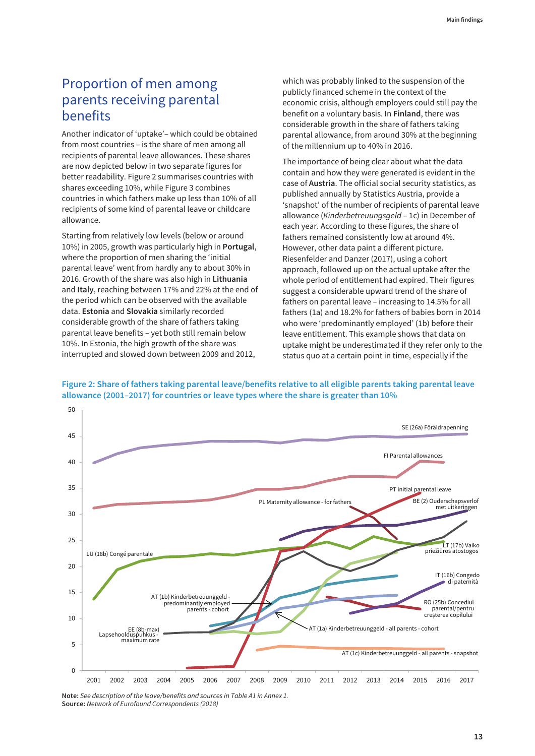## Proportion of men among parents receiving parental benefits

Another indicator of 'uptake'– which could be obtained from most countries – is the share of men among all recipients of parental leave allowances. These shares are now depicted below in two separate figures for better readability. Figure 2 summarises countries with shares exceeding 10%, while Figure 3 combines countries in which fathers make up less than 10% of all recipients of some kind of parental leave or childcare allowance.

Starting from relatively low levels (below or around 10%) in 2005, growth was particularly high in **Portugal**, where the proportion of men sharing the 'initial parental leave' went from hardly any to about 30% in 2016. Growth of the share was also high in **Lithuania** and **Italy**, reaching between 17% and 22% at the end of the period which can be observed with the available data. **Estonia** and **Slovakia** similarly recorded considerable growth of the share of fathers taking parental leave benefits – yet both still remain below 10%. In Estonia, the high growth of the share was interrupted and slowed down between 2009 and 2012, which was probably linked to the suspension of the publicly financed scheme in the context of the economic crisis, although employers could still pay the benefit on a voluntary basis. In **Finland**, there was considerable growth in the share of fathers taking parental allowance, from around 30% at the beginning of the millennium up to 40% in 2016.

The importance of being clear about what the data contain and how they were generated is evident in the case of **Austria**. The official social security statistics, as published annually by Statistics Austria, provide a 'snapshot' of the number of recipients of parental leave allowance (*Kinderbetreuungsgeld* – 1c) in December of each year. According to these figures, the share of fathers remained consistently low at around 4%. However, other data paint a different picture. Riesenfelder and Danzer (2017), using a cohort approach, followed up on the actual uptake after the whole period of entitlement had expired. Their figures suggest a considerable upward trend of the share of fathers on parental leave – increasing to 14.5% for all fathers (1a) and 18.2% for fathers of babies born in 2014 who were 'predominantly employed' (1b) before their leave entitlement. This example shows that data on uptake might be underestimated if they refer only to the status quo at a certain point in time, especially if the

**Figure 2: Share of fathers taking parental leave/benefits relative to all eligible parents taking parental leave allowance (2001–2017) for countries or leave types where the share is greater than 10%**

**Note:** *See description of the leave/benefits and sources in Table A1 in Annex 1.*
**Source:** *Network of Eurofound Correspondents (2018)*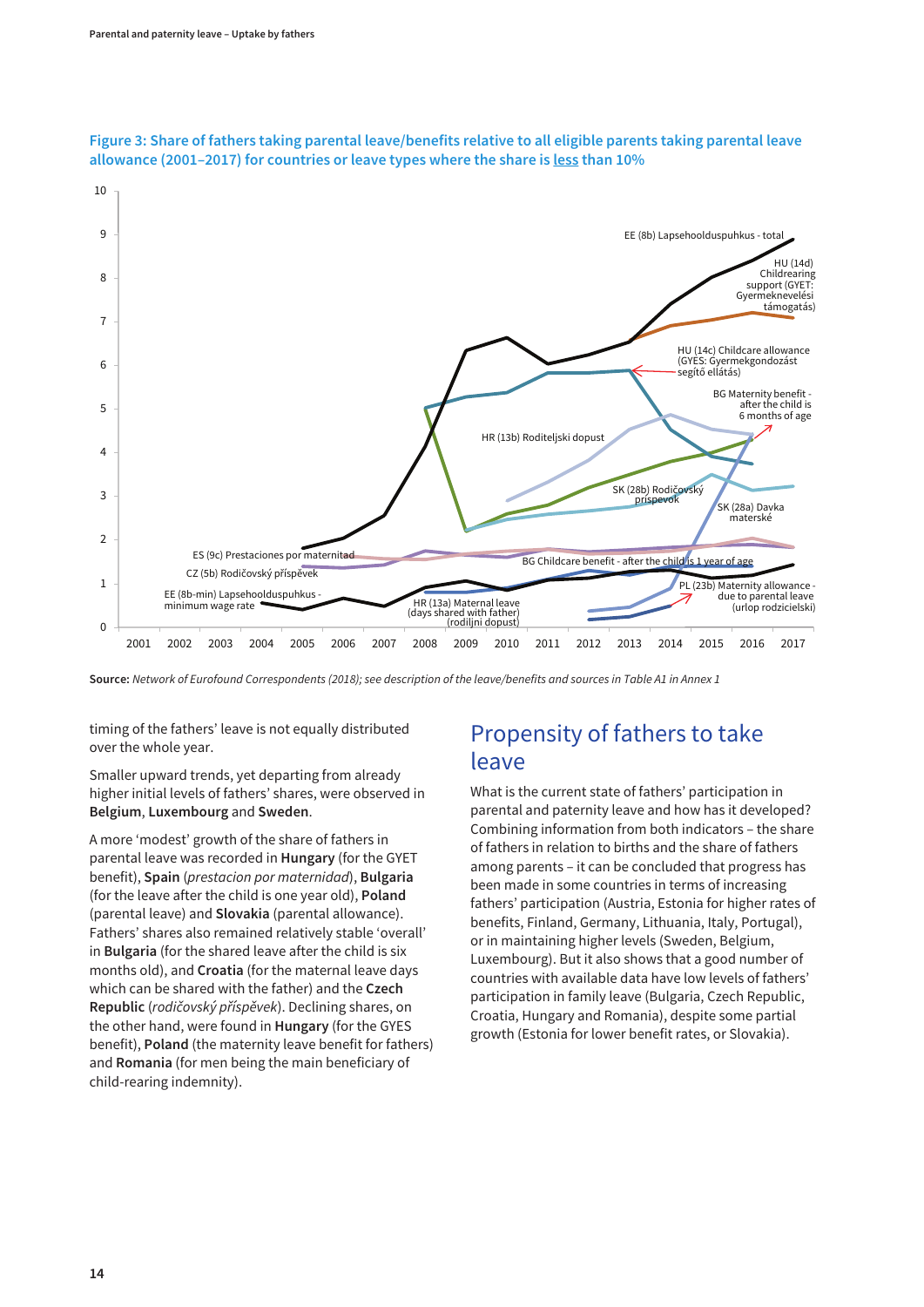**Figure 3: Share of fathers taking parental leave/benefits relative to all eligible parents taking parental leave allowance (2001–2017) for countries or leave types where the share is less than 10%**

**Source:** *Network of Eurofound Correspondents (2018); see description of the leave/benefits and sources in Table A1 in Annex 1*

timing of the fathers' leave is not equally distributed over the whole year.

Smaller upward trends, yet departing from already higher initial levels of fathers' shares, were observed in **Belgium**, **Luxembourg** and **Sweden**.

A more 'modest' growth of the share of fathers in parental leave was recorded in **Hungary** (for the GYET benefit), **Spain** (*prestacion por maternidad*), **Bulgaria** (for the leave after the child is one year old), **Poland** (parental leave) and **Slovakia** (parental allowance). Fathers' shares also remained relatively stable 'overall' in **Bulgaria** (for the shared leave after the child is six months old), and **Croatia** (for the maternal leave days which can be shared with the father) and the **Czech Republic** (*rodičovský příspěvek*). Declining shares, on the other hand, were found in **Hungary** (for the GYES benefit), **Poland** (the maternity leave benefit for fathers) and **Romania** (for men being the main beneficiary of child-rearing indemnity).

## Propensity of fathers to take leave

What is the current state of fathers' participation in parental and paternity leave and how has it developed? Combining information from both indicators – the share of fathers in relation to births and the share of fathers among parents – it can be concluded that progress has been made in some countries in terms of increasing fathers' participation (Austria, Estonia for higher rates of benefits, Finland, Germany, Lithuania, Italy, Portugal), or in maintaining higher levels (Sweden, Belgium, Luxembourg). But it also shows that a good number of countries with available data have low levels of fathers' participation in family leave (Bulgaria, Czech Republic, Croatia, Hungary and Romania), despite some partial growth (Estonia for lower benefit rates, or Slovakia).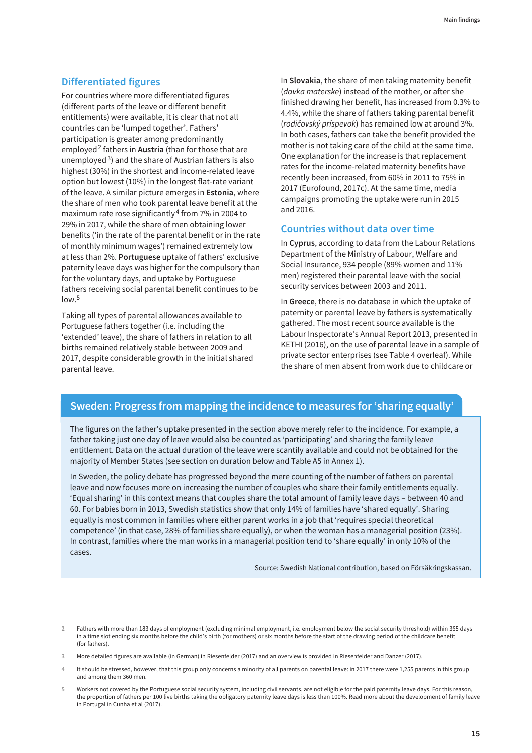## Differentiated figures

For countries where more differentiated figures (different parts of the leave or different benefit entitlements) were available, it is clear that not all countries can be 'lumped together'. Fathers' participation is greater among predominantly employed[2] fathers in **Austria** (than for those that are unemployed[3]) and the share of Austrian fathers is also highest (30%) in the shortest and income-related leave option but lowest (10%) in the longest flat-rate variant of the leave. A similar picture emerges in **Estonia**, where the share of men who took parental leave benefit at the maximum rate rose significantly[4] from 7% in 2004 to 29% in 2017, while the share of men obtaining lower benefits ('in the rate of the parental benefit or in the rate of monthly minimum wages') remained extremely low at less than 2%. **Portuguese** uptake of fathers' exclusive paternity leave days was higher for the compulsory than for the voluntary days, and uptake by Portuguese fathers receiving social parental benefit continues to be low.[5]

Taking all types of parental allowances available to Portuguese fathers together (i.e. including the 'extended' leave), the share of fathers in relation to all births remained relatively stable between 2009 and 2017, despite considerable growth in the initial shared parental leave.

In **Slovakia**, the share of men taking maternity benefit (*davka materske*) instead of the mother, or after she finished drawing her benefit, has increased from 0.3% to 4.4%, while the share of fathers taking parental benefit (*rodičovský príspevok*) has remained low at around 3%. In both cases, fathers can take the benefit provided the mother is not taking care of the child at the same time. One explanation for the increase is that replacement rates for the income-related maternity benefits have recently been increased, from 60% in 2011 to 75% in 2017 (Eurofound, 2017c). At the same time, media campaigns promoting the uptake were run in 2015 and 2016.

## Countries without data over time

In **Cyprus**, according to data from the Labour Relations Department of the Ministry of Labour, Welfare and Social Insurance, 934 people (89% women and 11% men) registered their parental leave with the social security services between 2003 and 2011.

In **Greece**, there is no database in which the uptake of paternity or parental leave by fathers is systematically gathered. The most recent source available is the Labour Inspectorate's Annual Report 2013, presented in KETHI (2016), on the use of parental leave in a sample of private sector enterprises (see Table 4 overleaf). While the share of men absent from work due to childcare or

## Sweden: Progress from mapping the incidence to measures for 'sharing equally'

The figures on the father's uptake presented in the section above merely refer to the incidence. For example, a father taking just one day of leave would also be counted as 'participating' and sharing the family leave entitlement. Data on the actual duration of the leave were scantily available and could not be obtained for the majority of Member States (see section on duration below and Table A5 in Annex 1).

In Sweden, the policy debate has progressed beyond the mere counting of the number of fathers on parental leave and now focuses more on increasing the number of couples who share their family entitlements equally. 'Equal sharing' in this context means that couples share the total amount of family leave days – between 40 and 60. For babies born in 2013, Swedish statistics show that only 14% of families have 'shared equally'. Sharing equally is most common in families where either parent works in a job that 'requires special theoretical competence' (in that case, 28% of families share equally), or when the woman has a managerial position (23%). In contrast, families where the man works in a managerial position tend to 'share equally' in only 10% of the cases.

Source: Swedish National contribution, based on Försäkringskassan.

---

2 Fathers with more than 183 days of employment (excluding minimal employment, i.e. employment below the social security threshold) within 365 days in a time slot ending six months before the child's birth (for mothers) or six months before the start of the drawing period of the childcare benefit (for fathers).

3 More detailed figures are available (in German) in Riesenfelder (2017) and an overview is provided in Riesenfelder and Danzer (2017).

4 It should be stressed, however, that this group only concerns a minority of all parents on parental leave: in 2017 there were 1,255 parents in this group and among them 360 men.

5 Workers not covered by the Portuguese social security system, including civil servants, are not eligible for the paid paternity leave days. For this reason, the proportion of fathers per 100 live births taking the obligatory paternity leave days is less than 100%. Read more about the development of family leave in Portugal in Cunha et al (2017).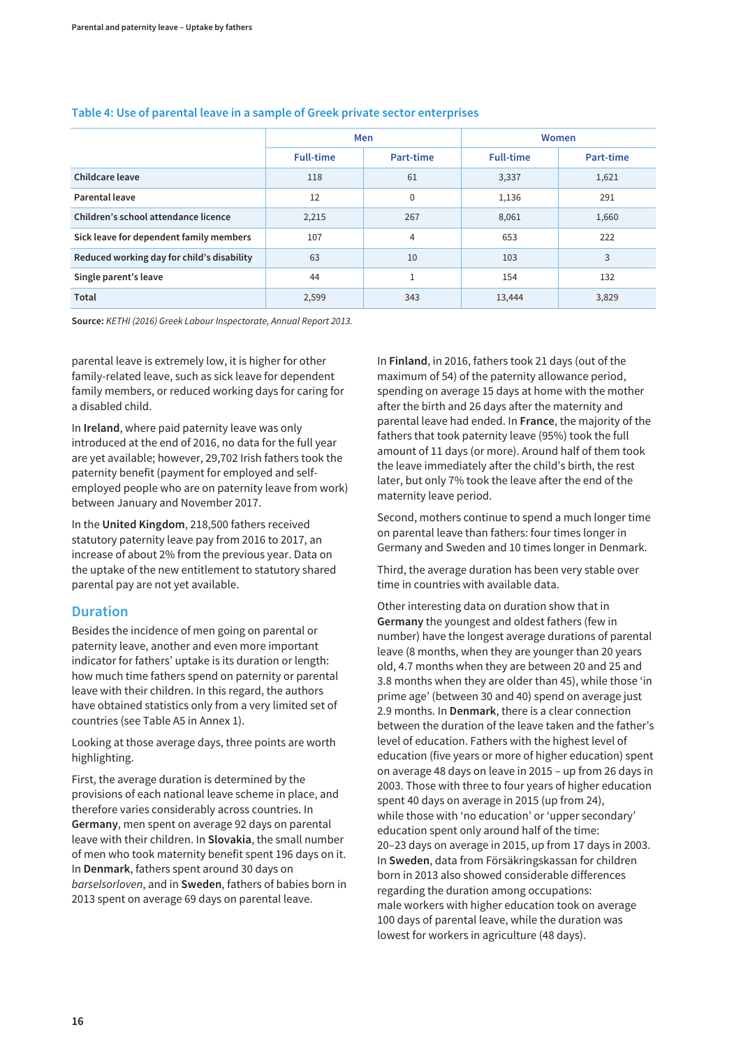**Table 4: Use of parental leave in a sample of Greek private sector enterprises**

| | Men | | Women | |
|---|---|---|---|---|
| | Full-time | Part-time | Full-time | Part-time |
| Childcare leave | 118 | 61 | 3,337 | 1,621 |
| Parental leave | 12 | 0 | 1,136 | 291 |
| Children's school attendance licence | 2,215 | 267 | 8,061 | 1,660 |
| Sick leave for dependent family members | 107 | 4 | 653 | 222 |
| Reduced working day for child's disability | 63 | 10 | 103 | 3 |
| Single parent's leave | 44 | 1 | 154 | 132 |
| Total | 2,599 | 343 | 13,444 | 3,829 |

**Source:** *KETHI (2016) Greek Labour Inspectorate, Annual Report 2013.*

parental leave is extremely low, it is higher for other family-related leave, such as sick leave for dependent family members, or reduced working days for caring for a disabled child.

In **Ireland**, where paid paternity leave was only introduced at the end of 2016, no data for the full year are yet available; however, 29,702 Irish fathers took the paternity benefit (payment for employed and self-employed people who are on paternity leave from work) between January and November 2017.

In the **United Kingdom**, 218,500 fathers received statutory paternity leave pay from 2016 to 2017, an increase of about 2% from the previous year. Data on the uptake of the new entitlement to statutory shared parental pay are not yet available.

## Duration

Besides the incidence of men going on parental or paternity leave, another and even more important indicator for fathers' uptake is its duration or length: how much time fathers spend on paternity or parental leave with their children. In this regard, the authors have obtained statistics only from a very limited set of countries (see Table A5 in Annex 1).

Looking at those average days, three points are worth highlighting.

First, the average duration is determined by the provisions of each national leave scheme in place, and therefore varies considerably across countries. In **Germany**, men spent on average 92 days on parental leave with their children. In **Slovakia**, the small number of men who took maternity benefit spent 196 days on it. In **Denmark**, fathers spent around 30 days on *barselsorloven*, and in **Sweden**, fathers of babies born in 2013 spent on average 69 days on parental leave.

In **Finland**, in 2016, fathers took 21 days (out of the maximum of 54) of the paternity allowance period, spending on average 15 days at home with the mother after the birth and 26 days after the maternity and parental leave had ended. In **France**, the majority of the fathers that took paternity leave (95%) took the full amount of 11 days (or more). Around half of them took the leave immediately after the child's birth, the rest later, but only 7% took the leave after the end of the maternity leave period.

Second, mothers continue to spend a much longer time on parental leave than fathers: four times longer in Germany and Sweden and 10 times longer in Denmark.

Third, the average duration has been very stable over time in countries with available data.

Other interesting data on duration show that in **Germany** the youngest and oldest fathers (few in number) have the longest average durations of parental leave (8 months, when they are younger than 20 years old, 4.7 months when they are between 20 and 25 and 3.8 months when they are older than 45), while those 'in prime age' (between 30 and 40) spend on average just 2.9 months. In **Denmark**, there is a clear connection between the duration of the leave taken and the father's level of education. Fathers with the highest level of education (five years or more of higher education) spent on average 48 days on leave in 2015 – up from 26 days in 2003. Those with three to four years of higher education spent 40 days on average in 2015 (up from 24), while those with 'no education' or 'upper secondary' education spent only around half of the time: 20–23 days on average in 2015, up from 17 days in 2003. In **Sweden**, data from Försäkringskassan for children born in 2013 also showed considerable differences regarding the duration among occupations: male workers with higher education took on average 100 days of parental leave, while the duration was lowest for workers in agriculture (48 days).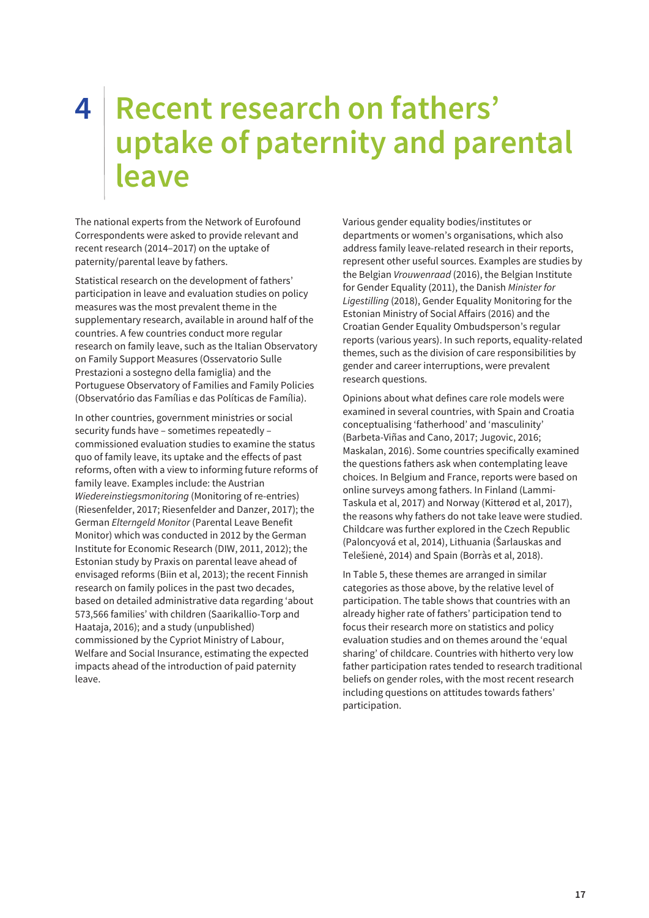# 4 Recent research on fathers' uptake of paternity and parental leave

The national experts from the Network of Eurofound Correspondents were asked to provide relevant and recent research (2014–2017) on the uptake of paternity/parental leave by fathers.

Statistical research on the development of fathers' participation in leave and evaluation studies on policy measures was the most prevalent theme in the supplementary research, available in around half of the countries. A few countries conduct more regular research on family leave, such as the Italian Observatory on Family Support Measures (Osservatorio Sulle Prestazioni a sostegno della famiglia) and the Portuguese Observatory of Families and Family Policies (Observatório das Famílias e das Políticas de Família).

In other countries, government ministries or social security funds have – sometimes repeatedly – commissioned evaluation studies to examine the status quo of family leave, its uptake and the effects of past reforms, often with a view to informing future reforms of family leave. Examples include: the Austrian *Wiedereinstiegsmonitoring* (Monitoring of re-entries) (Riesenfelder, 2017; Riesenfelder and Danzer, 2017); the German *Elterngeld Monitor* (Parental Leave Benefit Monitor) which was conducted in 2012 by the German Institute for Economic Research (DIW, 2011, 2012); the Estonian study by Praxis on parental leave ahead of envisaged reforms (Biin et al, 2013); the recent Finnish research on family polices in the past two decades, based on detailed administrative data regarding 'about 573,566 families' with children (Saarikallio-Torp and Haataja, 2016); and a study (unpublished) commissioned by the Cypriot Ministry of Labour, Welfare and Social Insurance, estimating the expected impacts ahead of the introduction of paid paternity leave.

Various gender equality bodies/institutes or departments or women's organisations, which also address family leave-related research in their reports, represent other useful sources. Examples are studies by the Belgian *Vrouwenraad* (2016), the Belgian Institute for Gender Equality (2011), the Danish *Minister for Ligestilling* (2018), Gender Equality Monitoring for the Estonian Ministry of Social Affairs (2016) and the Croatian Gender Equality Ombudsperson's regular reports (various years). In such reports, equality-related themes, such as the division of care responsibilities by gender and career interruptions, were prevalent research questions.

Opinions about what defines care role models were examined in several countries, with Spain and Croatia conceptualising 'fatherhood' and 'masculinity' (Barbeta-Viñas and Cano, 2017; Jugovic, 2016; Maskalan, 2016). Some countries specifically examined the questions fathers ask when contemplating leave choices. In Belgium and France, reports were based on online surveys among fathers. In Finland (Lammi-Taskula et al, 2017) and Norway (Kitterød et al, 2017), the reasons why fathers do not take leave were studied. Childcare was further explored in the Czech Republic (Paloncyová et al, 2014), Lithuania (Šarlauskas and Telešienė, 2014) and Spain (Borràs et al, 2018).

In Table 5, these themes are arranged in similar categories as those above, by the relative level of participation. The table shows that countries with an already higher rate of fathers' participation tend to focus their research more on statistics and policy evaluation studies and on themes around the 'equal sharing' of childcare. Countries with hitherto very low father participation rates tended to research traditional beliefs on gender roles, with the most recent research including questions on attitudes towards fathers' participation.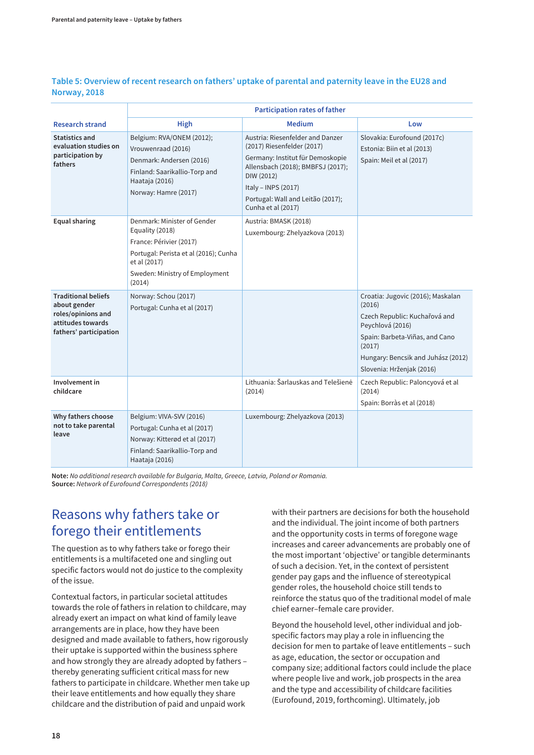**Table 5: Overview of recent research on fathers' uptake of parental and paternity leave in the EU28 and Norway, 2018**

| Research strand | Participation rates of father | | |
|---|---|---|---|
| | **High** | **Medium** | **Low** |
| **Statistics and evaluation studies on participation by fathers** | Belgium: RVA/ONEM (2012); Vrouwenraad (2016)<br>Denmark: Andersen (2016)<br>Finland: Saarikallio-Torp and Haataja (2016)<br>Norway: Hamre (2017) | Austria: Riesenfelder and Danzer (2017) Riesenfelder (2017)<br>Germany: Institut für Demoskopie Allensbach (2018); BMFSFJ (2017); DIW (2012)<br>Italy – INPS (2017)<br>Portugal: Wall and Leitão (2017); Cunha et al (2017) | Slovakia: Eurofound (2017c)<br>Estonia: Biin et al (2013)<br>Spain: Meil et al (2017) |
| **Equal sharing** | Denmark: Minister of Gender Equality (2018)<br>France: Périvier (2017)<br>Portugal: Perista et al (2016); Cunha et al (2017)<br>Sweden: Ministry of Employment (2014) | Austria: BMASK (2018)<br>Luxembourg: Zhelyazkova (2013) | |
| **Traditional beliefs about gender roles/opinions and attitudes towards fathers' participation** | Norway: Schou (2017)<br>Portugal: Cunha et al (2017) | | Croatia: Jugovic (2016); Maskalan (2016)<br>Czech Republic: Kuchařová and Peychlová (2016)<br>Spain: Barbeta-Viñas, and Cano (2017)<br>Hungary: Bencsik and Juhász (2012)<br>Slovenia: Hrženjak (2016) |
| **Involvement in childcare** | | Lithuania: Šarlauskas and Telešienė (2014) | Czech Republic: Paloncyová et al (2014)<br>Spain: Borràs et al (2018) |
| **Why fathers choose not to take parental leave** | Belgium: VIVA-SVV (2016)<br>Portugal: Cunha et al (2017)<br>Norway: Kitterød et al (2017)<br>Finland: Saarikallio-Torp and Haataja (2016) | Luxembourg: Zhelyazkova (2013) | |

**Note:** *No additional research available for Bulgaria, Malta, Greece, Latvia, Poland or Romania.*
**Source:** *Network of Eurofound Correspondents (2018)*

## Reasons why fathers take or forego their entitlements

The question as to why fathers take or forego their entitlements is a multifaceted one and singling out specific factors would not do justice to the complexity of the issue.

Contextual factors, in particular societal attitudes towards the role of fathers in relation to childcare, may already exert an impact on what kind of family leave arrangements are in place, how they have been designed and made available to fathers, how rigorously their uptake is supported within the business sphere and how strongly they are already adopted by fathers – thereby generating sufficient critical mass for new fathers to participate in childcare. Whether men take up their leave entitlements and how equally they share childcare and the distribution of paid and unpaid work with their partners are decisions for both the household and the individual. The joint income of both partners and the opportunity costs in terms of foregone wage increases and career advancements are probably one of the most important 'objective' or tangible determinants of such a decision. Yet, in the context of persistent gender pay gaps and the influence of stereotypical gender roles, the household choice still tends to reinforce the status quo of the traditional model of male chief earner–female care provider.

Beyond the household level, other individual and job-specific factors may play a role in influencing the decision for men to partake of leave entitlements – such as age, education, the sector or occupation and company size; additional factors could include the place where people live and work, job prospects in the area and the type and accessibility of childcare facilities (Eurofound, 2019, forthcoming). Ultimately, job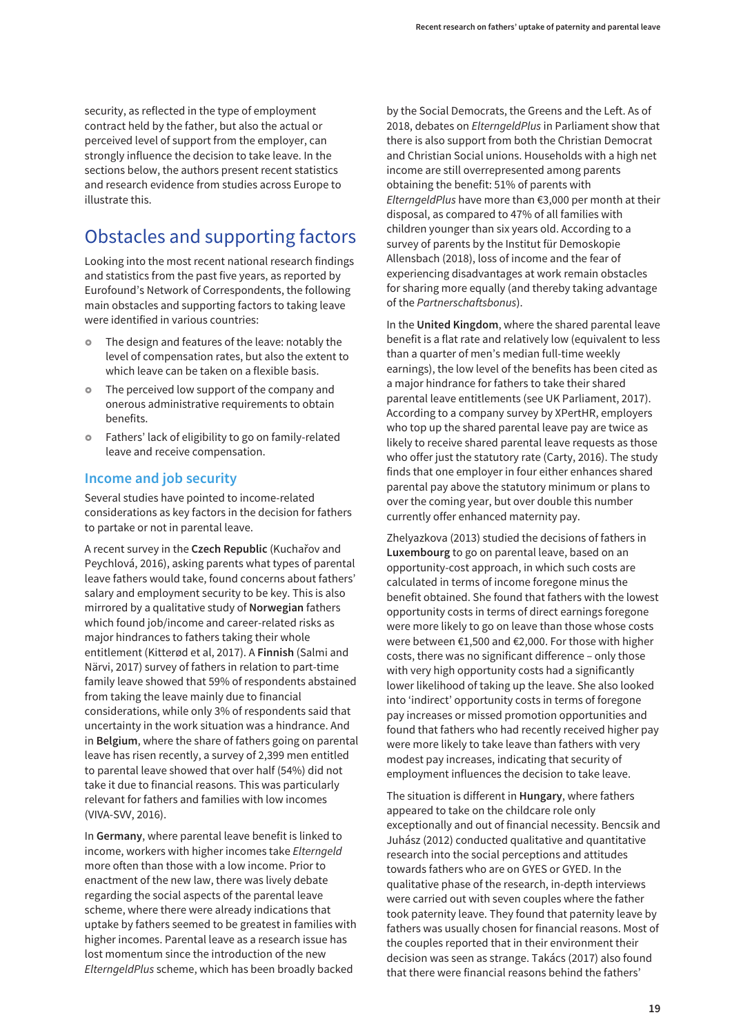security, as reflected in the type of employment contract held by the father, but also the actual or perceived level of support from the employer, can strongly influence the decision to take leave. In the sections below, the authors present recent statistics and research evidence from studies across Europe to illustrate this.

## Obstacles and supporting factors

Looking into the most recent national research findings and statistics from the past five years, as reported by Eurofound's Network of Correspondents, the following main obstacles and supporting factors to taking leave were identified in various countries:

- The design and features of the leave: notably the level of compensation rates, but also the extent to which leave can be taken on a flexible basis.
- The perceived low support of the company and onerous administrative requirements to obtain benefits.
- Fathers' lack of eligibility to go on family-related leave and receive compensation.

### Income and job security

Several studies have pointed to income-related considerations as key factors in the decision for fathers to partake or not in parental leave.

A recent survey in the **Czech Republic** (Kuchařov and Peychlová, 2016), asking parents what types of parental leave fathers would take, found concerns about fathers' salary and employment security to be key. This is also mirrored by a qualitative study of **Norwegian** fathers which found job/income and career-related risks as major hindrances to fathers taking their whole entitlement (Kitterød et al, 2017). A **Finnish** (Salmi and Närvi, 2017) survey of fathers in relation to part-time family leave showed that 59% of respondents abstained from taking the leave mainly due to financial considerations, while only 3% of respondents said that uncertainty in the work situation was a hindrance. And in **Belgium**, where the share of fathers going on parental leave has risen recently, a survey of 2,399 men entitled to parental leave showed that over half (54%) did not take it due to financial reasons. This was particularly relevant for fathers and families with low incomes (VIVA-SVV, 2016).

In **Germany**, where parental leave benefit is linked to income, workers with higher incomes take *Elterngeld* more often than those with a low income. Prior to enactment of the new law, there was lively debate regarding the social aspects of the parental leave scheme, where there were already indications that uptake by fathers seemed to be greatest in families with higher incomes. Parental leave as a research issue has lost momentum since the introduction of the new *ElterngeldPlus* scheme, which has been broadly backed by the Social Democrats, the Greens and the Left. As of 2018, debates on *ElterngeldPlus* in Parliament show that there is also support from both the Christian Democrat and Christian Social unions. Households with a high net income are still overrepresented among parents obtaining the benefit: 51% of parents with *ElterngeldPlus* have more than €3,000 per month at their disposal, as compared to 47% of all families with children younger than six years old. According to a survey of parents by the Institut für Demoskopie Allensbach (2018), loss of income and the fear of experiencing disadvantages at work remain obstacles for sharing more equally (and thereby taking advantage of the *Partnerschaftsbonus*).

In the **United Kingdom**, where the shared parental leave benefit is a flat rate and relatively low (equivalent to less than a quarter of men's median full-time weekly earnings), the low level of the benefits has been cited as a major hindrance for fathers to take their shared parental leave entitlements (see UK Parliament, 2017). According to a company survey by XPertHR, employers who top up the shared parental leave pay are twice as likely to receive shared parental leave requests as those who offer just the statutory rate (Carty, 2016). The study finds that one employer in four either enhances shared parental pay above the statutory minimum or plans to over the coming year, but over double this number currently offer enhanced maternity pay.

Zhelyazkova (2013) studied the decisions of fathers in **Luxembourg** to go on parental leave, based on an opportunity-cost approach, in which such costs are calculated in terms of income foregone minus the benefit obtained. She found that fathers with the lowest opportunity costs in terms of direct earnings foregone were more likely to go on leave than those whose costs were between €1,500 and €2,000. For those with higher costs, there was no significant difference – only those with very high opportunity costs had a significantly lower likelihood of taking up the leave. She also looked into 'indirect' opportunity costs in terms of foregone pay increases or missed promotion opportunities and found that fathers who had recently received higher pay were more likely to take leave than fathers with very modest pay increases, indicating that security of employment influences the decision to take leave.

The situation is different in **Hungary**, where fathers appeared to take on the childcare role only exceptionally and out of financial necessity. Bencsik and Juhász (2012) conducted qualitative and quantitative research into the social perceptions and attitudes towards fathers who are on GYES or GYED. In the qualitative phase of the research, in-depth interviews were carried out with seven couples where the father took paternity leave. They found that paternity leave by fathers was usually chosen for financial reasons. Most of the couples reported that in their environment their decision was seen as strange. Takács (2017) also found that there were financial reasons behind the fathers'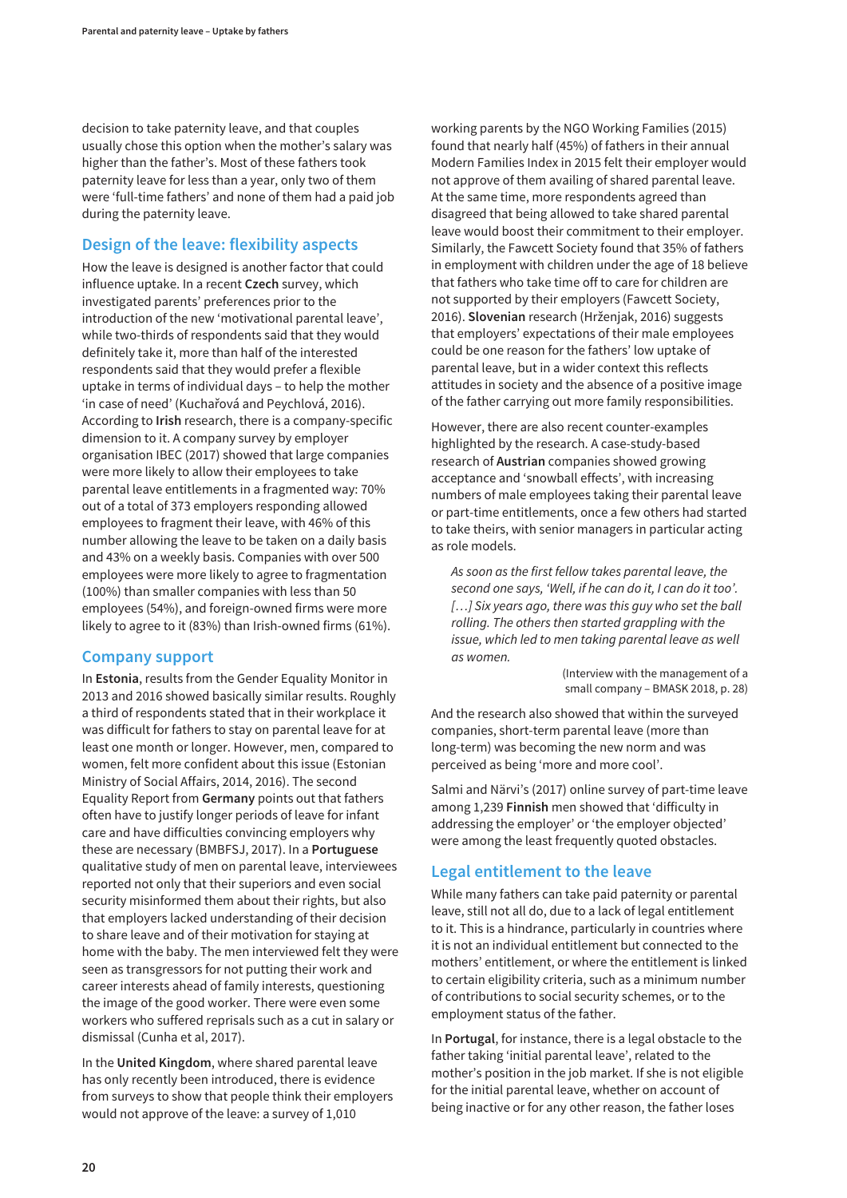decision to take paternity leave, and that couples usually chose this option when the mother's salary was higher than the father's. Most of these fathers took paternity leave for less than a year, only two of them were 'full-time fathers' and none of them had a paid job during the paternity leave.

## Design of the leave: flexibility aspects

How the leave is designed is another factor that could influence uptake. In a recent **Czech** survey, which investigated parents' preferences prior to the introduction of the new 'motivational parental leave', while two-thirds of respondents said that they would definitely take it, more than half of the interested respondents said that they would prefer a flexible uptake in terms of individual days – to help the mother 'in case of need' (Kuchařová and Peychlová, 2016). According to **Irish** research, there is a company-specific dimension to it. A company survey by employer organisation IBEC (2017) showed that large companies were more likely to allow their employees to take parental leave entitlements in a fragmented way: 70% out of a total of 373 employers responding allowed employees to fragment their leave, with 46% of this number allowing the leave to be taken on a daily basis and 43% on a weekly basis. Companies with over 500 employees were more likely to agree to fragmentation (100%) than smaller companies with less than 50 employees (54%), and foreign-owned firms were more likely to agree to it (83%) than Irish-owned firms (61%).

## Company support

In **Estonia**, results from the Gender Equality Monitor in 2013 and 2016 showed basically similar results. Roughly a third of respondents stated that in their workplace it was difficult for fathers to stay on parental leave for at least one month or longer. However, men, compared to women, felt more confident about this issue (Estonian Ministry of Social Affairs, 2014, 2016). The second Equality Report from **Germany** points out that fathers often have to justify longer periods of leave for infant care and have difficulties convincing employers why these are necessary (BMBFSJ, 2017). In a **Portuguese** qualitative study of men on parental leave, interviewees reported not only that their superiors and even social security misinformed them about their rights, but also that employers lacked understanding of their decision to share leave and of their motivation for staying at home with the baby. The men interviewed felt they were seen as transgressors for not putting their work and career interests ahead of family interests, questioning the image of the good worker. There were even some workers who suffered reprisals such as a cut in salary or dismissal (Cunha et al, 2017).

In the **United Kingdom**, where shared parental leave has only recently been introduced, there is evidence from surveys to show that people think their employers would not approve of the leave: a survey of 1,010 working parents by the NGO Working Families (2015) found that nearly half (45%) of fathers in their annual Modern Families Index in 2015 felt their employer would not approve of them availing of shared parental leave. At the same time, more respondents agreed than disagreed that being allowed to take shared parental leave would boost their commitment to their employer. Similarly, the Fawcett Society found that 35% of fathers in employment with children under the age of 18 believe that fathers who take time off to care for children are not supported by their employers (Fawcett Society, 2016). **Slovenian** research (Hrženjak, 2016) suggests that employers' expectations of their male employees could be one reason for the fathers' low uptake of parental leave, but in a wider context this reflects attitudes in society and the absence of a positive image of the father carrying out more family responsibilities.

However, there are also recent counter-examples highlighted by the research. A case-study-based research of **Austrian** companies showed growing acceptance and 'snowball effects', with increasing numbers of male employees taking their parental leave or part-time entitlements, once a few others had started to take theirs, with senior managers in particular acting as role models.

> *As soon as the first fellow takes parental leave, the second one says, 'Well, if he can do it, I can do it too'. […] Six years ago, there was this guy who set the ball rolling. The others then started grappling with the issue, which led to men taking parental leave as well as women.*
>
> (Interview with the management of a small company – BMASK 2018, p. 28)

And the research also showed that within the surveyed companies, short-term parental leave (more than long-term) was becoming the new norm and was perceived as being 'more and more cool'.

Salmi and Närvi's (2017) online survey of part-time leave among 1,239 **Finnish** men showed that 'difficulty in addressing the employer' or 'the employer objected' were among the least frequently quoted obstacles.

## Legal entitlement to the leave

While many fathers can take paid paternity or parental leave, still not all do, due to a lack of legal entitlement to it. This is a hindrance, particularly in countries where it is not an individual entitlement but connected to the mothers' entitlement, or where the entitlement is linked to certain eligibility criteria, such as a minimum number of contributions to social security schemes, or to the employment status of the father.

In **Portugal**, for instance, there is a legal obstacle to the father taking 'initial parental leave', related to the mother's position in the job market. If she is not eligible for the initial parental leave, whether on account of being inactive or for any other reason, the father loses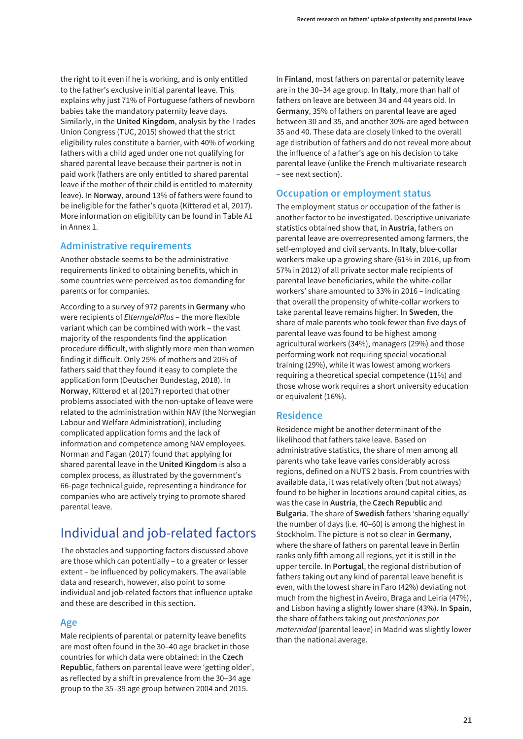the right to it even if he is working, and is only entitled to the father's exclusive initial parental leave. This explains why just 71% of Portuguese fathers of newborn babies take the mandatory paternity leave days. Similarly, in the **United Kingdom**, analysis by the Trades Union Congress (TUC, 2015) showed that the strict eligibility rules constitute a barrier, with 40% of working fathers with a child aged under one not qualifying for shared parental leave because their partner is not in paid work (fathers are only entitled to shared parental leave if the mother of their child is entitled to maternity leave). In **Norway**, around 13% of fathers were found to be ineligible for the father's quota (Kitterød et al, 2017). More information on eligibility can be found in Table A1 in Annex 1.

### Administrative requirements

Another obstacle seems to be the administrative requirements linked to obtaining benefits, which in some countries were perceived as too demanding for parents or for companies.

According to a survey of 972 parents in **Germany** who were recipients of *ElterngeldPlus* – the more flexible variant which can be combined with work – the vast majority of the respondents find the application procedure difficult, with slightly more men than women finding it difficult. Only 25% of mothers and 20% of fathers said that they found it easy to complete the application form (Deutscher Bundestag, 2018). In **Norway**, Kitterød et al (2017) reported that other problems associated with the non-uptake of leave were related to the administration within NAV (the Norwegian Labour and Welfare Administration), including complicated application forms and the lack of information and competence among NAV employees. Norman and Fagan (2017) found that applying for shared parental leave in the **United Kingdom** is also a complex process, as illustrated by the government's 66-page technical guide, representing a hindrance for companies who are actively trying to promote shared parental leave.

## Individual and job-related factors

The obstacles and supporting factors discussed above are those which can potentially – to a greater or lesser extent – be influenced by policymakers. The available data and research, however, also point to some individual and job-related factors that influence uptake and these are described in this section.

### Age

Male recipients of parental or paternity leave benefits are most often found in the 30–40 age bracket in those countries for which data were obtained: in the **Czech Republic**, fathers on parental leave were 'getting older', as reflected by a shift in prevalence from the 30–34 age group to the 35–39 age group between 2004 and 2015. In **Finland**, most fathers on parental or paternity leave are in the 30–34 age group. In **Italy**, more than half of fathers on leave are between 34 and 44 years old. In **Germany**, 35% of fathers on parental leave are aged between 30 and 35, and another 30% are aged between 35 and 40. These data are closely linked to the overall age distribution of fathers and do not reveal more about the influence of a father's age on his decision to take parental leave (unlike the French multivariate research – see next section).

### Occupation or employment status

The employment status or occupation of the father is another factor to be investigated. Descriptive univariate statistics obtained show that, in **Austria**, fathers on parental leave are overrepresented among farmers, the self-employed and civil servants. In **Italy**, blue-collar workers make up a growing share (61% in 2016, up from 57% in 2012) of all private sector male recipients of parental leave beneficiaries, while the white-collar workers' share amounted to 33% in 2016 – indicating that overall the propensity of white-collar workers to take parental leave remains higher. In **Sweden**, the share of male parents who took fewer than five days of parental leave was found to be highest among agricultural workers (34%), managers (29%) and those performing work not requiring special vocational training (29%), while it was lowest among workers requiring a theoretical special competence (11%) and those whose work requires a short university education or equivalent (16%).

### Residence

Residence might be another determinant of the likelihood that fathers take leave. Based on administrative statistics, the share of men among all parents who take leave varies considerably across regions, defined on a NUTS 2 basis. From countries with available data, it was relatively often (but not always) found to be higher in locations around capital cities, as was the case in **Austria**, the **Czech Republic** and **Bulgaria**. The share of **Swedish** fathers 'sharing equally' the number of days (i.e. 40–60) is among the highest in Stockholm. The picture is not so clear in **Germany**, where the share of fathers on parental leave in Berlin ranks only fifth among all regions, yet it is still in the upper tercile. In **Portugal**, the regional distribution of fathers taking out any kind of parental leave benefit is even, with the lowest share in Faro (42%) deviating not much from the highest in Aveiro, Braga and Leiria (47%), and Lisbon having a slightly lower share (43%). In **Spain**, the share of fathers taking out *prestaciones por maternidad* (parental leave) in Madrid was slightly lower than the national average.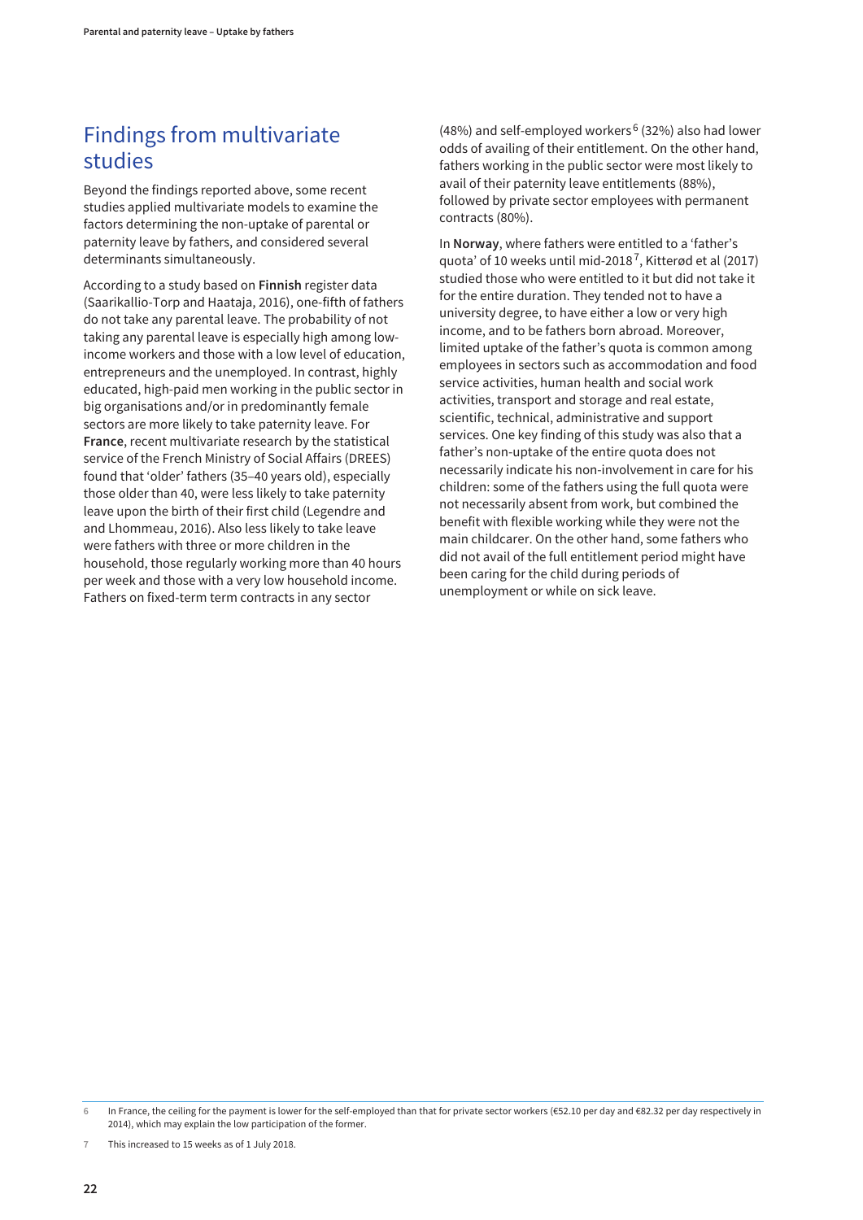## Findings from multivariate studies

Beyond the findings reported above, some recent studies applied multivariate models to examine the factors determining the non-uptake of parental or paternity leave by fathers, and considered several determinants simultaneously.

According to a study based on **Finnish** register data (Saarikallio-Torp and Haataja, 2016), one-fifth of fathers do not take any parental leave. The probability of not taking any parental leave is especially high among low-income workers and those with a low level of education, entrepreneurs and the unemployed. In contrast, highly educated, high-paid men working in the public sector in big organisations and/or in predominantly female sectors are more likely to take paternity leave. For **France**, recent multivariate research by the statistical service of the French Ministry of Social Affairs (DREES) found that 'older' fathers (35–40 years old), especially those older than 40, were less likely to take paternity leave upon the birth of their first child (Legendre and and Lhommeau, 2016). Also less likely to take leave were fathers with three or more children in the household, those regularly working more than 40 hours per week and those with a very low household income. Fathers on fixed-term term contracts in any sector (48%) and self-employed workers[6] (32%) also had lower odds of availing of their entitlement. On the other hand, fathers working in the public sector were most likely to avail of their paternity leave entitlements (88%), followed by private sector employees with permanent contracts (80%).

In **Norway**, where fathers were entitled to a 'father's quota' of 10 weeks until mid-2018[7], Kitterød et al (2017) studied those who were entitled to it but did not take it for the entire duration. They tended not to have a university degree, to have either a low or very high income, and to be fathers born abroad. Moreover, limited uptake of the father's quota is common among employees in sectors such as accommodation and food service activities, human health and social work activities, transport and storage and real estate, scientific, technical, administrative and support services. One key finding of this study was also that a father's non-uptake of the entire quota does not necessarily indicate his non-involvement in care for his children: some of the fathers using the full quota were not necessarily absent from work, but combined the benefit with flexible working while they were not the main childcarer. On the other hand, some fathers who did not avail of the full entitlement period might have been caring for the child during periods of unemployment or while on sick leave.

6 In France, the ceiling for the payment is lower for the self-employed than that for private sector workers (€52.10 per day and €82.32 per day respectively in 2014), which may explain the low participation of the former.

7 This increased to 15 weeks as of 1 July 2018.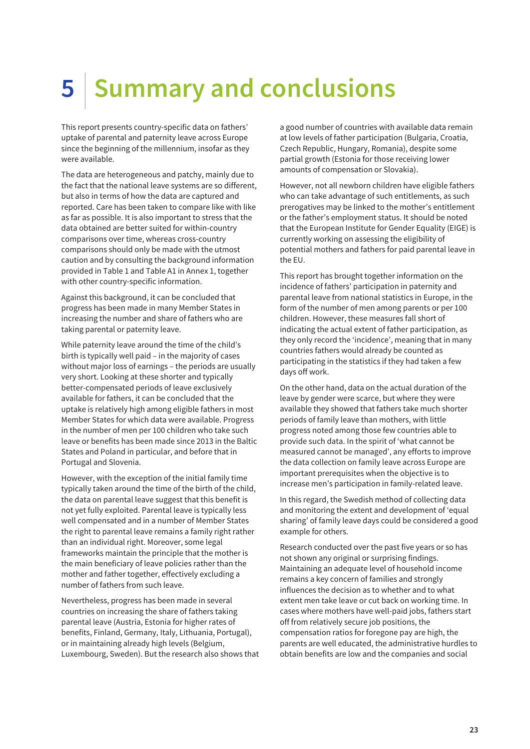# 5 Summary and conclusions

This report presents country-specific data on fathers' uptake of parental and paternity leave across Europe since the beginning of the millennium, insofar as they were available.

The data are heterogeneous and patchy, mainly due to the fact that the national leave systems are so different, but also in terms of how the data are captured and reported. Care has been taken to compare like with like as far as possible. It is also important to stress that the data obtained are better suited for within-country comparisons over time, whereas cross-country comparisons should only be made with the utmost caution and by consulting the background information provided in Table 1 and Table A1 in Annex 1, together with other country-specific information.

Against this background, it can be concluded that progress has been made in many Member States in increasing the number and share of fathers who are taking parental or paternity leave.

While paternity leave around the time of the child's birth is typically well paid – in the majority of cases without major loss of earnings – the periods are usually very short. Looking at these shorter and typically better-compensated periods of leave exclusively available for fathers, it can be concluded that the uptake is relatively high among eligible fathers in most Member States for which data were available. Progress in the number of men per 100 children who take such leave or benefits has been made since 2013 in the Baltic States and Poland in particular, and before that in Portugal and Slovenia.

However, with the exception of the initial family time typically taken around the time of the birth of the child, the data on parental leave suggest that this benefit is not yet fully exploited. Parental leave is typically less well compensated and in a number of Member States the right to parental leave remains a family right rather than an individual right. Moreover, some legal frameworks maintain the principle that the mother is the main beneficiary of leave policies rather than the mother and father together, effectively excluding a number of fathers from such leave.

Nevertheless, progress has been made in several countries on increasing the share of fathers taking parental leave (Austria, Estonia for higher rates of benefits, Finland, Germany, Italy, Lithuania, Portugal), or in maintaining already high levels (Belgium, Luxembourg, Sweden). But the research also shows that a good number of countries with available data remain at low levels of father participation (Bulgaria, Croatia, Czech Republic, Hungary, Romania), despite some partial growth (Estonia for those receiving lower amounts of compensation or Slovakia).

However, not all newborn children have eligible fathers who can take advantage of such entitlements, as such prerogatives may be linked to the mother's entitlement or the father's employment status. It should be noted that the European Institute for Gender Equality (EIGE) is currently working on assessing the eligibility of potential mothers and fathers for paid parental leave in the EU.

This report has brought together information on the incidence of fathers' participation in paternity and parental leave from national statistics in Europe, in the form of the number of men among parents or per 100 children. However, these measures fall short of indicating the actual extent of father participation, as they only record the 'incidence', meaning that in many countries fathers would already be counted as participating in the statistics if they had taken a few days off work.

On the other hand, data on the actual duration of the leave by gender were scarce, but where they were available they showed that fathers take much shorter periods of family leave than mothers, with little progress noted among those few countries able to provide such data. In the spirit of 'what cannot be measured cannot be managed', any efforts to improve the data collection on family leave across Europe are important prerequisites when the objective is to increase men's participation in family-related leave.

In this regard, the Swedish method of collecting data and monitoring the extent and development of 'equal sharing' of family leave days could be considered a good example for others.

Research conducted over the past five years or so has not shown any original or surprising findings. Maintaining an adequate level of household income remains a key concern of families and strongly influences the decision as to whether and to what extent men take leave or cut back on working time. In cases where mothers have well-paid jobs, fathers start off from relatively secure job positions, the compensation ratios for foregone pay are high, the parents are well educated, the administrative hurdles to obtain benefits are low and the companies and social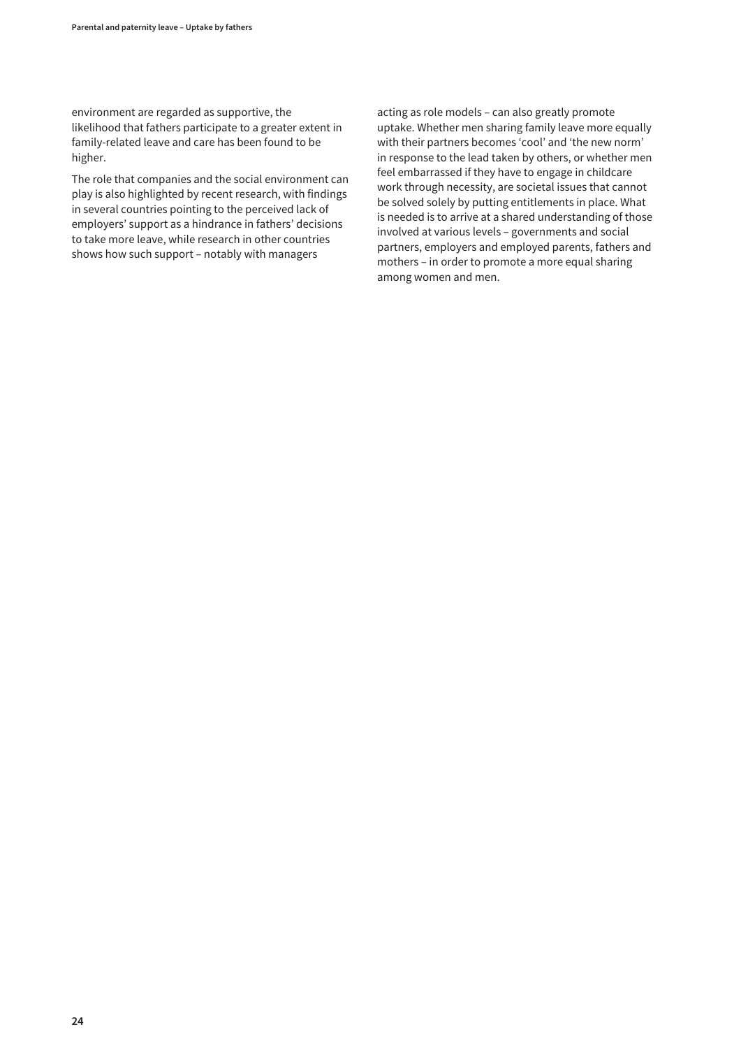environment are regarded as supportive, the likelihood that fathers participate to a greater extent in family-related leave and care has been found to be higher.

The role that companies and the social environment can play is also highlighted by recent research, with findings in several countries pointing to the perceived lack of employers' support as a hindrance in fathers' decisions to take more leave, while research in other countries shows how such support – notably with managers acting as role models – can also greatly promote uptake. Whether men sharing family leave more equally with their partners becomes 'cool' and 'the new norm' in response to the lead taken by others, or whether men feel embarrassed if they have to engage in childcare work through necessity, are societal issues that cannot be solved solely by putting entitlements in place. What is needed is to arrive at a shared understanding of those involved at various levels – governments and social partners, employers and employed parents, fathers and mothers – in order to promote a more equal sharing among women and men.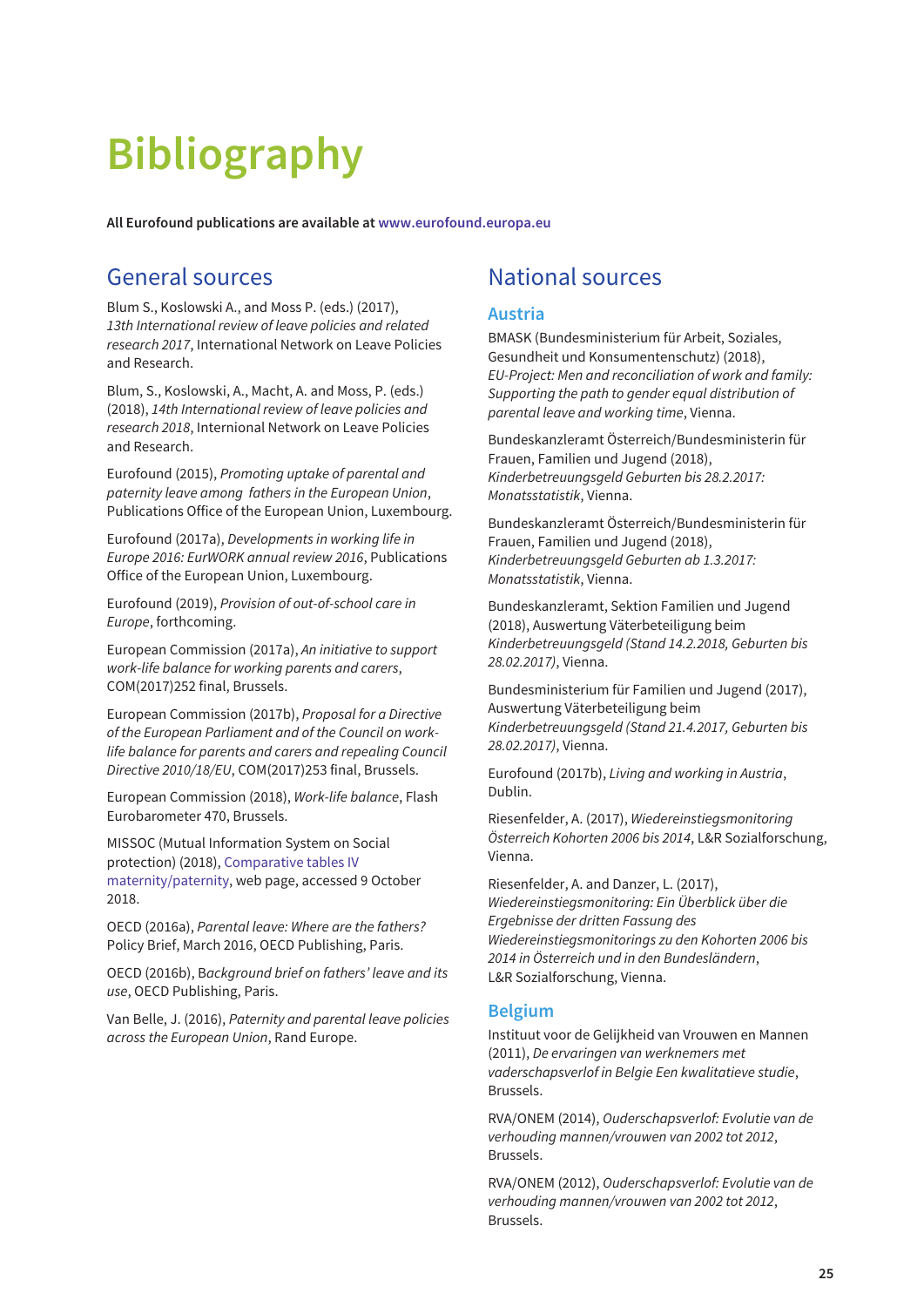# Bibliography

**All Eurofound publications are available at www.eurofound.europa.eu**

## General sources

Blum S., Koslowski A., and Moss P. (eds.) (2017), *13th International review of leave policies and related research 2017*, International Network on Leave Policies and Research.

Blum, S., Koslowski, A., Macht, A. and Moss, P. (eds.) (2018), *14th International review of leave policies and research 2018*, Internional Network on Leave Policies and Research.

Eurofound (2015), *Promoting uptake of parental and paternity leave among fathers in the European Union*, Publications Office of the European Union, Luxembourg.

Eurofound (2017a), *Developments in working life in Europe 2016: EurWORK annual review 2016*, Publications Office of the European Union, Luxembourg.

Eurofound (2019), *Provision of out-of-school care in Europe*, forthcoming.

European Commission (2017a), *An initiative to support work-life balance for working parents and carers*, COM(2017)252 final, Brussels.

European Commission (2017b), *Proposal for a Directive of the European Parliament and of the Council on work-life balance for parents and carers and repealing Council Directive 2010/18/EU*, COM(2017)253 final, Brussels.

European Commission (2018), *Work-life balance*, Flash Eurobarometer 470, Brussels.

MISSOC (Mutual Information System on Social protection) (2018), Comparative tables IV maternity/paternity, web page, accessed 9 October 2018.

OECD (2016a), *Parental leave: Where are the fathers?* Policy Brief, March 2016, OECD Publishing, Paris.

OECD (2016b), *Background brief on fathers' leave and its use*, OECD Publishing, Paris.

Van Belle, J. (2016), *Paternity and parental leave policies across the European Union*, Rand Europe.

## National sources

### Austria

BMASK (Bundesministerium für Arbeit, Soziales, Gesundheit und Konsumentenschutz) (2018), *EU-Project: Men and reconciliation of work and family: Supporting the path to gender equal distribution of parental leave and working time*, Vienna.

Bundeskanzleramt Österreich/Bundesministerin für Frauen, Familien und Jugend (2018), *Kinderbetreuungsgeld Geburten bis 28.2.2017: Monatsstatistik*, Vienna.

Bundeskanzleramt Österreich/Bundesministerin für Frauen, Familien und Jugend (2018), *Kinderbetreuungsgeld Geburten ab 1.3.2017: Monatsstatistik*, Vienna.

Bundeskanzleramt, Sektion Familien und Jugend (2018), Auswertung Väterbeteiligung beim *Kinderbetreuungsgeld (Stand 14.2.2018, Geburten bis 28.02.2017)*, Vienna.

Bundesministerium für Familien und Jugend (2017), Auswertung Väterbeteiligung beim *Kinderbetreuungsgeld (Stand 21.4.2017, Geburten bis 28.02.2017)*, Vienna.

Eurofound (2017b), *Living and working in Austria*, Dublin.

Riesenfelder, A. (2017), *Wiedereinstiegsmonitoring Österreich Kohorten 2006 bis 2014*, L&R Sozialforschung, Vienna.

Riesenfelder, A. and Danzer, L. (2017), *Wiedereinstiegsmonitoring: Ein Überblick über die Ergebnisse der dritten Fassung des Wiedereinstiegsmonitorings zu den Kohorten 2006 bis 2014 in Österreich und in den Bundesländern*, L&R Sozialforschung, Vienna.

### Belgium

Instituut voor de Gelijkheid van Vrouwen en Mannen (2011), *De ervaringen van werknemers met vaderschapsverlof in Belgie Een kwalitatieve studie*, Brussels.

RVA/ONEM (2014), *Ouderschapsverlof: Evolutie van de verhouding mannen/vrouwen van 2002 tot 2012*, Brussels.

RVA/ONEM (2012), *Ouderschapsverlof: Evolutie van de verhouding mannen/vrouwen van 2002 tot 2012*, Brussels.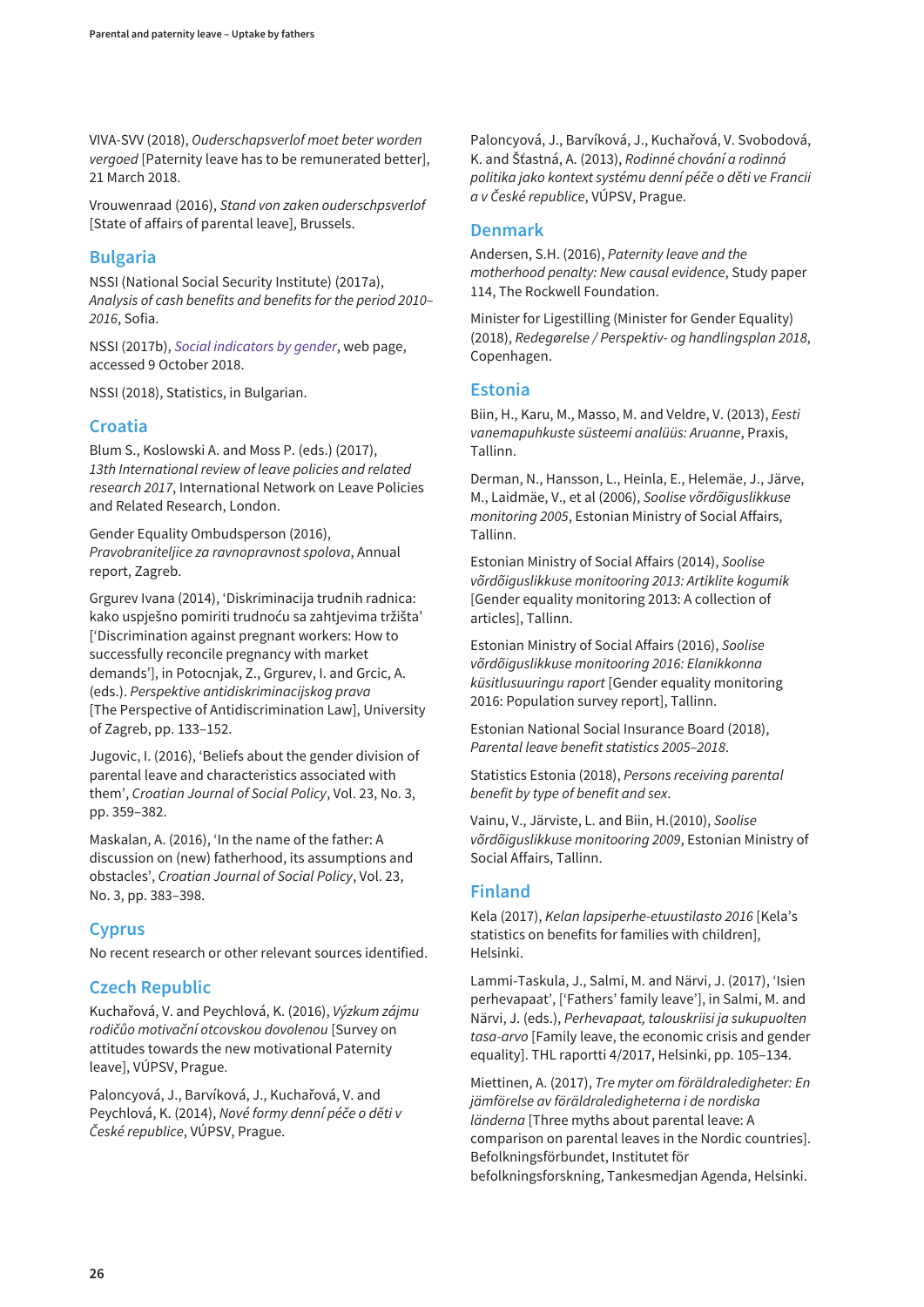VIVA-SVV (2018), *Ouderschapsverlof moet beter worden vergoed* [Paternity leave has to be remunerated better], 21 March 2018.

Vrouwenraad (2016), *Stand von zaken ouderschpsverlof* [State of affairs of parental leave], Brussels.

## Bulgaria

NSSI (National Social Security Institute) (2017a), *Analysis of cash benefits and benefits for the period 2010–2016*, Sofia.

NSSI (2017b), *Social indicators by gender*, web page, accessed 9 October 2018.

NSSI (2018), Statistics, in Bulgarian.

## Croatia

Blum S., Koslowski A. and Moss P. (eds.) (2017), *13th International review of leave policies and related research 2017*, International Network on Leave Policies and Related Research, London.

Gender Equality Ombudsperson (2016), *Pravobraniteljice za ravnopravnost spolova*, Annual report, Zagreb.

Grgurev Ivana (2014), 'Diskriminacija trudnih radnica: kako uspješno pomiriti trudnoću sa zahtjevima tržišta' ['Discrimination against pregnant workers: How to successfully reconcile pregnancy with market demands'], in Potocnjak, Z., Grgurev, I. and Grcic, A. (eds.). *Perspektive antidiskriminacijskog prava* [The Perspective of Antidiscrimination Law], University of Zagreb, pp. 133–152.

Jugovic, I. (2016), 'Beliefs about the gender division of parental leave and characteristics associated with them', *Croatian Journal of Social Policy*, Vol. 23, No. 3, pp. 359–382.

Maskalan, A. (2016), 'In the name of the father: A discussion on (new) fatherhood, its assumptions and obstacles', *Croatian Journal of Social Policy*, Vol. 23, No. 3, pp. 383–398.

## Cyprus

No recent research or other relevant sources identified.

## Czech Republic

Kuchařová, V. and Peychlová, K. (2016), *Výzkum zájmu rodičůo motivační otcovskou dovolenou* [Survey on attitudes towards the new motivational Paternity leave], VÚPSV, Prague.

Paloncyová, J., Barvíková, J., Kuchařová, V. and Peychlová, K. (2014), *Nové formy denní péče o děti v České republice*, VÚPSV, Prague.

Paloncyová, J., Barvíková, J., Kuchařová, V. Svobodová, K. and Šťastná, A. (2013), *Rodinné chování a rodinná politika jako kontext systému denní péče o děti ve Francii a v České republice*, VÚPSV, Prague.

## Denmark

Andersen, S.H. (2016), *Paternity leave and the motherhood penalty: New causal evidence*, Study paper 114, The Rockwell Foundation.

Minister for Ligestilling (Minister for Gender Equality) (2018), *Redegørelse / Perspektiv- og handlingsplan 2018*, Copenhagen.

## Estonia

Biin, H., Karu, M., Masso, M. and Veldre, V. (2013), *Eesti vanemapuhkuste süsteemi analüüs: Aruanne*, Praxis, Tallinn.

Derman, N., Hansson, L., Heinla, E., Helemäe, J., Järve, M., Laidmäe, V., et al (2006), *Soolise võrdõiguslikkuse monitoring 2005*, Estonian Ministry of Social Affairs, Tallinn.

Estonian Ministry of Social Affairs (2014), *Soolise võrdõiguslikkuse monitooring 2013: Artiklite kogumik* [Gender equality monitoring 2013: A collection of articles], Tallinn.

Estonian Ministry of Social Affairs (2016), *Soolise võrdõiguslikkuse monitooring 2016: Elanikkonna küsitlusuuringu raport* [Gender equality monitoring 2016: Population survey report], Tallinn.

Estonian National Social Insurance Board (2018), *Parental leave benefit statistics 2005–2018*.

Statistics Estonia (2018), *Persons receiving parental benefit by type of benefit and sex*.

Vainu, V., Järviste, L. and Biin, H.(2010), *Soolise võrdõiguslikkuse monitooring 2009*, Estonian Ministry of Social Affairs, Tallinn.

## Finland

Kela (2017), *Kelan lapsiperhe-etuustilasto 2016* [Kela's statistics on benefits for families with children], Helsinki.

Lammi-Taskula, J., Salmi, M. and Närvi, J. (2017), 'Isien perhevapaat', ['Fathers' family leave'], in Salmi, M. and Närvi, J. (eds.), *Perhevapaat, talouskriisi ja sukupuolten tasa-arvo* [Family leave, the economic crisis and gender equality]. THL raportti 4/2017, Helsinki, pp. 105–134.

Miettinen, A. (2017), *Tre myter om föräldraledigheter: En jämförelse av föräldraledigheterna i de nordiska länderna* [Three myths about parental leave: A comparison on parental leaves in the Nordic countries]. Befolkningsförbundet, Institutet för befolkningsforskning, Tankesmedjan Agenda, Helsinki.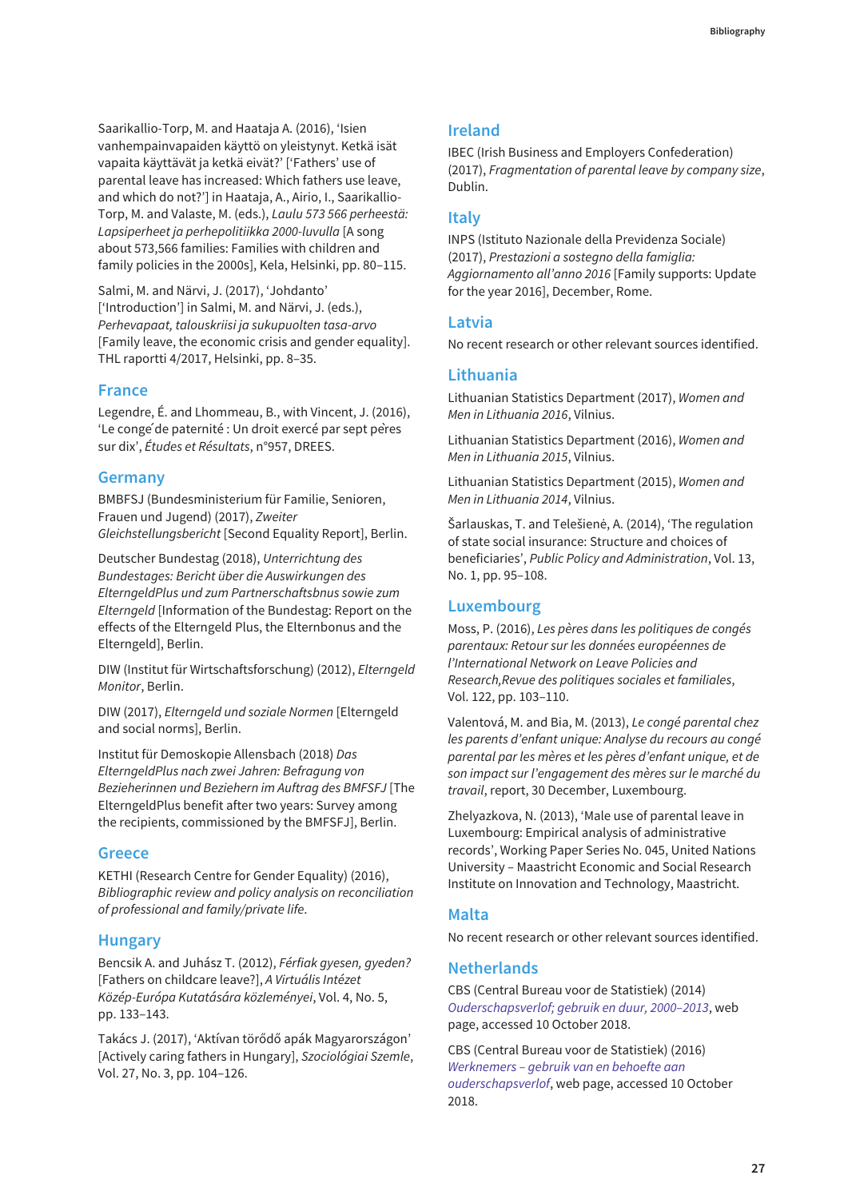Saarikallio-Torp, M. and Haataja A. (2016), 'Isien vanhempainvapaiden käyttö on yleistynyt. Ketkä isät vapaita käyttävät ja ketkä eivät?' ['Fathers' use of parental leave has increased: Which fathers use leave, and which do not?'] in Haataja, A., Airio, I., Saarikallio-Torp, M. and Valaste, M. (eds.), *Laulu 573 566 perheestä: Lapsiperheet ja perhepolitiikka 2000-luvulla* [A song about 573,566 families: Families with children and family policies in the 2000s], Kela, Helsinki, pp. 80–115.

Salmi, M. and Närvi, J. (2017), 'Johdanto' ['Introduction'] in Salmi, M. and Närvi, J. (eds.), *Perhevapaat, talouskriisi ja sukupuolten tasa-arvo* [Family leave, the economic crisis and gender equality]. THL raportti 4/2017, Helsinki, pp. 8–35.

## France

Legendre, É. and Lhommeau, B., with Vincent, J. (2016), 'Le conge´de paternité : Un droit exercé par sept pères sur dix', *Études et Résultats*, n°957, DREES.

## Germany

BMFSFJ (Bundesministerium für Familie, Senioren, Frauen und Jugend) (2017), *Zweiter Gleichstellungsbericht* [Second Equality Report], Berlin.

Deutscher Bundestag (2018), *Unterrichtung des Bundestages: Bericht über die Auswirkungen des ElterngeldPlus und zum Partnerschaftsbnus sowie zum Elterngeld* [Information of the Bundestag: Report on the effects of the Elterngeld Plus, the Elternbonus and the Elterngeld], Berlin.

DIW (Institut für Wirtschaftsforschung) (2012), *Elterngeld Monitor*, Berlin.

DIW (2017), *Elterngeld und soziale Normen* [Elterngeld and social norms], Berlin.

Institut für Demoskopie Allensbach (2018) *Das ElterngeldPlus nach zwei Jahren: Befragung von Bezieherinnen und Beziehern im Auftrag des BMFSFJ* [The ElterngeldPlus benefit after two years: Survey among the recipients, commissioned by the BMFSFJ], Berlin.

## Greece

KETHI (Research Centre for Gender Equality) (2016), *Bibliographic review and policy analysis on reconciliation of professional and family/private life.*

## Hungary

Bencsik A. and Juhász T. (2012), *Férfiak gyesen, gyeden?* [Fathers on childcare leave?], *A Virtuális Intézet Közép-Európa Kutatására közleményei*, Vol. 4, No. 5, pp. 133–143.

Takács J. (2017), 'Aktívan törődő apák Magyarországon' [Actively caring fathers in Hungary], *Szociológiai Szemle*, Vol. 27, No. 3, pp. 104–126.

## Ireland

IBEC (Irish Business and Employers Confederation) (2017), *Fragmentation of parental leave by company size*, Dublin.

## Italy

INPS (Istituto Nazionale della Previdenza Sociale) (2017), *Prestazioni a sostegno della famiglia: Aggiornamento all'anno 2016* [Family supports: Update for the year 2016], December, Rome.

## Latvia

No recent research or other relevant sources identified.

## Lithuania

Lithuanian Statistics Department (2017), *Women and Men in Lithuania 2016*, Vilnius.

Lithuanian Statistics Department (2016), *Women and Men in Lithuania 2015*, Vilnius.

Lithuanian Statistics Department (2015), *Women and Men in Lithuania 2014*, Vilnius.

Šarlauskas, T. and Telešienė, A. (2014), 'The regulation of state social insurance: Structure and choices of beneficiaries', *Public Policy and Administration*, Vol. 13, No. 1, pp. 95–108.

## Luxembourg

Moss, P. (2016), *Les pères dans les politiques de congés parentaux: Retour sur les données européennes de l'International Network on Leave Policies and Research,Revue des politiques sociales et familiales*, Vol. 122, pp. 103–110.

Valentová, M. and Bia, M. (2013), *Le congé parental chez les parents d'enfant unique: Analyse du recours au congé parental par les mères et les pères d'enfant unique, et de son impact sur l'engagement des mères sur le marché du travail*, report, 30 December, Luxembourg.

Zhelyazkova, N. (2013), 'Male use of parental leave in Luxembourg: Empirical analysis of administrative records', Working Paper Series No. 045, United Nations University – Maastricht Economic and Social Research Institute on Innovation and Technology, Maastricht.

## Malta

No recent research or other relevant sources identified.

## Netherlands

CBS (Central Bureau voor de Statistiek) (2014) *Ouderschapsverlof; gebruik en duur, 2000–2013*, web page, accessed 10 October 2018.

CBS (Central Bureau voor de Statistiek) (2016) *Werknemers – gebruik van en behoefte aan ouderschapsverlof*, web page, accessed 10 October 2018.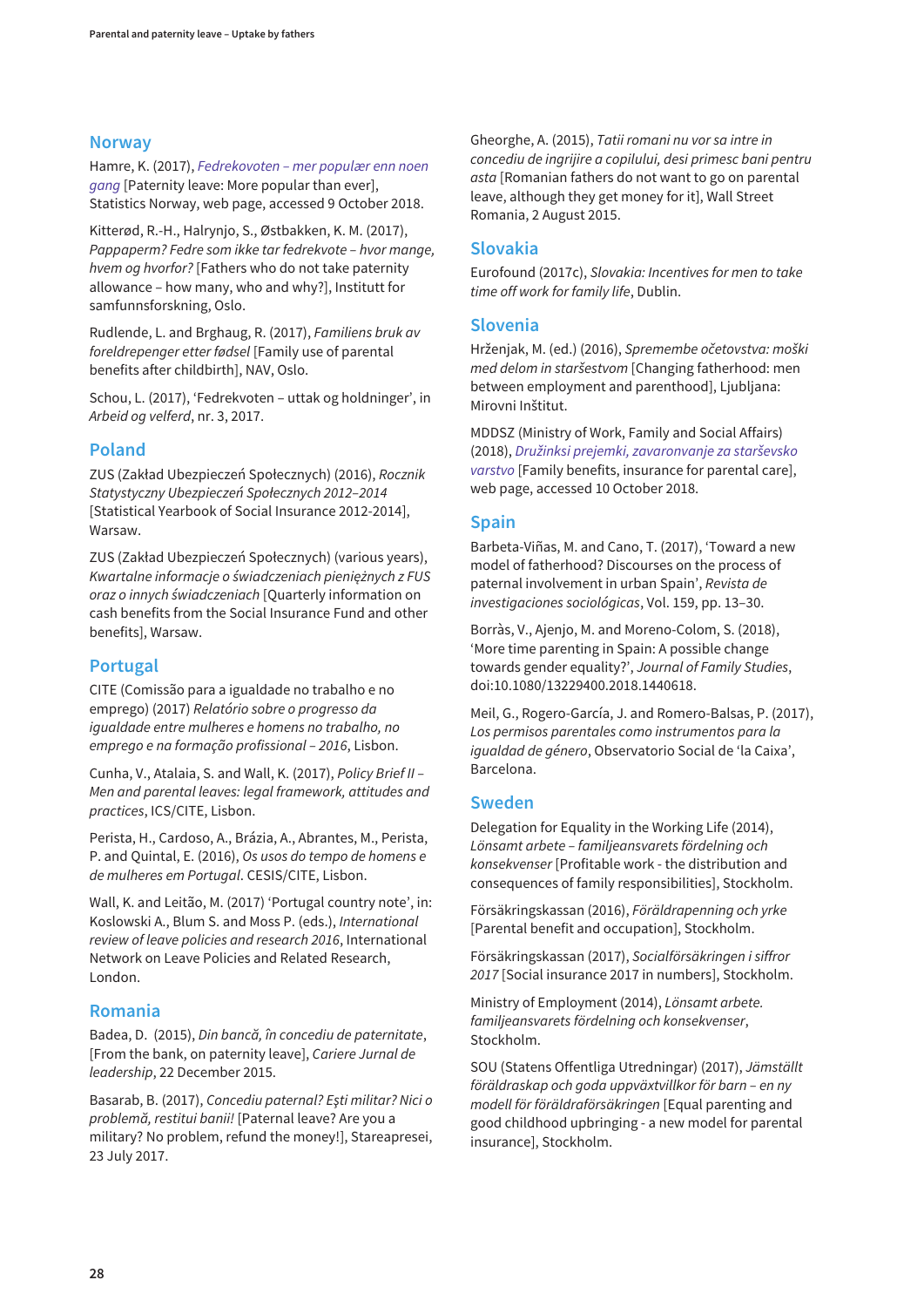## Norway

Hamre, K. (2017), *Fedrekovoten – mer populær enn noen gang* [Paternity leave: More popular than ever], Statistics Norway, web page, accessed 9 October 2018.

Kitterød, R.-H., Halrynjo, S., Østbakken, K. M. (2017), *Pappaperm? Fedre som ikke tar fedrekvote – hvor mange, hvem og hvorfor?* [Fathers who do not take paternity allowance – how many, who and why?], Institutt for samfunnsforskning, Oslo.

Rudlende, L. and Brghaug, R. (2017), *Familiens bruk av foreldrepenger etter fødsel* [Family use of parental benefits after childbirth], NAV, Oslo.

Schou, L. (2017), 'Fedrekvoten – uttak og holdninger', in *Arbeid og velferd*, nr. 3, 2017.

## Poland

ZUS (Zakład Ubezpieczeń Społecznych) (2016), *Rocznik Statystyczny Ubezpieczeń Społecznych 2012–2014* [Statistical Yearbook of Social Insurance 2012-2014], Warsaw.

ZUS (Zakład Ubezpieczeń Społecznych) (various years), *Kwartalne informacje o świadczeniach pieniężnych z FUS oraz o innych świadczeniach* [Quarterly information on cash benefits from the Social Insurance Fund and other benefits], Warsaw.

## Portugal

CITE (Comissão para a igualdade no trabalho e no emprego) (2017) *Relatório sobre o progresso da igualdade entre mulheres e homens no trabalho, no emprego e na formação profissional – 2016*, Lisbon.

Cunha, V., Atalaia, S. and Wall, K. (2017), *Policy Brief II – Men and parental leaves: legal framework, attitudes and practices*, ICS/CITE, Lisbon.

Perista, H., Cardoso, A., Brázia, A., Abrantes, M., Perista, P. and Quintal, E. (2016), *Os usos do tempo de homens e de mulheres em Portugal*. CESIS/CITE, Lisbon.

Wall, K. and Leitão, M. (2017) 'Portugal country note', in: Koslowski A., Blum S. and Moss P. (eds.), *International review of leave policies and research 2016*, International Network on Leave Policies and Related Research, London.

## Romania

Badea, D. (2015), *Din bancă, în concediu de paternitate*, [From the bank, on paternity leave], *Cariere Jurnal de leadership*, 22 December 2015.

Basarab, B. (2017), *Concediu paternal? Eşti militar? Nici o problemă, restitui banii!* [Paternal leave? Are you a military? No problem, refund the money!], Stareapresei, 23 July 2017.

Gheorghe, A. (2015), *Tatii romani nu vor sa intre in concediu de ingrijire a copilului, desi primesc bani pentru asta* [Romanian fathers do not want to go on parental leave, although they get money for it], Wall Street Romania, 2 August 2015.

## Slovakia

Eurofound (2017c), *Slovakia: Incentives for men to take time off work for family life*, Dublin.

## Slovenia

Hrženjak, M. (ed.) (2016), *Spremembe očetovstva: moški med delom in starševstvom* [Changing fatherhood: men between employment and parenthood], Ljubljana: Mirovni Inštitut.

MDDSZ (Ministry of Work, Family and Social Affairs) (2018), *Družinksi prejemki, zavaronvanje za starševsko varstvo* [Family benefits, insurance for parental care], web page, accessed 10 October 2018.

## Spain

Barbeta-Viñas, M. and Cano, T. (2017), 'Toward a new model of fatherhood? Discourses on the process of paternal involvement in urban Spain', *Revista de investigaciones sociológicas*, Vol. 159, pp. 13–30.

Borràs, V., Ajenjo, M. and Moreno-Colom, S. (2018), 'More time parenting in Spain: A possible change towards gender equality?', *Journal of Family Studies*, doi:10.1080/13229400.2018.1440618.

Meil, G., Rogero-García, J. and Romero-Balsas, P. (2017), *Los permisos parentales como instrumentos para la igualdad de género*, Observatorio Social de 'la Caixa', Barcelona.

## Sweden

Delegation for Equality in the Working Life (2014), *Lönsamt arbete – familjeansvarets fördelning och konsekvenser* [Profitable work - the distribution and consequences of family responsibilities], Stockholm.

Försäkringskassan (2016), *Föräldrapenning och yrke* [Parental benefit and occupation], Stockholm.

Försäkringskassan (2017), *Socialförsäkringen i siffror 2017* [Social insurance 2017 in numbers], Stockholm.

Ministry of Employment (2014), *Lönsamt arbete. familjeansvarets fördelning och konsekvenser*, Stockholm.

SOU (Statens Offentliga Utredningar) (2017), *Jämställt föräldraskap och goda uppväxtvillkor för barn – en ny modell för föräldraförsäkringen* [Equal parenting and good childhood upbringing - a new model for parental insurance], Stockholm.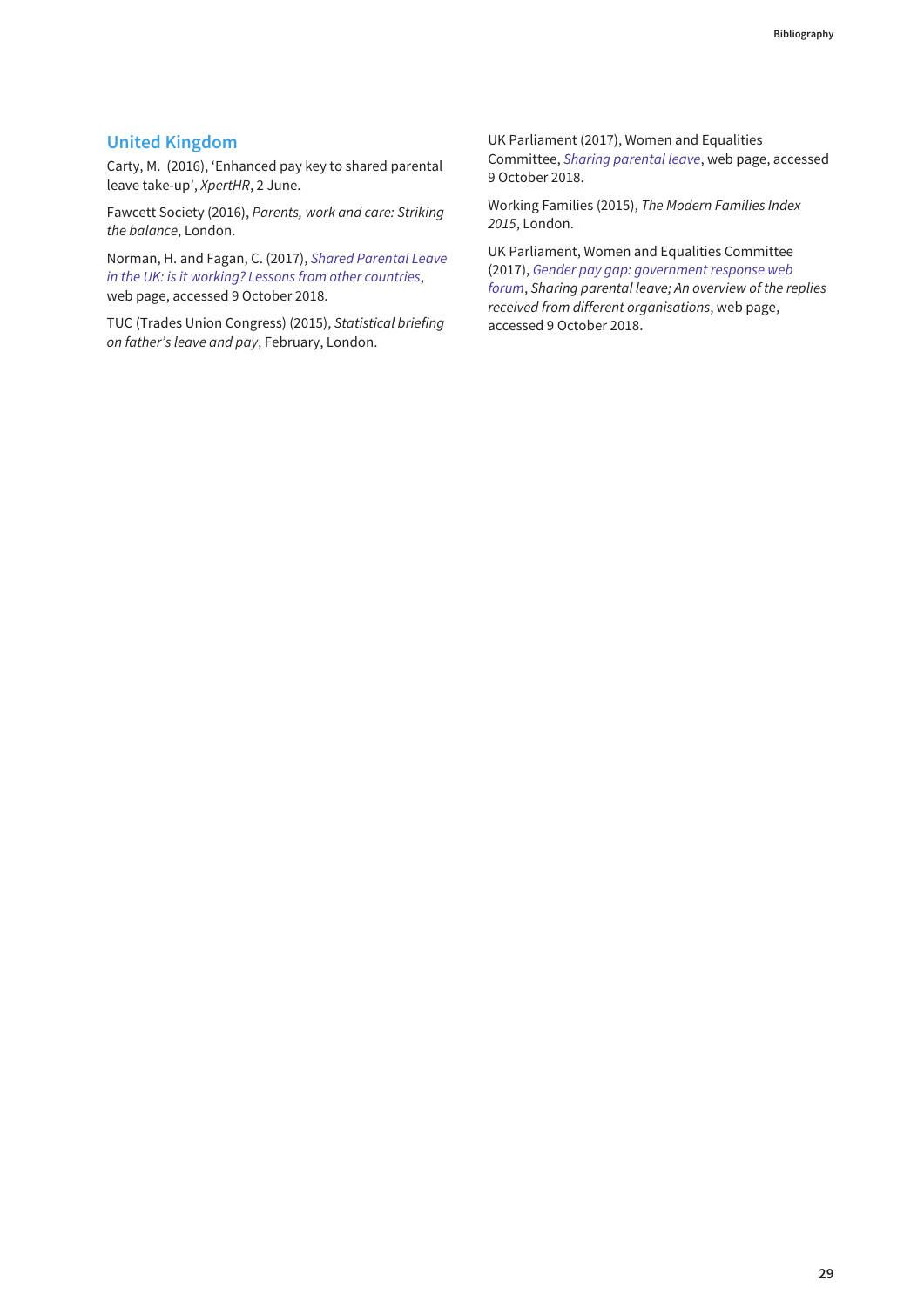## United Kingdom

Carty, M. (2016), 'Enhanced pay key to shared parental leave take-up', *XpertHR*, 2 June.

Fawcett Society (2016), *Parents, work and care: Striking the balance*, London.

Norman, H. and Fagan, C. (2017), *Shared Parental Leave in the UK: is it working? Lessons from other countries*, web page, accessed 9 October 2018.

TUC (Trades Union Congress) (2015), *Statistical briefing on father's leave and pay*, February, London.

UK Parliament (2017), Women and Equalities Committee, *Sharing parental leave*, web page, accessed 9 October 2018.

Working Families (2015), *The Modern Families Index 2015*, London.

UK Parliament, Women and Equalities Committee (2017), *Gender pay gap: government response web forum*, *Sharing parental leave; An overview of the replies received from different organisations*, web page, accessed 9 October 2018.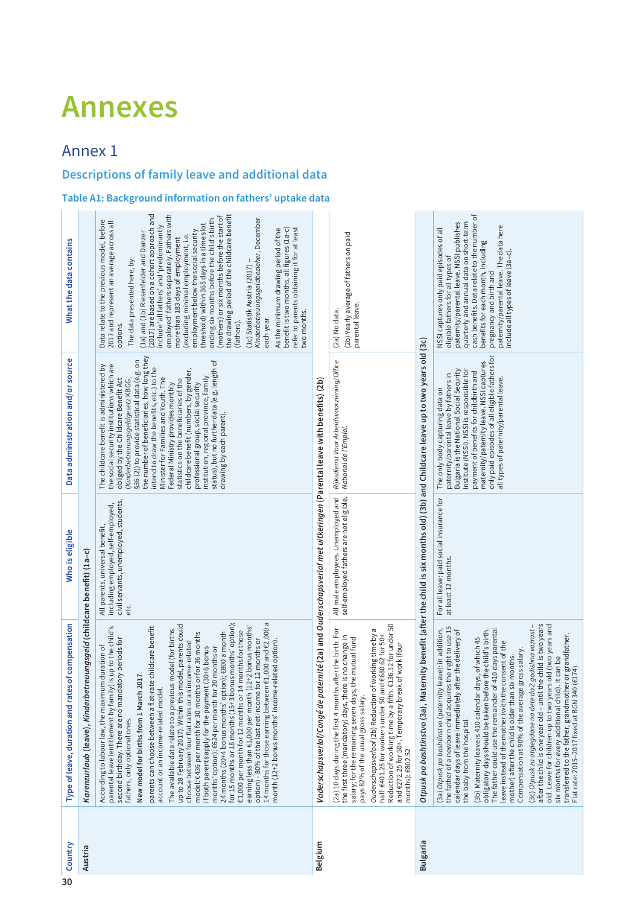# Annexes

## Annex 1

### Descriptions of family leave and additional data

#### Table A1: Background information on fathers' uptake data

| Country | Type of leave, duration and rates of compensation | Who is eligible | Data administration and/or source | What the data contains |
|---|---|---|---|---|
| **Austria** | ***Karenzurlaub* (leave), *Kinderbetreuungsgeld* (childcare benefit) (1a–c)** | | | |
| | According to labour law, the maximum duration of parental leave (entitlement by family) is up to the child's second birthday. There are no mandatory periods for fathers, only optional ones.<br>**New model for births from 1 March 2017:**<br>parents can choose between a flat-rate childcare benefit account or an income-related model.<br>The available data relate to a previous model (for births up to 28 February 2017). Within this model, parents could choose between four flat rates or an income-related model: €436 per month for 30 months or for 36 months if both parents apply for the payment (30+6 bonus months' option); €624 per month for 20 months or 24 months (20+4 bonus months' option); €800 a month for 15 months or 18 months (15+3 bonus months' option); €1,000 per month for 12 months or 14 months for those earning less than €1,000 per month (12+2 bonus months' option) - 80% of the last net income for 12 months or 14 months for those earning between €1,000 and €2,000 a month (12+2 bonus months' income-related option). | All parents, universal benefit, including employed, self-employed, civil servants, unemployed, students, etc. | The childcare benefit is administered by the social security institutions which are obliged by the Childcare Benefit Act (*Kinderbetreuungsgeldgesetz* KBGG, §36 (2)) to provide statistical data (e.g. on the number of beneficiaries, how long they intend to draw the benefits, etc.) to the Minister for Families and Youth. The Federal Ministry provides monthly statistics on the beneficiaries of the childcare benefit (numbers, by gender, professional group, social security institution, regional province, family status), but no further data (e.g. length of drawing by each parent). | Data relate to the previous model, before 2017 and represent an average across all options.<br>The data presented here, by:<br>(1a) and (1b) Riesenfelder and Danzer (2017) are based on a cohort approach and include 'all fathers' and 'predominantly employed' fathers separately. Fathers with more than 183 days of employment (excluding minimal employment, i.e. employment below the social security threshold) within 365 days in a time slot ending six months before the child's birth (mothers) or six months before the start of the drawing period of the childcare benefit (fathers).<br>(1c) Statistik Austria (2017) – *Kinderbetreuungsgeldbezieher*, December each year.<br>As the minimum drawing period of the benefit is two months, all figures (1a-c) refer to parents obtaining it for at least two months. |
| **Belgium** | ***Vaderschapsverlof/Congé de paternité* (2a) and *Ouderschapsverlof met uitkeringen* (Parental leave with benefits) (2b)** | | | |
| | (2a) 10 days during the first 4 months after the birth. For the first three (mandatory) days, there is no change in salary; for the remaining seven days, the mutual fund pays 82% of the usual gross salary.<br>*Ouderschapsverlof* (2b) Reduction of working time by a half: €401.25 for workers under 50 and €680.62 for 50+. Reduction of working time by a fifth: €136.12 for under 50 and €272.25 for 50+. Temporary break of work (four months): €802.52 | All male employees. Unemployed and self-employed fathers are not eligible. | *Rijksdienst Voor Arbeidsvoorziening/Office National de l'Emploi.* | (2a) No data.<br>(2b) Yearly average of fathers on paid parental leave. |
| **Bulgaria** | ***Otpusk po bashtinstvo* (3a), Maternity benefit (after the child is six months old) (3b) and Childcare leave up to two years old (3c)** | | | |
| | (3a) *Otpusk po bashtinstvo* (paternity leave): in addition, the father of a newborn child acquires the right to use 15 calendar days of leave immediately after the delivery of the baby from the hospital.<br>(3b) Maternity leave is 410 calendar days, of which 45 obligatory days should be taken before the child's birth. The father could use the remainder of 410 days parental leave instead of the mother (with the consent of the mother) after the child is older than six months. Compensation at 90% of the average gross salary.<br>(3c) *Otpusk za otglegdane na dete do 2 godishna vazrast* – after the child is one year old – until the child is two years old. Leave for children up to two years old (two years and six months for every additional child). It can be transferred to the father, grandmother or grandfather. Flat rate: 2015–2017 fixed at BGN 340 (€174). | For all leave: paid social insurance for at least 12 months. | The only body capturing data on paternity/parental leave by fathers in Bulgaria is the National Social Security Institute (NSSI). NSSI is responsible for payment of benefits for childbirth and maternity/paternity leave. NSSI captures only paid episodes of all eligible fathers for all types of paternity/parental leave. | NSSI captures only paid episodes of all eligible fathers for all types of paternity/parental leave. NSSI publishes quarterly and annual data on short-term cash benefits. Data relate to the number of benefits for each month, including pregnancy and birth and paternity/parental leave. The data here include all types of leave (3a–c). |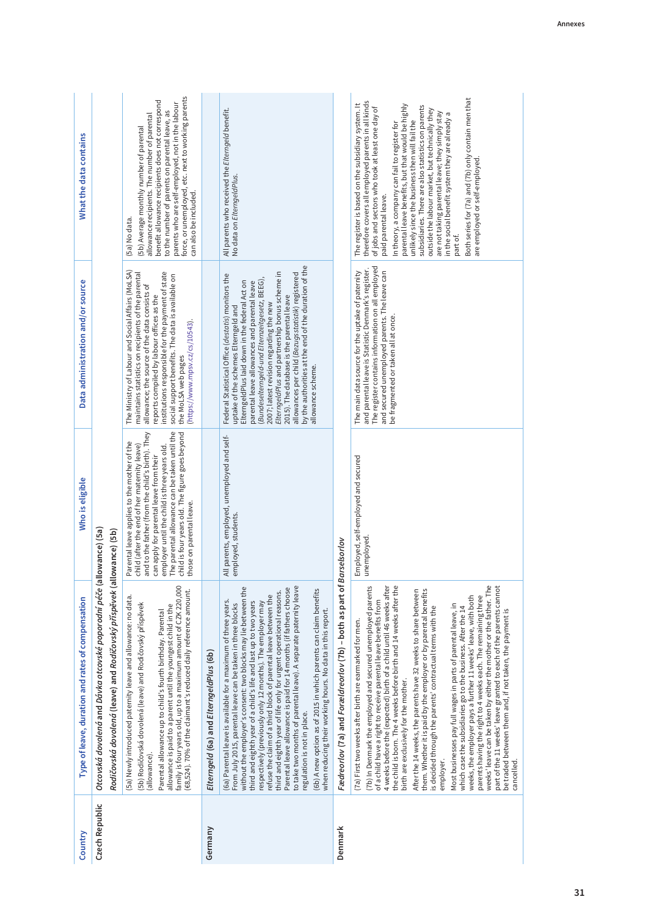| Country | Type of leave, duration and rates of compensation | Who is eligible | Data administration and/or source | What the data contains |
|---|---|---|---|---|
| Czech Republic | *Otcovská dovolená* and *Dávka otcovské poporodní péče* (allowance) (5a)<br>*Rodičovská dovolená* (leave) and *Rodičovský příspěvek* (allowance) (5b) | | | |
| | (5a) Newly introduced paternity leave and allowance: no data.<br>(5b) Rodičovská dovolená (leave) and Rodičovský příspěvek (allowance).<br>Parental allowance up to child's fourth birthday. Parental allowance is paid to a parent until the youngest child in the family is four years old, up to a maximum amount of CZK 220,000 (€8,524). 70% of the claimant's reduced daily reference amount. | Parental leave applies to the mother of the child (after the end of her maternity leave) and to the father (from the child's birth). They can apply for parental leave from their employer until the child is three years old. The parental allowance can be taken until the child is four years old. The figure goes beyond those on parental leave. | The Ministry of Labour and Social Affairs (MoLSA) maintains statistics on recipients of the parental allowance; the source of the data consists of reports compiled by labour offices as the institutions responsible for the payment of state social support benefits. The data is available on the MoLSA web pages (https://www.mpsv.cz/cs/10543). | (5a) No data.<br>(5b) Average monthly number of parental allowance recipients. The number of parental benefit allowance recipients does not correspond to the number of parents on parental leave, as parents who are self-employed, not in the labour force, or unemployed, etc. next to working parents can also be included. |
| Germany | *Elterngeld* (6a) and *ElterngeldPlus* (6b) | | | |
| | (6a) Parental leave is available for a maximum of three years. From July 2015, parental leave can be taken in three blocks without the employer's consent: two blocks may lie between the third and eighth year of a child's life and last up to two years respectively (previously only 12 months). The employer may refuse the claim of a third block of parental leave between the third and eighth year of life only for urgent operational reasons. Parental leave allowance is paid for 14 months (if fathers choose to take two months of parental leave). A separate paternity leave regulation is not in place.<br>(6b) A new option as of 2015 in which parents can claim benefits when reducing their working hours. No data in this report. | All parents, employed, unemployed and self-employed, students. | Federal Statistical Office (*destatis*) monitors the uptake of the schemes Elterngeld and ElterngeldPlus laid down in the federal Act on parental leave allowances and parental leave (*Bundeselterngeld-und Elternzeitgesetz*, BEEG), 2007; latest revision regarding the new *ElterngeldPlus* and partnership bonus scheme in 2015). The database is the parental leave allowances per child (*Bezugsstatistik*) registered by the authorities at the end of the duration of the allowance scheme. | All parents who received the *Elterngeld* benefit. No data on *ElterngeldPlus*. |
| Denmark | *Fædreorlov* (7a) and *Forældreorlov* (7b) – both as part of *Barselsorlov* | | | |
| | (7a) First two weeks after birth are earmarked for men.<br>(7b) In Denmark the employed and secured unemployed parents of a child have a right to receive parental leave benefits from 4 weeks before the (expected) birth of a child until 46 weeks after the child is born. The 4 weeks before birth and 14 weeks after the birth are exclusively for the mother.<br>After the 14 weeks, the parents have 32 weeks to share between them. Whether it is paid by the employer or by parental benefits is decided through the parents' contractual terms with the employer.<br>Most businesses pay full wages in parts of parental leave, in which case the subsidiaries go to the business. After the 14 weeks, the employer pays a further 11 weeks' leave, with both parents having the right to 4 weeks each. The remaining three weeks' leave can be taken by either the mother or the father. The part of the 11 weeks' leave granted to each of the parents cannot be traded between them and, if not taken, the payment is cancelled. | Employed, self-employed and secured unemployed. | The main data source for the uptake of paternity and parental leave is Statistic Denmark's register. The register contains information on all employed and secured unemployed parents. The leave can be fragmented or taken all at once. | The register is based on the subsidiary system. It therefore covers all employed parents in all kinds of jobs and sectors who took at least one day of paid parental leave.<br>In theory, a company can fail to register for parental leave benefits, but that would be highly unlikely since the business then will fail the subsidiaries. There are also statistics on parents outside the labour market, but technically they are not taking parental leave; they simply stay in the social benefit system they are already a part of.<br>Both series for (7a) and (7b) only contain men that are employed or self-employed. |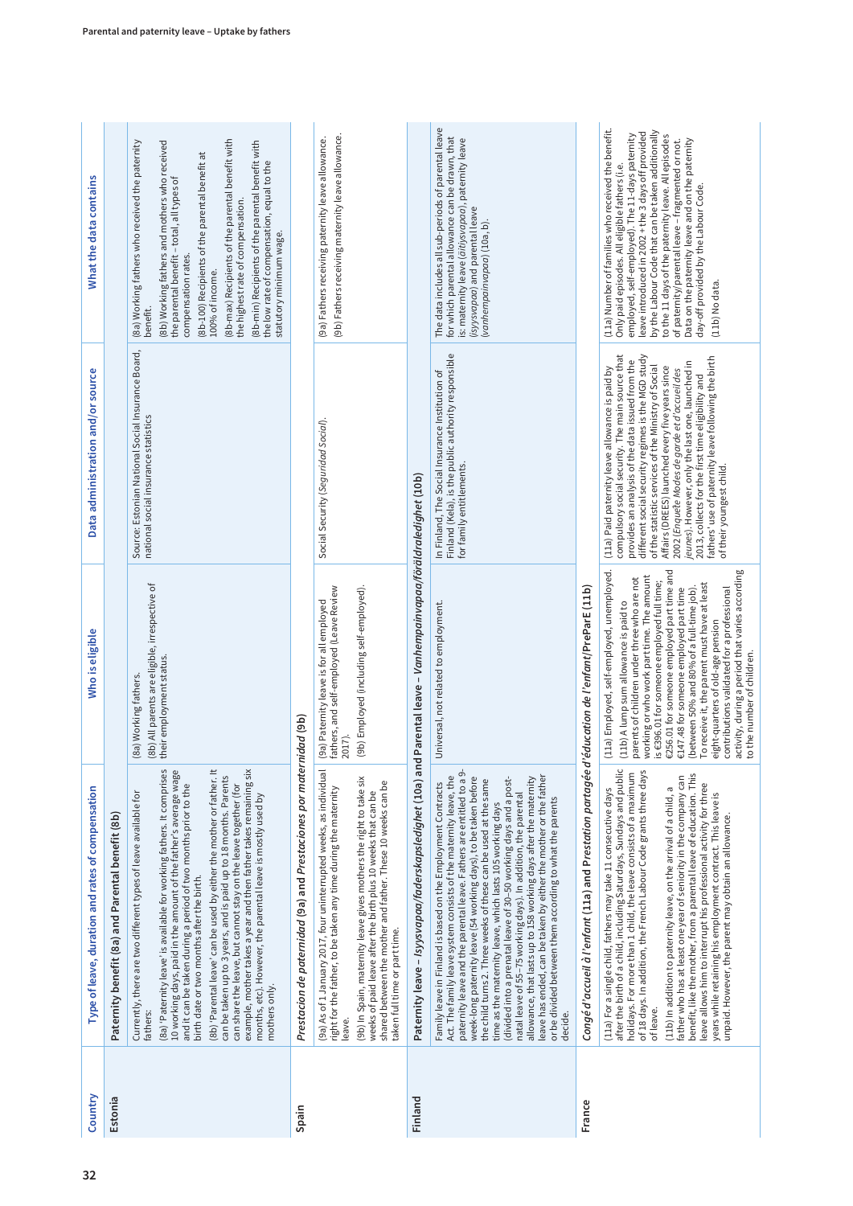| Country | Type of leave, duration and rates of compensation | Who is eligible | Data administration and/or source | What the data contains |
|---|---|---|---|---|
| **Estonia** | **Paternity benefit (8a) and Parental benefit (8b)** | | | |
| | Currently, there are two different types of leave available for fathers:<br>(8a) 'Paternity leave' is available for working fathers. It comprises 10 working days, paid in the amount of the father's average wage and it can be taken during a period of two months prior to the birth date or two months after the birth.<br>(8b) 'Parental leave' can be used by either the mother or father. It can be taken up to 3 years, and is paid up to 18 months. Parents can share the leave, but cannot stay on the leave together (for example, mother takes a year and then father takes remaining six months, etc.). However, the parental leave is mostly used by mothers only. | (8a) Working fathers.<br>(8b) All parents are eligible, irrespective of their employment status. | Source: Estonian National Social Insurance Board, national social insurance statistics | (8a) Working fathers who received the paternity benefit.<br>(8b) Working fathers and mothers who received the parental benefit – total, all types of compensation rates.<br>(8b-100) Recipients of the parental benefit at 100% of income.<br>(8b-max) Recipients of the parental benefit with the highest rate of compensation.<br>(8b-min) Recipients of the parental benefit with the low rate of compensation, equal to the statutory minimum wage. |
| **Spain** | ***Prestacion de paternidad* (9a) and *Prestaciones por maternidad* (9b)** | | | |
| | (9a) As of 1 January 2017, four uninterrupted weeks, as individual right for the father, to be taken any time during the maternity leave.<br>(9b) In Spain, maternity leave gives mothers the right to take six weeks of paid leave after the birth plus 10 weeks that can be shared between the mother and father. These 10 weeks can be taken full time or part time. | (9a) Paternity leave is for all employed fathers, and self-employed (Leave Review 2017).<br>(9b) Employed (including self-employed). | Social Security (*Seguridad Social*). | (9a) Fathers receiving paternity leave allowance.<br>(9b) Fathers receiving maternity leave allowance. |
| **Finland** | **Paternity leave – *Isyysvapaa/faderskapsledighet* (10a) and Parental leave – *Vanhempainvapaa/föräldraledighet* (10b)** | | | |
| | Family leave in Finland is based on the Employment Contracts Act. The family leave system consists of the maternity leave, the paternity leave and the parental leave. Fathers are entitled to a 9-week-long paternity leave (54 working days), to be taken before the child turns 2. Three weeks of these can be used at the same time as the maternity leave, which lasts 105 working days (divided into a prenatal leave of 30–50 working days and a post-natal leave of 55–75 working days). In addition, the parental allowance, that lasts up to 158 working days after the maternity leave has ended, can be taken by either the mother or the father or be divided between them according to what the parents decide. | Universal, not related to employment. | In Finland, The Social Insurance Institution of Finland (Kela), is the public authority responsible for family entitlements. | The data includes all sub-periods of parental leave for which parental allowance can be drawn, that is: maternity leave (*äitiysvapaa*), paternity leave (*isyysvapaa*) and parental leave (*vanhempainvapaa*) (10a, b). |
| **France** | ***Congé d'accueil à l'enfant* (11a) and *Prestation partagée d'éducation de l'enfant/PreParE* (11b)** | | | |
| | (11a) For a single child, fathers may take 11 consecutive days after the birth of a child, including Saturdays, Sundays and public holidays. For more than 1 child, the leave consists of a maximum of 18 days. In addition, the French Labour Code grants three days of leave.<br>(11b) In addition to paternity leave, on the arrival of a child, a father who has at least one year of seniority in the company can benefit, like the mother, from a parental leave of education. This leave allows him to interrupt his professional activity for three years while retaining his employment contract. This leave is unpaid. However, the parent may obtain an allowance. | (11a) Employed, self-employed, unemployed.<br>(11b) A lump sum allowance is paid to parents of children under three who are not working or who work part time. The amount is €396.01 for someone employed full time; €256.01 for someone employed part time and €147.48 for someone employed part time (between 50% and 80% of a full-time job). To receive it, the parent must have at least eight-quarters of old-age pension contributions validated for a professional activity, during a period that varies according to the number of children. | (11a) Paid paternity leave allowance is paid by compulsory social security. The main source that provides an analysis of the data issued from the different social security regimes is the MGD study of the statistic services of the Ministry of Social Affairs (DREES) launched every five years since 2002 (*Enquête Modes de garde et d'accueil des jeunes*). However, only the last one, launched in 2013, collects for the first time eligibility and fathers' use of paternity leave following the birth of their youngest child. | (11a) Number of families who received the benefit. Only paid episodes. All eligible fathers (i.e. employed, self-employed). The 11-days paternity leave introduced in 2002 + the 3 days off provided by the Labour Code that can be taken additionally to the 11 days of the paternity leave. All episodes of paternity/parental leave – fragmented or not. Data on the paternity leave and on the paternity day-off provided by the Labour Code.<br>(11b) No data. |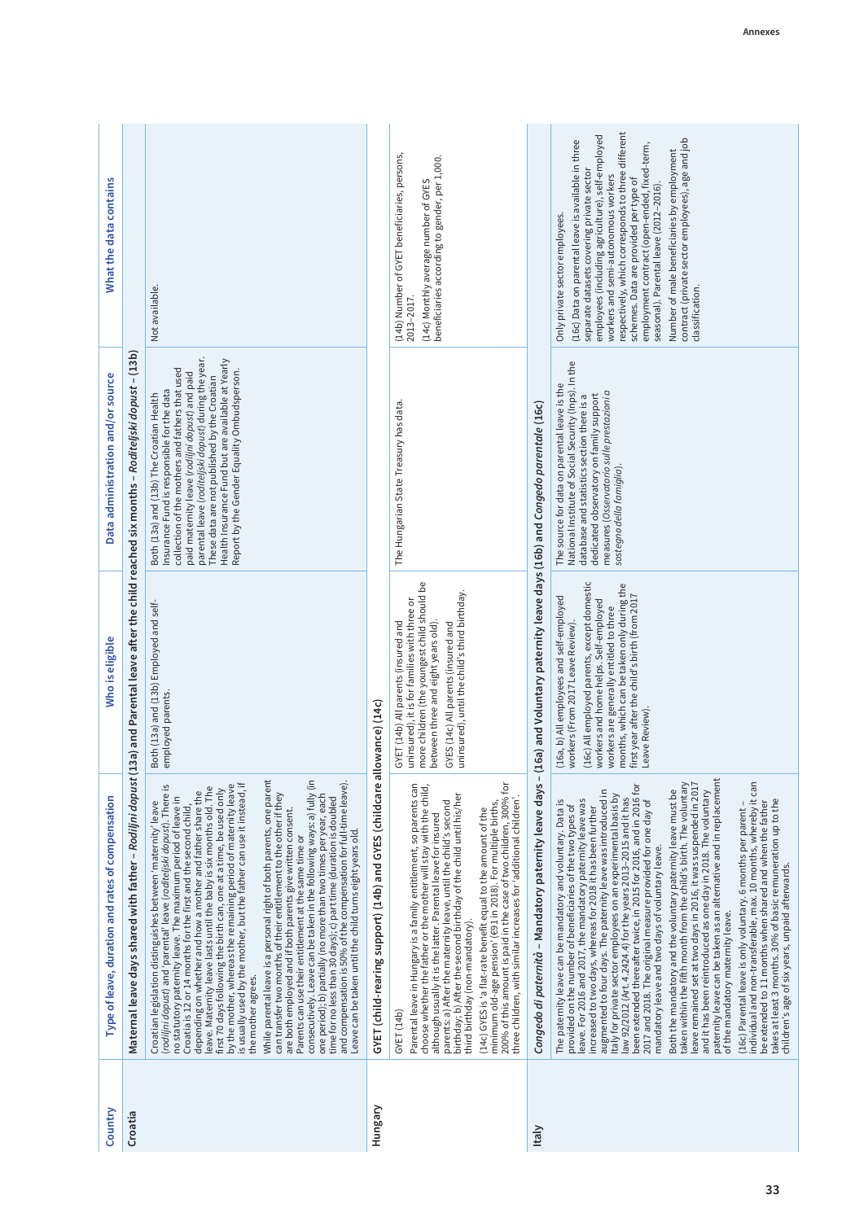| Country | Type of leave, duration and rates of compensation | Who is eligible | Data administration and/or source | What the data contains |
|---|---|---|---|---|
| Croatia | **Maternal leave days shared with father – *Rodiljni dopust* (13a) and Parental leave after the child reached six months – *Roditeljski dopust* – (13b)** | | | |
| | Croatian legislation distinguishes between 'maternity' leave (*rodiljni dopust*) and 'parental' leave (*roditeljski dopust*). There is no statutory paternity leave. The maximum period of leave in Croatia is 12 or 14 months for the first and the second child, depending on whether and how a mother and father share the leave. Maternity leave lasts until the baby is six months old. The first 70 days following the birth can, one at a time, be used only by the mother, whereas the remaining period of maternity leave is usually used by the mother, but the father can use it instead, if the mother agrees.<br><br>While parental leave is a personal right of both parents, one parent can transfer two months of their entitlement to the other if they are both employed and if both parents give written consent. Parents can use their entitlement at the same time or consecutively. Leave can be taken in the following ways: a) fully (in one period); b) partially (no more than two times per year, each time for no less than 30 days); c) part time (duration is doubled and compensation is 50% of the compensation for full-time leave). Leave can be taken until the child turns eight years old. | Both (13a) and (13b) Employed and self-employed parents. | Both (13a) and (13b) The Croatian Health Insurance Fund is responsible for the data collection of the mothers and fathers that used paid maternity leave (*rodiljni dopust*) and paid parental leave (*roditeljski dopust*) during the year. These data are not published by the Croatian Health Insurance Fund but are available at Yearly Report by the Gender Equality Ombudsperson. | Not available. |
| Hungary | **GYET (child-rearing support) (14b) and GYES (childcare allowance) (14c)** | | | |
| | GYET (14b)<br><br>Parental leave in Hungary is a family entitlement, so parents can choose whether the father or the mother will stay with the child, although usually it is the latter. Parental leave for insured parents: a) After the maternity leave, until the child's second birthday; b) After the second birthday of the child until his/her third birthday (non-mandatory).<br><br>(14c) GYES is 'a flat-rate benefit equal to the amount of the minimum old-age pension' (€91 in 2018). For multiple births, 200% of this amount is paid in the case of two children, 300% for three children, with similar increases for 'additional children'. | GYET (14b) All parents (insured and uninsured), it is for families with three or more children (the youngest child should be between three and eight years old).<br><br>GYES (14c) All parents (insured and uninsured), until the child's third birthday. | The Hungarian State Treasury has data. | (14b) Number of GYET beneficiaries, persons, 2013–2017.<br><br>(14c) Monthly average number of GYES beneficiaries according to gender, per 1,000. |
| Italy | ***Congedo di paternità* – Mandatory paternity leave days – (16a) and Voluntary paternity leave days (16b) and *Congedo parentale* (16c)** | | | |
| | The paternity leave can be mandatory and voluntary. Data is provided on the number of beneficiaries of the two types of leave. For 2016 and 2017, the mandatory paternity leave was increased to two days, whereas for 2018 it has been further augmented to four days. The paternity leave was introduced in Italy for private sector employees on an experimental basis by law 92/2012 (Art. 4.24.24.a) for the years 2013–2015 and it has been extended thereafter twice, in 2015 for 2016, and in 2016 for 2017 and 2018. The original measure provided for one day of mandatory leave and two days of voluntary leave.<br><br>Both the mandatory and the voluntary paternity leave must be taken within the fifth month from the child's birth. The voluntary leave remained set at two days in 2016, it was suspended in 2017 and it has been reintroduced as one day in 2018. The voluntary paternity leave can be taken as an alternative and in replacement of the mandatory maternity leave.<br><br>(16c) Parental leave is only voluntary. 6 months per parent – individual and non-transferable, max. 10 months, whereby it can be extended to 11 months when shared and when the father takes at least 3 months. 30% of basic remuneration up to the children's age of six years, unpaid afterwards. | (16a, b) All employees and self-employed workers (From 2017 Leave Review).<br><br>(16c) All employed parents, except domestic workers and home helps. Self-employed workers are generally entitled to three months, which can be taken only during the first year after the child's birth (from 2017 Leave Review). | The source for data on parental leave is the National Institute of Social Security (Inps). In the database and statistics section there is a dedicated observatory on family support measures (*Osservatorio sulle prestazioni a sostegno della famiglia*). | Only private sector employees.<br><br>(16c) Data on parental leave is available in three separate datasets covering private sector employees (including agriculture), self-employed workers and semi-autonomous workers respectively, which corresponds to three different schemes. Data are provided per type of employment contract (open-ended, fixed-term, seasonal). Parental leave (2012–2016).<br><br>Number of male beneficiaries by employment contract (private sector employees), age and job classification. |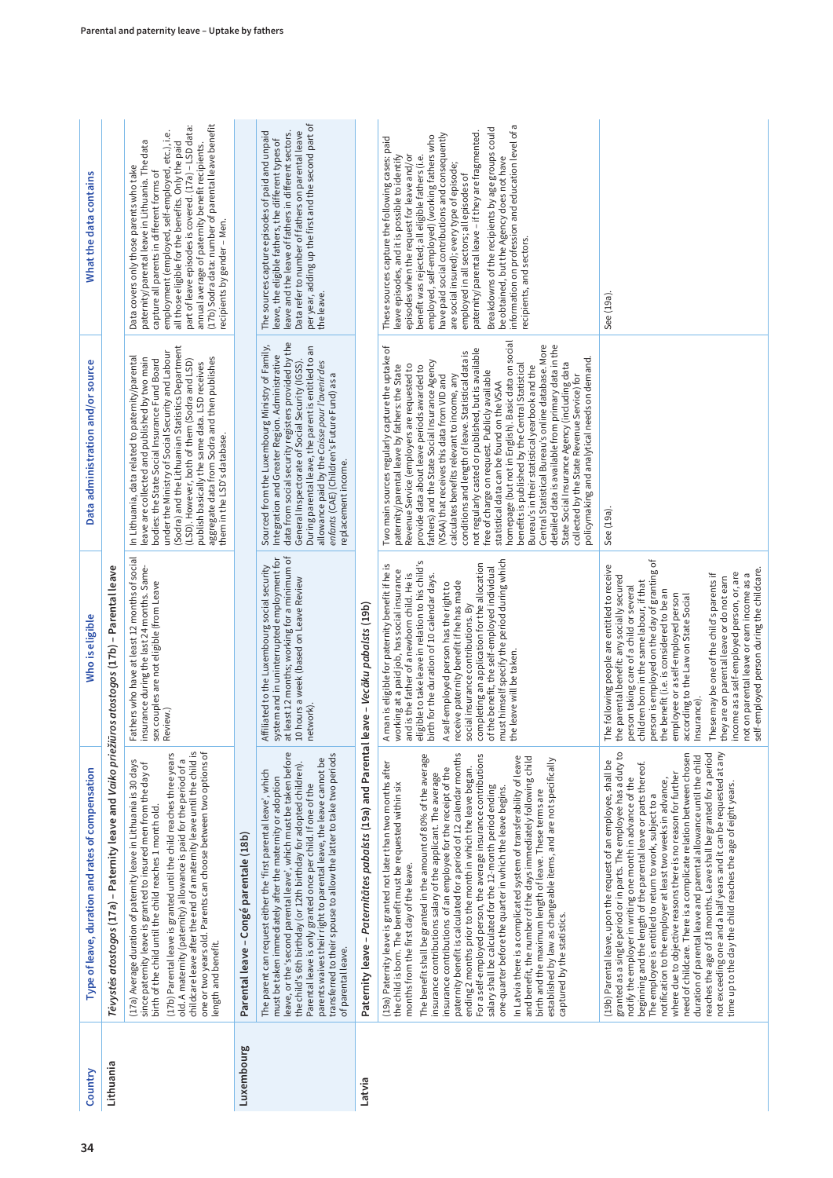| Country | Type of leave, duration and rates of compensation | Who is eligible | Data administration and/or source | What the data contains |
|---|---|---|---|---|
| **Lithuania** | *Tėvystės atostogos* (17a) – Paternity leave and *Vaiko priežiūros atostogos* (17b) – Parental leave | | | |
| | (17a) Average duration of paternity leave in Lithuania is 30 days since paternity leave is granted to insured men from the day of birth of the child until the child reaches 1 month old.<br>(17b) Parental leave is granted until the child reaches three years old. A maternity (paternity) allowance is paid for the period of a childcare leave after the end of a maternity leave until the child is one or two years old. Parents can choose between two options of length and benefit. | Fathers who have at least 12 months of social insurance during the last 24 months. Same-sex couples are not eligible (from Leave Review.) | In Lithuania, data related to paternity/parental leave are collected and published by two main bodies: the State Social Insurance Fund Board under the Ministry of Social Security and Labour (Sodra) and the Lithuanian Statistics Department (LSD). However, both of them (Sodra and LSD) publish basically the same data. LSD receives aggregate data from Sodra and then publishes them in the LSD's database. | Data covers only those parents who take paternity/parental leave in Lithuania. The data capture all parents in different forms of employment (employed, self-employed, etc.), i.e. all those eligible for the benefits. Only the paid part of leave episodes is covered. (17a) – LSD data: annual average of paternity benefit recipients. (17b) Sodra data: number of parental leave benefit recipients by gender – Men. |
| **Luxembourg** | Parental leave – *Congé parentale* (18b) | | | |
| | The parent can request either the 'first parental leave', which must be taken immediately after the maternity or adoption leave, or the 'second parental leave', which must be taken before the child's 6th birthday (or 12th birthday for adopted children). Parental leave is only granted once per child. If one of the parents waives their right to parental leave, the leave cannot be transferred to their spouse to allow the latter to take two periods of parental leave. | Affiliated to the Luxembourg social security system and in uninterrupted employment for at least 12 months; working for a minimum of 10 hours a week (based on Leave Review network). | Sourced from the Luxembourg Ministry of Family, Integration and Greater Region. Administrative data from social security registers provided by the General Inspectorate of Social Security (IGSS). During parental leave, the parent is entitled to an allowance paid by the *Caisse pour l'avenir des enfants* (CAE) (Children's Future Fund) as a replacement income. | The sources capture episodes of paid and unpaid leave, the eligible fathers, the different types of leave and the leave of fathers in different sectors. Data refer to number of fathers on parental leave per year, adding up the first and the second part of the leave. |
| **Latvia** | Paternity leave – *Paternitātes pabalsts* (19a) and Parental leave – *Vecāku pabalsts* (19b) | | | |
| | (19a) Paternity leave is granted not later than two months after the child is born. The benefit must be requested within six months from the first day of the leave.<br>The benefit shall be granted in the amount of 80% of the average insurance contributions salary of the applicant. The average insurance contributions of an employee for the receipt of the paternity benefit is calculated for a period of 12 calendar months ending 2 months prior to the month in which the leave began. For a self-employed person, the average insurance contributions salary shall be calculated for the 12-month period ending one-quarter before the quarter in which the leave begins.<br>In Latvia there is a complicated system of transferability of leave and benefit, the number of the days immediately following child birth and the maximum length of leave. These terms are established by law as changeable items, and are not specifically captured by the statistics. | A man is eligible for paternity benefit if he is working at a paid job, has social insurance and is the father of a newborn child. He is eligible to take leave in relation to his child's birth for the duration of 10 calendar days.<br>A self-employed person has the right to receive paternity benefit if he has made social insurance contributions. By completing an application for the allocation of the benefit, the self-employed individual must himself specify the period during which the leave will be taken. | Two main sources regularly capture the uptake of paternity/parental leave by fathers: the State Revenue Service (employers are requested to provide data about leave periods awarded to fathers) and the State Social Insurance Agency (VSAA) that receives this data from VID and calculates benefits relevant to income, any conditions and length of leave. Statistical data is not regularly casted or published, but is available free of charge on request. Publicly available statistical data can be found on the VSAA homepage (but not in English). Basic data on social benefits is published by the Central Statistical Bureau's in their statistical yearbook and the Central Statistical Bureau's online database. More detailed data is available from primary data in the State Social Insurance Agency (including data collected by the State Revenue Service) for policymaking and analytical needs on demand. | These sources capture the following cases: paid leave episodes, and it is possible to identify episodes when the request for leave and/or benefit was rejected; all eligible fathers (i.e. employed, self-employed) (working fathers who have paid social contributions and consequently are social insured); every type of episode; employed in all sectors; all episodes of paternity/parental leave – if they are fragmented.<br>Breakdowns of the recipients by age groups could be obtained, but the Agency does not have information on profession and education level of a recipients, and sectors. |
| | (19b) Parental leave, upon the request of an employee, shall be granted as a single period or in parts. The employee has a duty to notify the employer in writing one month in advance of the beginning and the length of the parental leave or parts thereof. The employee is entitled to return to work, subject to a notification to the employer at least two weeks in advance, where due to objective reasons there is no reason for further need of childcare. There is a complicate relation between chosen duration of parental leave and parental allowance until the child reaches the age of 18 months. Leave shall be granted for a period not exceeding one and a half years and it can be requested at any time up to the day the child reaches the age of eight years. | The following people are entitled to receive the parental benefit: any socially secured person taking care of a child or several children born in the same labour, if that person is employed on the day of granting of the benefit (i.e. is considered to be an employee or a self-employed person according to the Law on State Social Insurance).<br>These may be one of the child's parents if they are on parental leave or do not earn income as a self-employed person, or are not on parental leave or earn income as a self-employed person during the childcare. | See (19a). | See (19a). |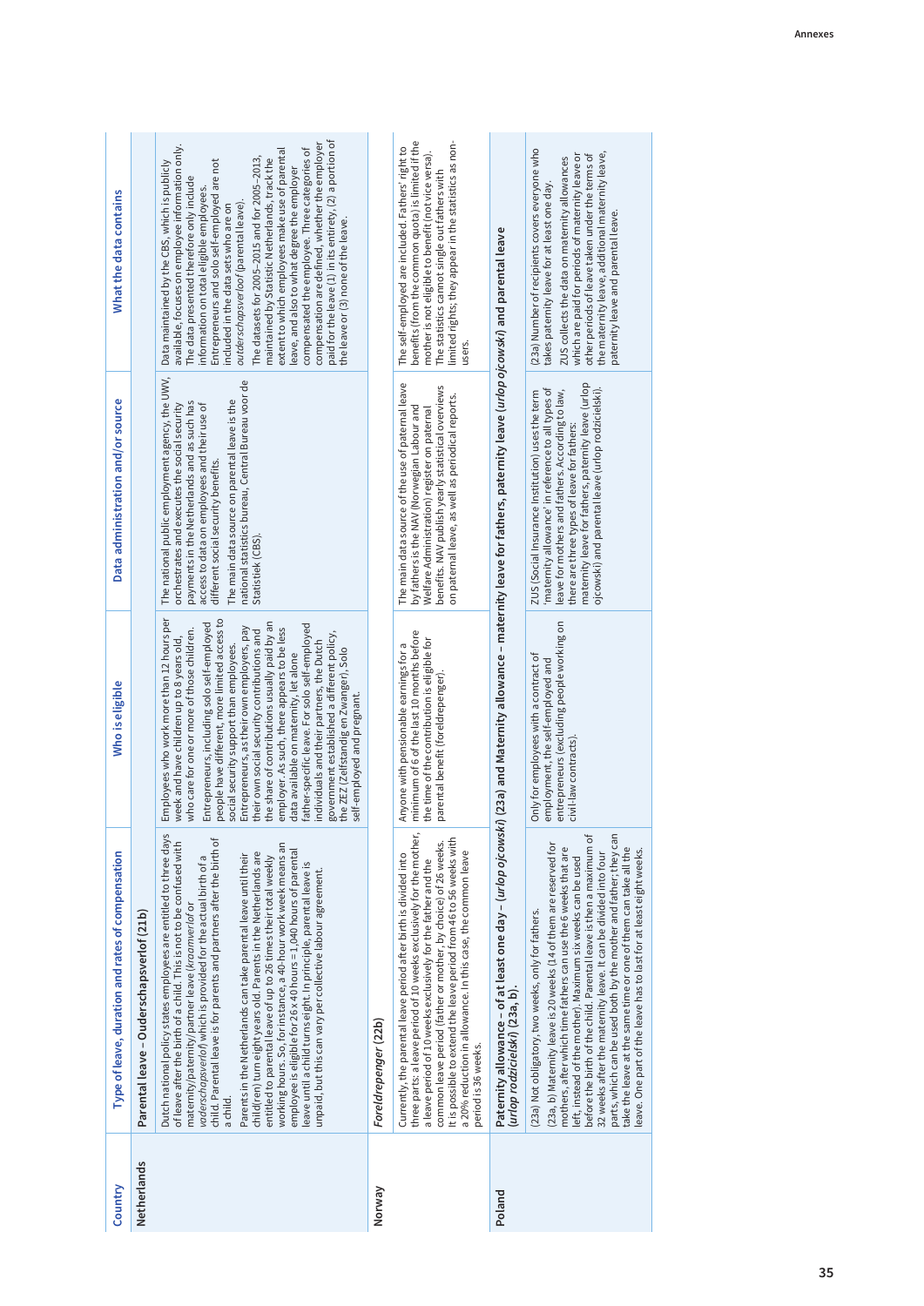| Country | Type of leave, duration and rates of compensation | Who is eligible | Data administration and/or source | What the data contains |
|---|---|---|---|---|
| **Netherlands** | **Parental leave – Ouderschapsverlof (21b)** | | | |
| | Dutch national policy states employees are entitled to three days of leave after the birth of a child. This is not to be confused with maternity/paternity/partner leave (*kraamverlof* or *vaderschapsverlof*) which is provided for the actual birth of a child. Parental leave is for parents and partners after the birth of a child.<br>Parents in the Netherlands can take parental leave until their child(ren) turn eight years old. Parents in the Netherlands are entitled to parental leave of up to 26 times their total weekly working hours. So, for instance, a 40-hour work week means an employee is eligible for 26 x 40 hours = 1,040 hours of parental leave until a child turns eight. In principle, parental leave is unpaid, but this can vary per collective labour agreement. | Employees who work more than 12 hours per week and have children up to 8 years old, who care for one or more of those children.<br>Entrepreneurs, including solo self-employed people have different, more limited access to social security support than employees.<br>Entrepreneurs, as their own employers, pay their own social security contributions and the share of contributions usually paid by an employer. As such, there appears to be less data available on maternity, let alone father-specific leave. For solo self-employed individuals and their partners, the Dutch government established a different policy, the ZEZ (Zelfstandig en Zwanger), Solo self-employed and pregnant. | The national public employment agency, the UWV, orchestrates and executes the social security payments in the Netherlands and as such has access to data on employees and their use of different social security benefits.<br>The main data source on parental leave is the national statistics bureau, Central Bureau voor de Statistiek (CBS). | Data maintained by the CBS, which is publicly available, focuses on employee information only. The data presented therefore only include information on total eligible employees.<br>Entrepreneurs and solo self-employed are not included in the data sets who are on *outderschapsverloof* (parental leave).<br>The datasets for 2005–2015 and for 2005–2013, maintained by Statistic Netherlands, track the extent to which employees make use of parental leave, and also to what degree the employer compensated the employee. Three categories of compensation are defined, whether the employer paid for the leave (1) in its entirety, (2) a portion of the leave or (3) none of the leave. |
| **Norway** | ***Foreldrepenger* (22b)** | | | |
| | Currently, the parental leave period after birth is divided into three parts: a leave period of 10 weeks exclusively for the mother, a leave period of 10 weeks exclusively for the father and the common leave period (father or mother, by choice) of 26 weeks. It is possible to extend the leave period from 46 to 56 weeks with a 20% reduction in allowance. In this case, the common leave period is 36 weeks. | Anyone with pensionable earnings for a minimum of 6 of the last 10 months before the time of the contribution is eligible for parental benefit (foreldrepenger). | The main data source of the use of paternal leave by fathers is the NAV (Norwegian Labour and Welfare Administration) register on parental benefits. NAV publish yearly statistical overviews on paternal leave, as well as periodical reports. | The self-employed are included. Fathers' right to benefits (from the common quota) is limited if the mother is not eligible to benefit (not vice versa). The statistics cannot single out fathers with limited rights; they appear in the statistics as non-users. |
| **Poland** | **Paternity allowance – of at least one day – (*urlop ojcowski*) (23a) and Maternity allowance – maternity leave for fathers, paternity leave (*urlop ojcowski*) and parental leave (*urlop rodzicielski*) (23a, b).** | | | |
| | (23a) Not obligatory, two weeks, only for fathers.<br>(23a, b) Maternity leave is 20 weeks (14 of them are reserved for mothers, after which time fathers can use the 6 weeks that are left, instead of the mother). Maximum six weeks can be used before the birth of the child. Parental leave is then a maximum of 32 weeks after the maternity leave. It can be divided into four parts, which can be used both by the mother and father; they can take the leave at the same time or one of them can take all the leave. One part of the leave has to last for at least eight weeks. | Only for employees with a contract of employment, the self-employed and entrepreneurs (excluding people working on civil-law contracts). | ZUS (Social Insurance Institution) uses the term 'maternity allowance' in reference to all types of leave for mothers and fathers. According to law, there are three types of leave for fathers: maternity leave for fathers, paternity leave (urlop ojcowski) and parental leave (urlop rodzicielski). | (23a) Number of recipients covers everyone who takes paternity leave for at least one day.<br>ZUS collects the data on maternity allowances which are paid for periods of maternity leave or other periods of leave taken under the terms of the maternity leave, additional maternity leave, paternity leave and parental leave. |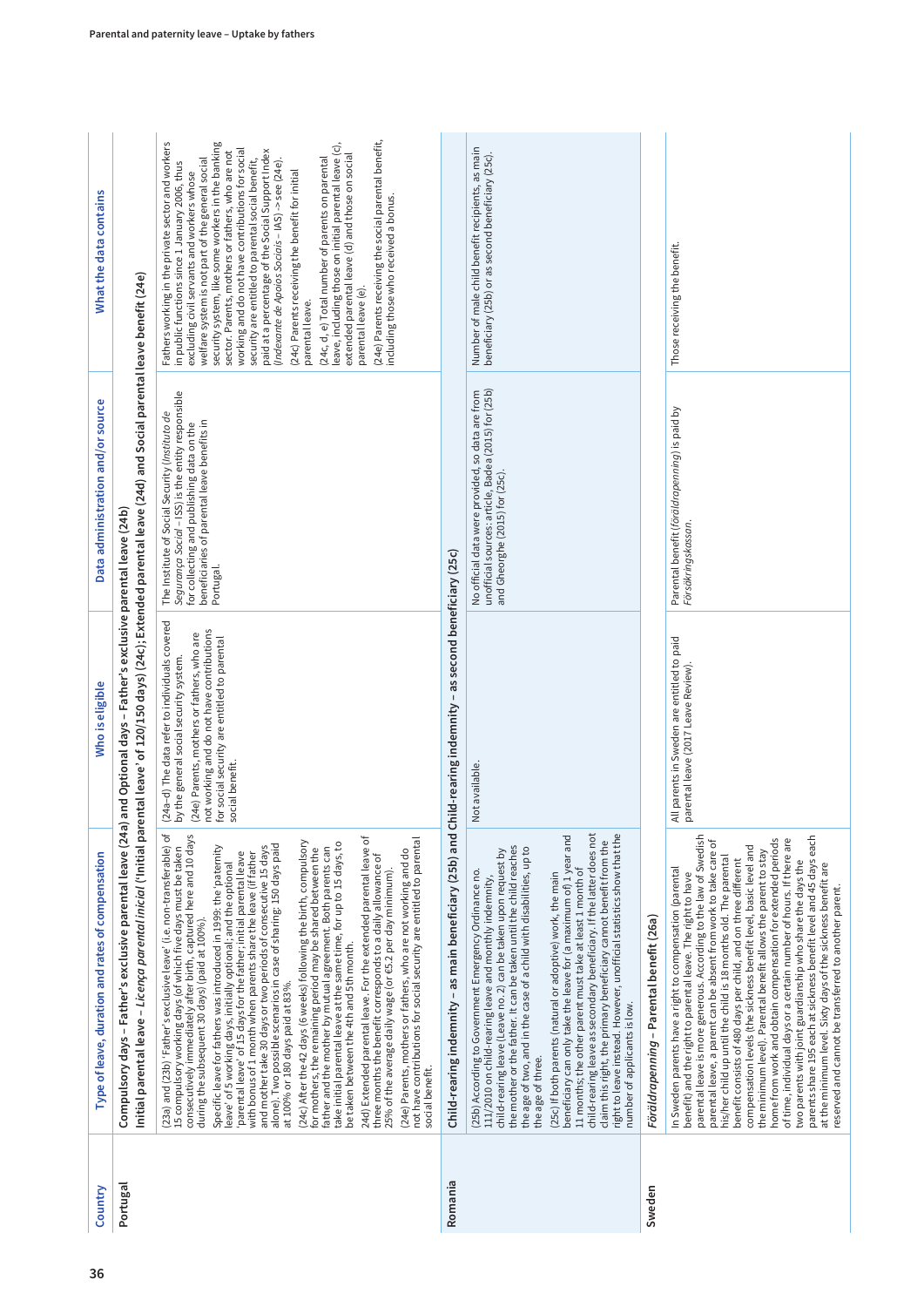| Country | Type of leave, duration and rates of compensation | Who is eligible | Data administration and/or source | What the data contains |
|---|---|---|---|---|
| Portugal | Compulsory days – Father's exclusive parental leave (24a) and Optional days – Father's exclusive parental leave (24b) | | | |
| | Initial parental leave – *Licença parental inicial* ('Initial parental leave' of 120/150 days) (24c); Extended parental leave (24d) and Social parental leave benefit (24e) | | | |
| | (23a) and (23b) 'Father's exclusive leave' (i.e. non-transferable) of 15 compulsory working days (of which five days must be taken consecutively immediately after birth, captured here and 10 days during the subsequent 30 days) (paid at 100%).<br><br>Specific leave for fathers was introduced in 1999: the 'paternity leave' of 5 working days, initially optional; and the optional 'parental leave' of 15 days for the father; initial parental leave with bonus of 1 month when parents share the leave (if father and mother take 30 days or two periods of consecutive 15 days alone). Two possible scenarios in case of sharing: 150 days paid at 100% or 180 days paid at 83%.<br><br>(24c) After the 42 days (6 weeks) following the birth, compulsory for mothers, the remaining period may be shared between the father and the mother by mutual agreement. Both parents can take initial parental leave at the same time, for up to 15 days, to be taken between the 4th and 5th month.<br><br>24d) Extended parental leave. For the extended parental leave of three months the benefit corresponds to a daily allowance of 25% of the average daily wage (or €5.2 per day minimum).<br><br>(24e) Parents, mothers or fathers, who are not working and do not have contributions for social security are entitled to parental social benefit. | (24a–d) The data refer to individuals covered by the general social security system.<br><br>(24e) Parents, mothers or fathers, who are not working and do not have contributions for social security are entitled to parental social benefit. | The Institute of Social Security (*Instituto de Segurança Social* – ISS) is the entity responsible for collecting and publishing data on the beneficiaries of parental leave benefits in Portugal. | Fathers working in the private sector and workers in public functions since 1 January 2006, thus excluding civil servants and workers whose welfare system is not part of the general social security system, like some workers in the banking sector. Parents, mothers or fathers, who are not working and do not have contributions for social security are entitled to parental social benefit, paid at a percentage of the Social Support Index (*Indexante de Apoios Sociais* – IAS) -> see (24e).<br><br>(24c) Parents receiving the benefit for initial parental leave.<br><br>(24c, d, e) Total number of parents on parental leave, including those on initial parental leave (c), extended parental leave (d) and those on social parental leave (e).<br><br>(24e) Parents receiving the social parental benefit, including those who received a bonus. |
| Romania | Child-rearing indemnity – as main beneficiary (25b) and Child-rearing indemnity – as second beneficiary (25c) | | | |
| | (25b) According to Government Emergency Ordinance no. 111/2010 on child-rearing leave and monthly indemnity, child-rearing leave (Leave no. 2) can be taken upon request by the mother or the father. It can be taken until the child reaches the age of two, and in the case of a child with disabilities, up to the age of three.<br><br>(25c) If both parents (natural or adoptive) work, the main beneficiary can only take the leave for (a maximum of) 1 year and 11 months; the other parent must take at least 1 month of child-rearing leave as secondary beneficiary. If the latter does not claim this right, the primary beneficiary cannot benefit from the right to leave instead. However, unofficial statistics show that the number of applicants is low. | Not available. | No official data were provided, so data are from unofficial sources: article, Badea (2015) for (25b) and Gheorghe (2015) for (25c). | Number of male child benefit recipients, as main beneficiary (25b) or as second beneficiary (25c). |
| Sweden | *Föräldrapenning* – Parental benefit (26a) | | | |
| | In Sweden parents have a right to compensation (parental benefit) and the right to parental leave. The right to have parental leave is more generous. According to the law of Swedish parental leave, a parent can be absent from work to take care of his/her child up until the child is 18 months old. The parental benefit consists of 480 days per child, and on three different compensation levels (the sickness benefit level, basic level and the minimum level). Parental benefit allows the parent to stay home from work and obtain compensation for extended periods of time, individual days or a certain number of hours. If there are two parents with joint guardianship who share the days the parents share 195 each at sickness benefit level and 45 days each at the minimum level. Sixty days of the sickness benefit are reserved and cannot be transferred to another parent. | All parents in Sweden are entitled to paid parental leave (2017 Leave Review). | Parental benefit (*föräldrapenning*) is paid by *Försäkringskassan*. | Those receiving the benefit. |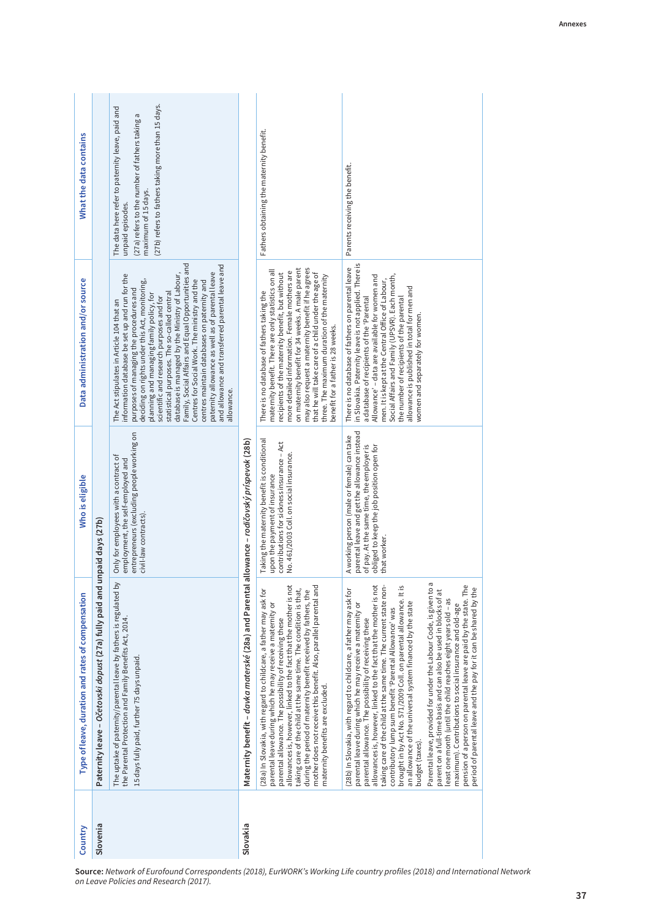| Country | Type of leave, duration and rates of compensation | Who is eligible | Data administration and/or source | What the data contains |
|---|---|---|---|---|
| Slovenia | **Paternity leave – *Očetovski dopust* (27a) fully paid and unpaid days (27b)** | | | |
| | The uptake of paternity/parental leave by fathers is regulated by the Parental Protection and Family Benefits Act, 2014.<br><br>15 days fully paid, further 75 days unpaid. | Only for employees with a contract of employment, the self-employed and entrepreneurs (excluding people working on civil-law contracts). | The Act stipulates in Article 104 that an information database be set up and run for the purposes of managing the procedures and deciding on rights under this Act, monitoring, planning and managing family policy, for scientific and research purposes and for statistical purposes. The so-called central database is managed by the Ministry of Labour, Family, Social Affairs and Equal Opportunities and Centres for Social Work. The ministry and the centres maintain databases on paternity and paternity allowance as well as of parental leave and allowance and transferred parental leave and allowance. | The data here refer to paternity leave, paid and unpaid episodes.<br><br>(27a) refers to the number of fathers taking a maximum of 15 days.<br><br>(27b) refers to fathers taking more than 15 days. |
| Slovakia | **Maternity benefit – *davka materské* (28a) and Parental allowance – *rodičovský príspevok* (28b)** | | | |
| | (28a) In Slovakia, with regard to childcare, a father may ask for parental leave during which he may receive a maternity or parental allowance. The possibility of receiving these allowances is, however, linked to the fact that the mother is not taking care of the child at the same time. The condition is that, during the period of maternity benefit received by fathers, the mother does not receive this benefit. Also, parallel parental and maternity benefits are excluded. | Taking the maternity benefit is conditional upon the payment of insurance contributions for sickness insurance – Act No. 461/2003 Coll. on social insurance. | There is no database of fathers taking the maternity benefit. There are only statistics on all recipients of the maternity benefit, but without more detailed information. Female mothers are on maternity benefit for 34 weeks. A male parent may also request a maternity benefit if he agrees that he will take care of a child under the age of three. The maximum duration of the maternity benefit for a father is 28 weeks. | Fathers obtaining the maternity benefit. |
| | (28b) In Slovakia, with regard to childcare, a father may ask for parental leave during which he may receive a maternity or parental allowance. The possibility of receiving these allowances is, however, linked to the fact that the mother is not taking care of the child at the same time. The current state non-contributory lump sum benefit 'Parental Allowance' was brought in by Act No. 571/2009 Coll. on parental allowance. It is an allowance of the universal system financed by the state budget (taxes).<br><br>Parental leave, provided for under the Labour Code, is given to a parent on a full-time basis and can also be used in blocks of at least one month (until the child reaches eight years old – as maximum). Contributions to social insurance and old-age pension of a person on parental leave are paid by the state. The period of parental leave and the pay for it can be shared by the | A working person (male or female) can take parental leave and get the allowance instead of pay. At the same time, the employer is obliged to keep the job position open for that worker. | There is no database of fathers on parental leave in Slovakia. Paternity leave is not applied. There is a database of recipients of the 'Parental Allowance' – data are available for women and men. It is kept at the Central Office of Labour, Social Affairs and Family (UPSVR). Each month, the number of recipients of the parental allowance is published in total for men and women and separately for women. | Parents receiving the benefit. |

**Source:** *Network of Eurofound Correspondents (2018), EurWORK's Working Life country profiles (2018) and International Network on Leave Policies and Research (2017).*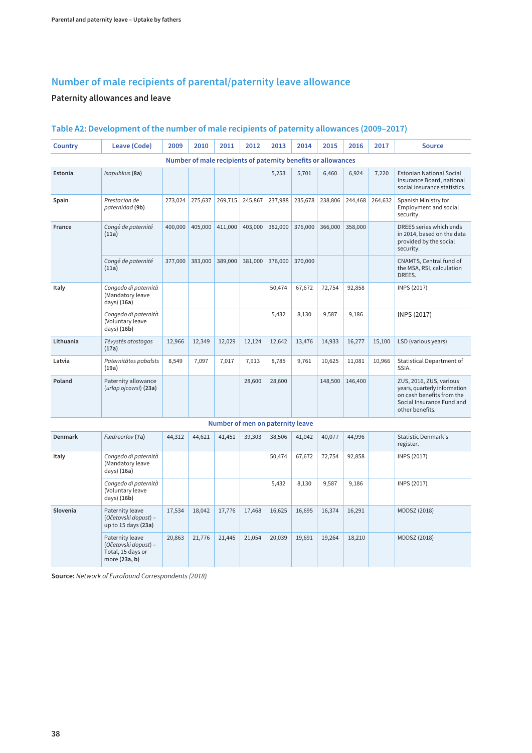## Number of male recipients of parental/paternity leave allowance

### Paternity allowances and leave

#### Table A2: Development of the number of male recipients of paternity allowances (2009–2017)

| Country | Leave (Code) | 2009 | 2010 | 2011 | 2012 | 2013 | 2014 | 2015 | 2016 | 2017 | Source |
|---|---|---|---|---|---|---|---|---|---|---|---|
| **Number of male recipients of paternity benefits or allowances** | | | | | | | | | | | |
| **Estonia** | *Isapuhkus* **(8a)** | | | | | 5,253 | 5,701 | 6,460 | 6,924 | 7,220 | Estonian National Social Insurance Board, national social insurance statistics. |
| **Spain** | *Prestacion de paternidad* **(9b)** | 273,024 | 275,637 | 269,715 | 245,867 | 237,988 | 235,678 | 238,806 | 244,468 | 264,632 | Spanish Ministry for Employment and social security. |
| **France** | *Congé de paternité* **(11a)** | 400,000 | 405,000 | 411,000 | 403,000 | 382,000 | 376,000 | 366,000 | 358,000 | | DREES series which ends in 2014, based on the data provided by the social security. |
| | *Congé de paternité* **(11a)** | 377,000 | 383,000 | 389,000 | 381,000 | 376,000 | 370,000 | | | | CNAMTS, Central fund of the MSA, RSI, calculation DREES. |
| **Italy** | *Congedo di paternità* (Mandatory leave days) **(16a)** | | | | | 50,474 | 67,672 | 72,754 | 92,858 | | INPS (2017) |
| | *Congedo di paternità* (Voluntary leave days) **(16b)** | | | | | 5,432 | 8,130 | 9,587 | 9,186 | | INPS (2017) |
| **Lithuania** | *Tėvystės atostogos* **(17a)** | 12,966 | 12,349 | 12,029 | 12,124 | 12,642 | 13,476 | 14,933 | 16,277 | 15,100 | LSD (various years) |
| **Latvia** | *Paternitātes pabalsts* **(19a)** | 8,549 | 7,097 | 7,017 | 7,913 | 8,785 | 9,761 | 10,625 | 11,081 | 10,966 | Statistical Department of SSIA. |
| **Poland** | Paternity allowance (*urlop ojcowsi*) **(23a)** | | | | 28,600 | 28,600 | | 148,500 | 146,400 | | ZUS, 2016, ZUS, various years, quarterly information on cash benefits from the Social Insurance Fund and other benefits. |
| **Number of men on paternity leave** | | | | | | | | | | | |
| **Denmark** | *Fædreorlov* **(7a)** | 44,312 | 44,621 | 41,451 | 39,303 | 38,506 | 41,042 | 40,077 | 44,996 | | Statistic Denmark's register. |
| **Italy** | *Congedo di paternità* (Mandatory leave days) **(16a)** | | | | | 50,474 | 67,672 | 72,754 | 92,858 | | INPS (2017) |
| | *Congedo di paternità* (Voluntary leave days) **(16b)** | | | | | 5,432 | 8,130 | 9,587 | 9,186 | | INPS (2017) |
| **Slovenia** | Paternity leave (*Očetovski dopust*) – up to 15 days **(23a)** | 17,534 | 18,042 | 17,776 | 17,468 | 16,625 | 16,695 | 16,374 | 16,291 | | MDDSZ (2018) |
| | Paternity leave (*Očetovski dopust*) – Total, 15 days or more **(23a, b)** | 20,863 | 21,776 | 21,445 | 21,054 | 20,039 | 19,691 | 19,264 | 18,210 | | MDDSZ (2018) |

**Source:** *Network of Eurofound Correspondents (2018)*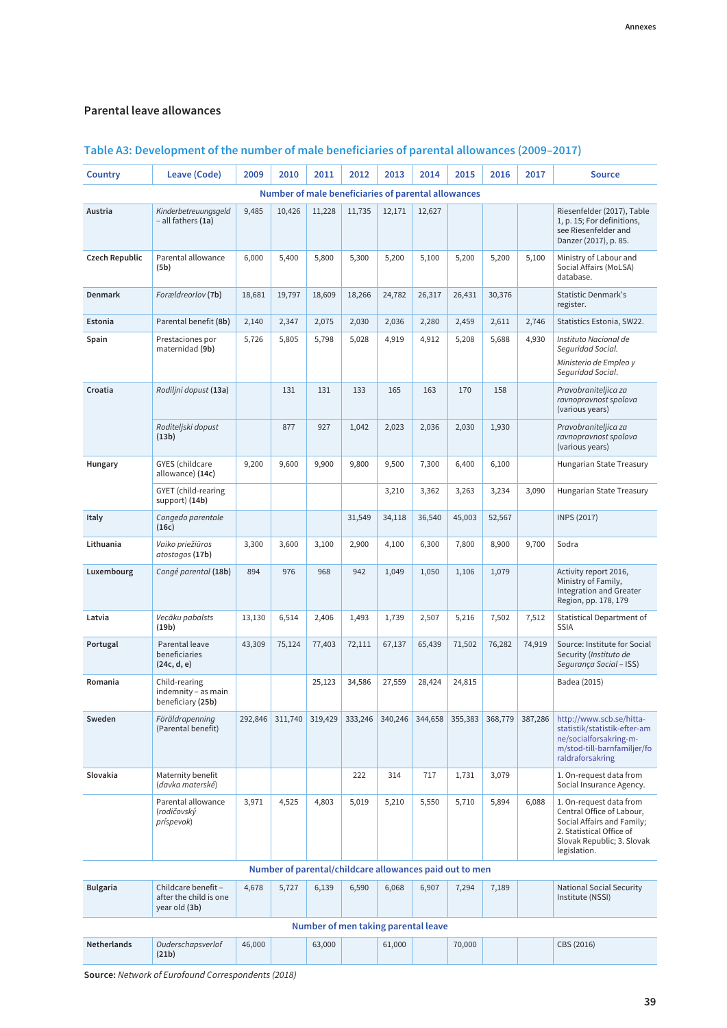## Parental leave allowances

### Table A3: Development of the number of male beneficiaries of parental allowances (2009–2017)

| Country | Leave (Code) | 2009 | 2010 | 2011 | 2012 | 2013 | 2014 | 2015 | 2016 | 2017 | Source |
|---|---|---|---|---|---|---|---|---|---|---|---|
| **Number of male beneficiaries of parental allowances** | | | | | | | | | | | |
| **Austria** | *Kinderbetreuungsgeld* – all fathers **(1a)** | 9,485 | 10,426 | 11,228 | 11,735 | 12,171 | 12,627 | | | | Riesenfelder (2017), Table 1, p. 15; For definitions, see Riesenfelder and Danzer (2017), p. 85. |
| **Czech Republic** | Parental allowance **(5b)** | 6,000 | 5,400 | 5,800 | 5,300 | 5,200 | 5,100 | 5,200 | 5,200 | 5,100 | Ministry of Labour and Social Affairs (MoLSA) database. |
| **Denmark** | *Forældreorlov* **(7b)** | 18,681 | 19,797 | 18,609 | 18,266 | 24,782 | 26,317 | 26,431 | 30,376 | | Statistic Denmark's register. |
| **Estonia** | Parental benefit **(8b)** | 2,140 | 2,347 | 2,075 | 2,030 | 2,036 | 2,280 | 2,459 | 2,611 | 2,746 | Statistics Estonia, SW22. |
| **Spain** | Prestaciones por maternidad **(9b)** | 5,726 | 5,805 | 5,798 | 5,028 | 4,919 | 4,912 | 5,208 | 5,688 | 4,930 | *Instituto Nacional de Seguridad Social.* *Ministerio de Empleo y Seguridad Social.* |
| **Croatia** | *Rodiljni dopust* **(13a)** | | 131 | 131 | 133 | 165 | 163 | 170 | 158 | | *Pravobraniteljica za ravnopravnost spolova* (various years) |
| | *Roditeljski dopust* **(13b)** | | 877 | 927 | 1,042 | 2,023 | 2,036 | 2,030 | 1,930 | | *Pravobraniteljica za ravnopravnost spolova* (various years) |
| **Hungary** | GYES (childcare allowance) **(14c)** | 9,200 | 9,600 | 9,900 | 9,800 | 9,500 | 7,300 | 6,400 | 6,100 | | Hungarian State Treasury |
| | GYET (child-rearing support) **(14b)** | | | | | 3,210 | 3,362 | 3,263 | 3,234 | 3,090 | Hungarian State Treasury |
| **Italy** | *Congedo parentale* **(16c)** | | | | 31,549 | 34,118 | 36,540 | 45,003 | 52,567 | | INPS (2017) |
| **Lithuania** | *Vaiko priežiūros atostogos* **(17b)** | 3,300 | 3,600 | 3,100 | 2,900 | 4,100 | 6,300 | 7,800 | 8,900 | 9,700 | Sodra |
| **Luxembourg** | *Congé parental* **(18b)** | 894 | 976 | 968 | 942 | 1,049 | 1,050 | 1,106 | 1,079 | | Activity report 2016, Ministry of Family, Integration and Greater Region, pp. 178, 179 |
| **Latvia** | *Vecāku pabalsts* **(19b)** | 13,130 | 6,514 | 2,406 | 1,493 | 1,739 | 2,507 | 5,216 | 7,502 | 7,512 | Statistical Department of SSIA |
| **Portugal** | Parental leave beneficiaries **(24c, d, e)** | 43,309 | 75,124 | 77,403 | 72,111 | 67,137 | 65,439 | 71,502 | 76,282 | 74,919 | Source: Institute for Social Security (*Instituto de Segurança Social* – ISS) |
| **Romania** | Child-rearing indemnity – as main beneficiary **(25b)** | | | 25,123 | 34,586 | 27,559 | 28,424 | 24,815 | | | Badea (2015) |
| **Sweden** | *Föräldrapenning* (Parental benefit) | 292,846 | 311,740 | 319,429 | 333,246 | 340,246 | 344,658 | 355,383 | 368,779 | 387,286 | http://www.scb.se/hitta-statistik/statistik-efter-amne/socialforsakring-m-m/stod-till-barnfamiljer/foraldraforsakring |
| **Slovakia** | Maternity benefit (*davka materské*) | | | | 222 | 314 | 717 | 1,731 | 3,079 | | 1. On-request data from Social Insurance Agency. |
| | Parental allowance (*rodičovský príspevok*) | 3,971 | 4,525 | 4,803 | 5,019 | 5,210 | 5,550 | 5,710 | 5,894 | 6,088 | 1. On-request data from Central Office of Labour, Social Affairs and Family; 2. Statistical Office of Slovak Republic; 3. Slovak legislation. |
| **Number of parental/childcare allowances paid out to men** | | | | | | | | | | | |
| **Bulgaria** | Childcare benefit – after the child is one year old **(3b)** | 4,678 | 5,727 | 6,139 | 6,590 | 6,068 | 6,907 | 7,294 | 7,189 | | National Social Security Institute (NSSI) |
| **Number of men taking parental leave** | | | | | | | | | | | |
| **Netherlands** | *Ouderschapsverlof* **(21b)** | 46,000 | | 63,000 | | 61,000 | | 70,000 | | | CBS (2016) |

**Source:** *Network of Eurofound Correspondents (2018)*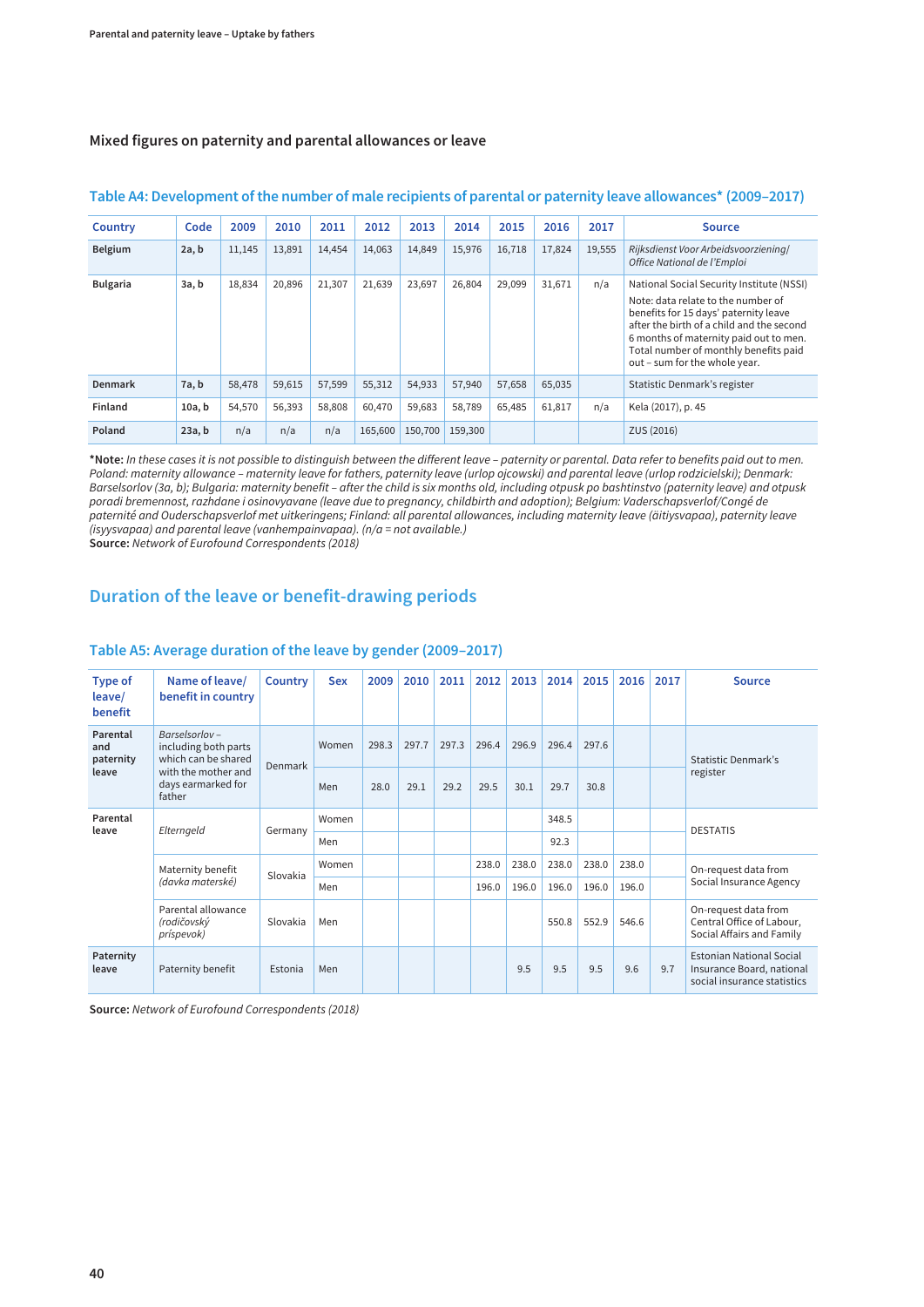### Mixed figures on paternity and parental allowances or leave

## Table A4: Development of the number of male recipients of parental or paternity leave allowances* (2009–2017)

| Country | Code | 2009 | 2010 | 2011 | 2012 | 2013 | 2014 | 2015 | 2016 | 2017 | Source |
|---|---|---|---|---|---|---|---|---|---|---|---|
| **Belgium** | **2a, b** | 11,145 | 13,891 | 14,454 | 14,063 | 14,849 | 15,976 | 16,718 | 17,824 | 19,555 | *Rijksdienst Voor Arbeidsvoorziening/ Office National de l'Emploi* |
| **Bulgaria** | **3a, b** | 18,834 | 20,896 | 21,307 | 21,639 | 23,697 | 26,804 | 29,099 | 31,671 | n/a | National Social Security Institute (NSSI) Note: data relate to the number of benefits for 15 days' paternity leave after the birth of a child and the second 6 months of maternity paid out to men. Total number of monthly benefits paid out – sum for the whole year. |
| **Denmark** | **7a, b** | 58,478 | 59,615 | 57,599 | 55,312 | 54,933 | 57,940 | 57,658 | 65,035 | | Statistic Denmark's register |
| **Finland** | **10a, b** | 54,570 | 56,393 | 58,808 | 60,470 | 59,683 | 58,789 | 65,485 | 61,817 | n/a | Kela (2017), p. 45 |
| **Poland** | **23a, b** | n/a | n/a | n/a | 165,600 | 150,700 | 159,300 | | | | ZUS (2016) |

**\*Note:** *In these cases it is not possible to distinguish between the different leave – paternity or parental. Data refer to benefits paid out to men. Poland: maternity allowance – maternity leave for fathers, paternity leave (urlop ojcowski) and parental leave (urlop rodzicielski); Denmark: Barselsorlov (3a, b); Bulgaria: maternity benefit – after the child is six months old, including otpusk po bashtinstvo (paternity leave) and otpusk poradi bremennost, razhdane i osinovyavane (leave due to pregnancy, childbirth and adoption); Belgium: Vaderschapsverlof/Congé de paternité and Ouderschapsverlof met uitkeringens; Finland: all parental allowances, including maternity leave (äitiysvapaa), paternity leave (isyysvapaa) and parental leave (vanhempainvapaa). (n/a = not available.)*
**Source:** *Network of Eurofound Correspondents (2018)*

## Duration of the leave or benefit-drawing periods

## Table A5: Average duration of the leave by gender (2009–2017)

| Type of leave/ benefit | Name of leave/ benefit in country | Country | Sex | 2009 | 2010 | 2011 | 2012 | 2013 | 2014 | 2015 | 2016 | 2017 | Source |
|---|---|---|---|---|---|---|---|---|---|---|---|---|---|
| **Parental and paternity leave** | *Barselsorlov* – including both parts which can be shared with the mother and days earmarked for father | Denmark | Women | 298.3 | 297.7 | 297.3 | 296.4 | 296.9 | 296.4 | 297.6 | | | Statistic Denmark's register |
| | | | Men | 28.0 | 29.1 | 29.2 | 29.5 | 30.1 | 29.7 | 30.8 | | | |
| **Parental leave** | *Elterngeld* | Germany | Women | | | | | | 348.5 | | | | DESTATIS |
| | | | Men | | | | | | 92.3 | | | | |
| | Maternity benefit *(davka materské)* | Slovakia | Women | | | | 238.0 | 238.0 | 238.0 | 238.0 | 238.0 | | On-request data from Social Insurance Agency |
| | | | Men | | | | 196.0 | 196.0 | 196.0 | 196.0 | 196.0 | | |
| | Parental allowance *(rodičovský príspevok)* | Slovakia | Men | | | | | | 550.8 | 552.9 | 546.6 | | On-request data from Central Office of Labour, Social Affairs and Family |
| **Paternity leave** | Paternity benefit | Estonia | Men | | | | | 9.5 | 9.5 | 9.5 | 9.6 | 9.7 | Estonian National Social Insurance Board, national social insurance statistics |

**Source:** *Network of Eurofound Correspondents (2018)*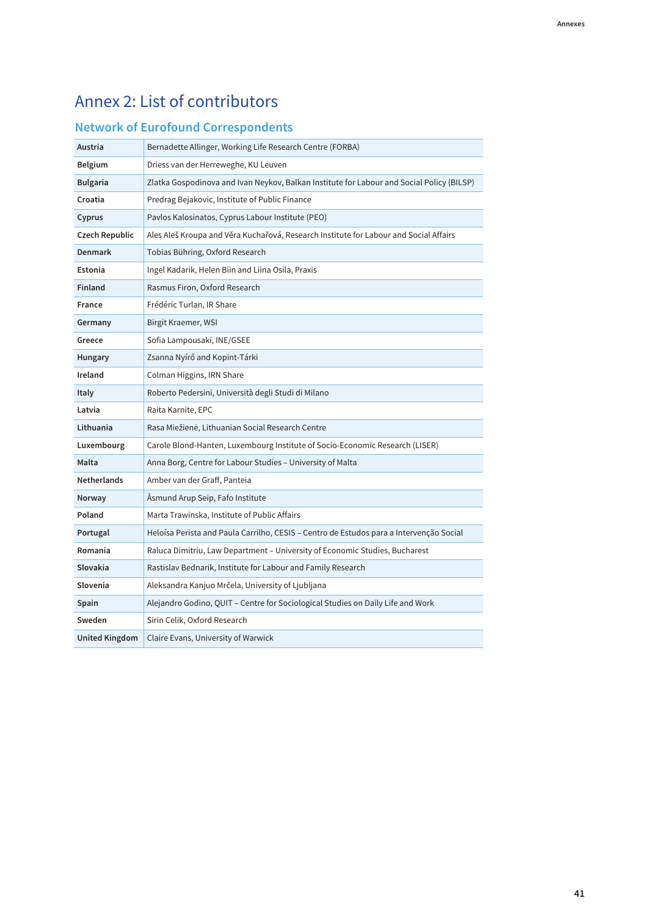# Annex 2: List of contributors

## Network of Eurofound Correspondents

| | |
|---|---|
| **Austria** | Bernadette Allinger, Working Life Research Centre (FORBA) |
| **Belgium** | Driess van der Herreweghe, KU Leuven |
| **Bulgaria** | Zlatka Gospodinova and Ivan Neykov, Balkan Institute for Labour and Social Policy (BILSP) |
| **Croatia** | Predrag Bejakovic, Institute of Public Finance |
| **Cyprus** | Pavlos Kalosinatos, Cyprus Labour Institute (PEO) |
| **Czech Republic** | Ales Aleš Kroupa and Věra Kuchařová, Research Institute for Labour and Social Affairs |
| **Denmark** | Tobias Bühring, Oxford Research |
| **Estonia** | Ingel Kadarik, Helen Biin and Liina Osila, Praxis |
| **Finland** | Rasmus Firon, Oxford Research |
| **France** | Frédéric Turlan, IR Share |
| **Germany** | Birgit Kraemer, WSI |
| **Greece** | Sofia Lampousaki, INE/GSEE |
| **Hungary** | Zsanna Nyírő and Kopint-Tárki |
| **Ireland** | Colman Higgins, IRN Share |
| **Italy** | Roberto Pedersini, Università degli Studi di Milano |
| **Latvia** | Raita Karnite, EPC |
| **Lithuania** | Rasa Miežienė, Lithuanian Social Research Centre |
| **Luxembourg** | Carole Blond-Hanten, Luxembourg Institute of Socio-Economic Research (LISER) |
| **Malta** | Anna Borg, Centre for Labour Studies – University of Malta |
| **Netherlands** | Amber van der Graff, Panteia |
| **Norway** | Åsmund Arup Seip, Fafo Institute |
| **Poland** | Marta Trawinska, Institute of Public Affairs |
| **Portugal** | Heloísa Perista and Paula Carrilho, CESIS – Centro de Estudos para a Intervenção Social |
| **Romania** | Raluca Dimitriu, Law Department – University of Economic Studies, Bucharest |
| **Slovakia** | Rastislav Bednarik, Institute for Labour and Family Research |
| **Slovenia** | Aleksandra Kanjuo Mrčela, University of Ljubljana |
| **Spain** | Alejandro Godino, QUIT – Centre for Sociological Studies on Daily Life and Work |
| **Sweden** | Sirin Celik, Oxford Research |
| **United Kingdom** | Claire Evans, University of Warwick |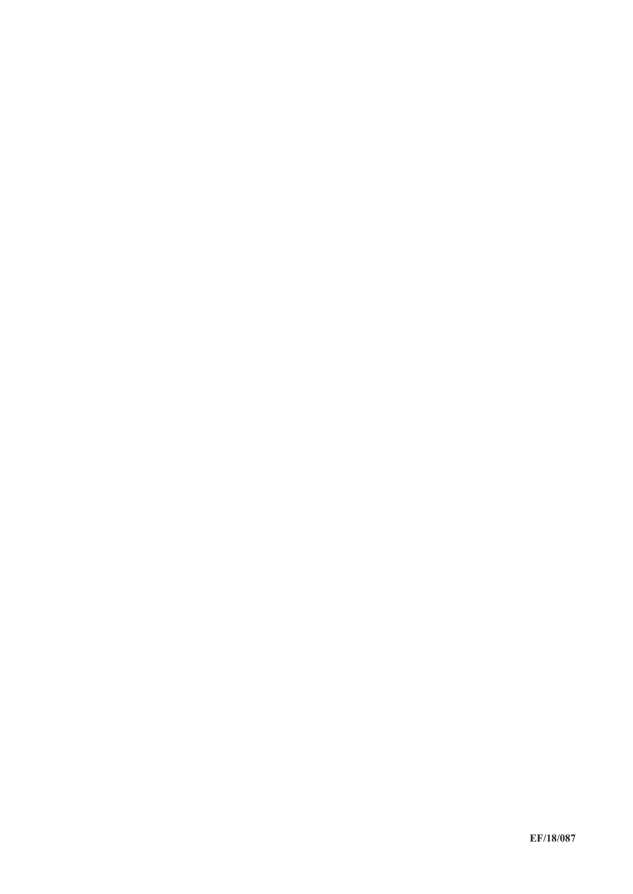EF/18/087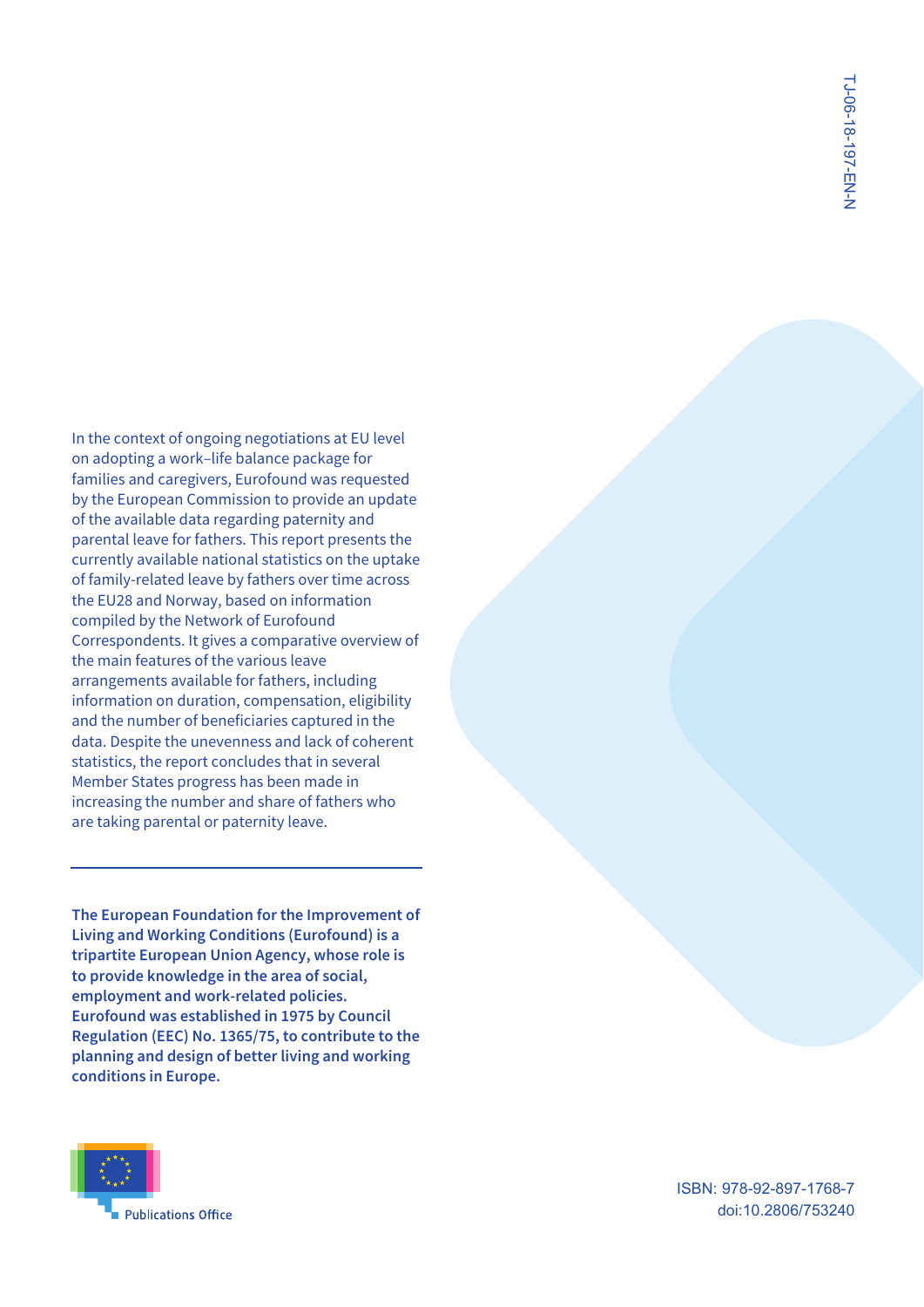TJ-06-18-197-EN-N

In the context of ongoing negotiations at EU level on adopting a work–life balance package for families and caregivers, Eurofound was requested by the European Commission to provide an update of the available data regarding paternity and parental leave for fathers. This report presents the currently available national statistics on the uptake of family-related leave by fathers over time across the EU28 and Norway, based on information compiled by the Network of Eurofound Correspondents. It gives a comparative overview of the main features of the various leave arrangements available for fathers, including information on duration, compensation, eligibility and the number of beneficiaries captured in the data. Despite the unevenness and lack of coherent statistics, the report concludes that in several Member States progress has been made in increasing the number and share of fathers who are taking parental or paternity leave.

---

**The European Foundation for the Improvement of Living and Working Conditions (Eurofound) is a tripartite European Union Agency, whose role is to provide knowledge in the area of social, employment and work-related policies. Eurofound was established in 1975 by Council Regulation (EEC) No. 1365/75, to contribute to the planning and design of better living and working conditions in Europe.**

Publications Office

ISBN: 978-92-897-1768-7
doi:10.2806/753240